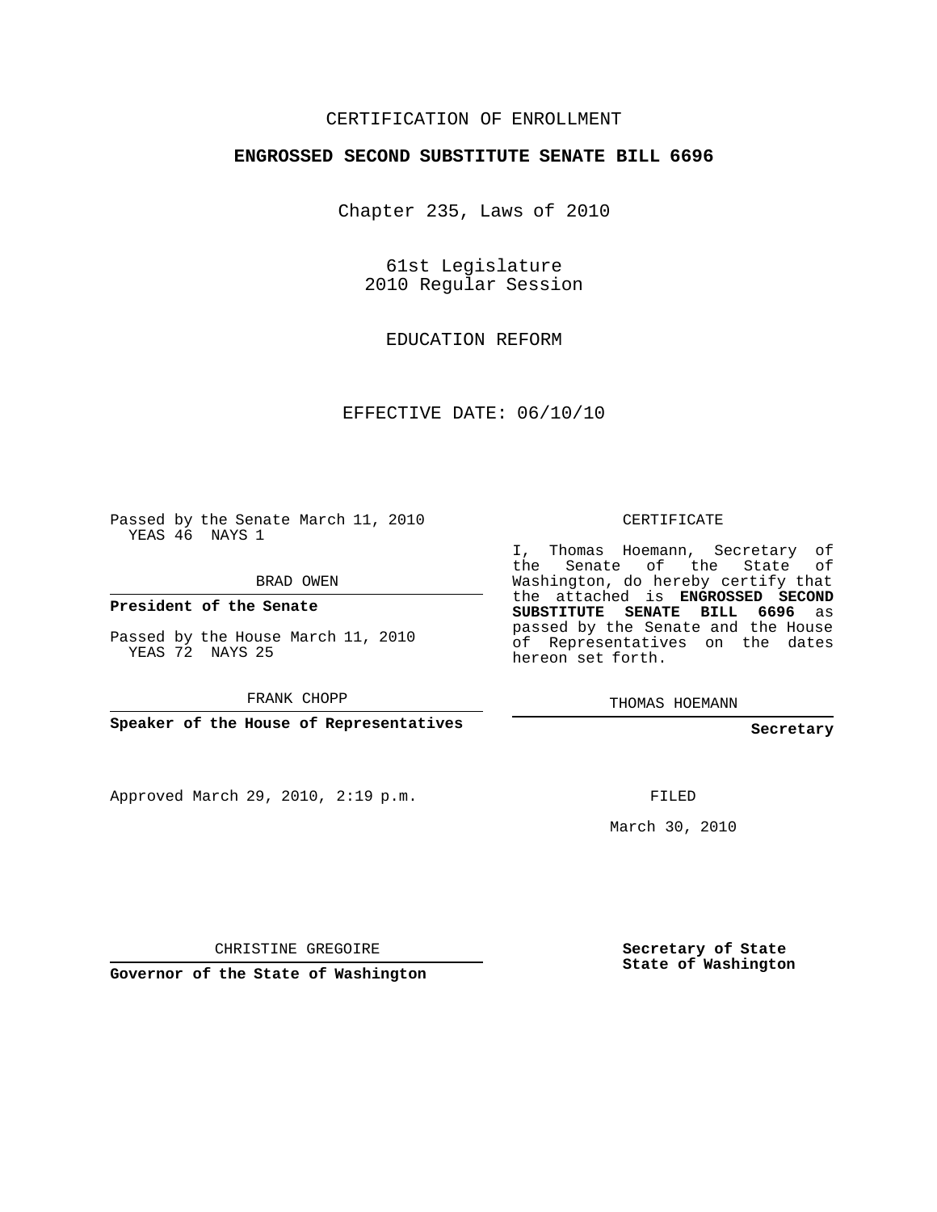CERTIFICATION OF ENROLLMENT

**ENGROSSED SECOND SUBSTITUTE SENATE BILL 6696**

Chapter 235, Laws of 2010

61st Legislature
2010 Regular Session

EDUCATION REFORM

EFFECTIVE DATE: 06/10/10

Passed by the Senate March 11, 2010
YEAS 46 NAYS 1

BRAD OWEN

**President of the Senate**

Passed by the House March 11, 2010
YEAS 72 NAYS 25

FRANK CHOPP

**Speaker of the House of Representatives**

CERTIFICATE

I, Thomas Hoemann, Secretary of the Senate of the State of Washington, do hereby certify that the attached is **ENGROSSED SECOND SUBSTITUTE SENATE BILL 6696** as passed by the Senate and the House of Representatives on the dates hereon set forth.

THOMAS HOEMANN

**Secretary**

Approved March 29, 2010, 2:19 p.m.

FILED

March 30, 2010

CHRISTINE GREGOIRE

**Governor of the State of Washington**

**Secretary of State**
**State of Washington**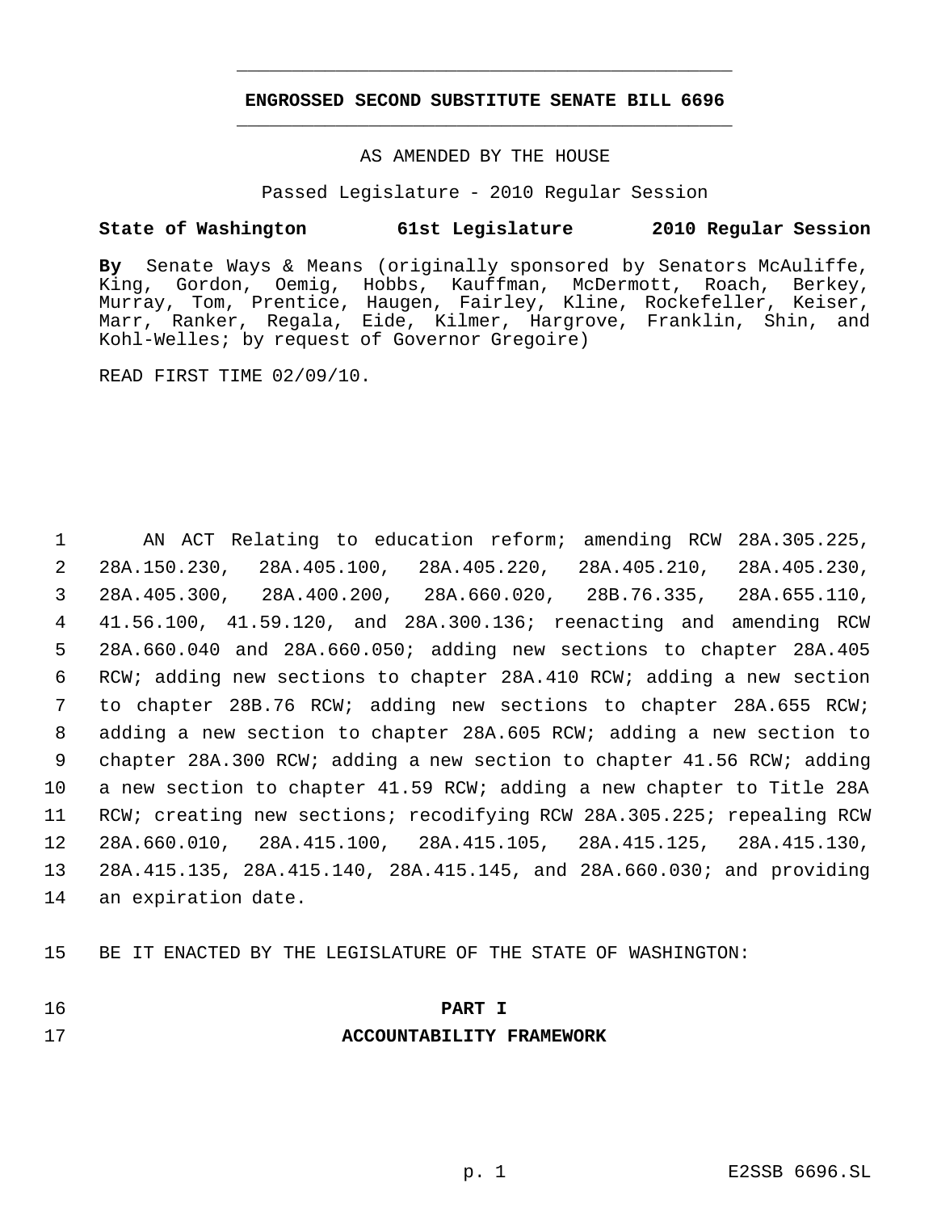**ENGROSSED SECOND SUBSTITUTE SENATE BILL 6696**

AS AMENDED BY THE HOUSE

Passed Legislature - 2010 Regular Session

**State of Washington 61st Legislature 2010 Regular Session**

**By** Senate Ways & Means (originally sponsored by Senators McAuliffe, King, Gordon, Oemig, Hobbs, Kauffman, McDermott, Roach, Berkey, Murray, Tom, Prentice, Haugen, Fairley, Kline, Rockefeller, Keiser, Marr, Ranker, Regala, Eide, Kilmer, Hargrove, Franklin, Shin, and Kohl-Welles; by request of Governor Gregoire)

READ FIRST TIME 02/09/10.

AN ACT Relating to education reform; amending RCW 28A.305.225, 28A.150.230, 28A.405.100, 28A.405.220, 28A.405.210, 28A.405.230, 28A.405.300, 28A.400.200, 28A.660.020, 28B.76.335, 28A.655.110, 41.56.100, 41.59.120, and 28A.300.136; reenacting and amending RCW 28A.660.040 and 28A.660.050; adding new sections to chapter 28A.405 RCW; adding new sections to chapter 28A.410 RCW; adding a new section to chapter 28B.76 RCW; adding new sections to chapter 28A.655 RCW; adding a new section to chapter 28A.605 RCW; adding a new section to chapter 28A.300 RCW; adding a new section to chapter 41.56 RCW; adding a new section to chapter 41.59 RCW; adding a new chapter to Title 28A RCW; creating new sections; recodifying RCW 28A.305.225; repealing RCW 28A.660.010, 28A.415.100, 28A.415.105, 28A.415.125, 28A.415.130, 28A.415.135, 28A.415.140, 28A.415.145, and 28A.660.030; and providing an expiration date.

BE IT ENACTED BY THE LEGISLATURE OF THE STATE OF WASHINGTON:

## PART I
## ACCOUNTABILITY FRAMEWORK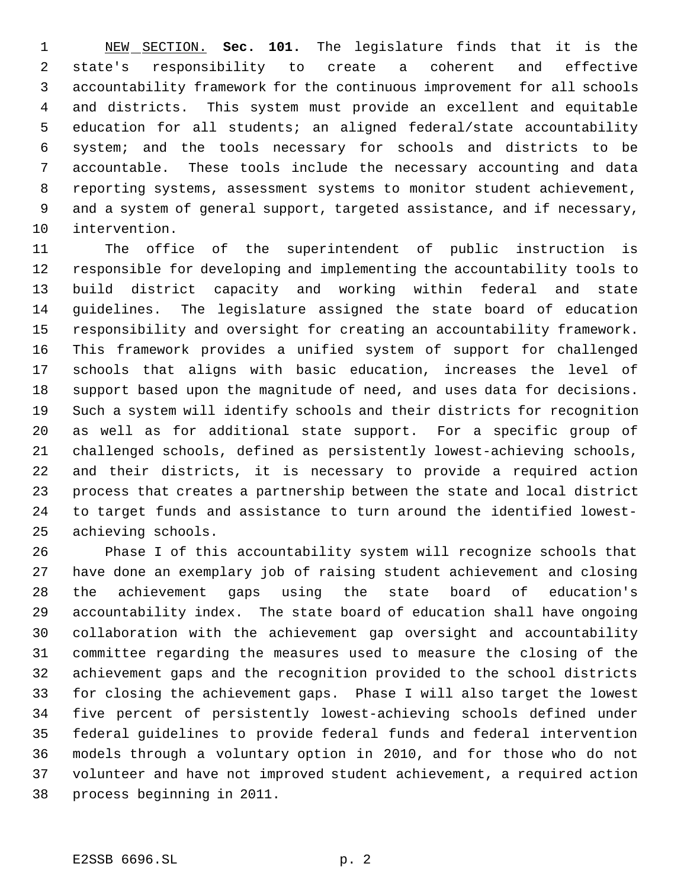NEW SECTION. **Sec. 101.** The legislature finds that it is the state's responsibility to create a coherent and effective accountability framework for the continuous improvement for all schools and districts. This system must provide an excellent and equitable education for all students; an aligned federal/state accountability system; and the tools necessary for schools and districts to be accountable. These tools include the necessary accounting and data reporting systems, assessment systems to monitor student achievement, and a system of general support, targeted assistance, and if necessary, intervention.

The office of the superintendent of public instruction is responsible for developing and implementing the accountability tools to build district capacity and working within federal and state guidelines. The legislature assigned the state board of education responsibility and oversight for creating an accountability framework. This framework provides a unified system of support for challenged schools that aligns with basic education, increases the level of support based upon the magnitude of need, and uses data for decisions. Such a system will identify schools and their districts for recognition as well as for additional state support. For a specific group of challenged schools, defined as persistently lowest-achieving schools, and their districts, it is necessary to provide a required action process that creates a partnership between the state and local district to target funds and assistance to turn around the identified lowest-achieving schools.

Phase I of this accountability system will recognize schools that have done an exemplary job of raising student achievement and closing the achievement gaps using the state board of education's accountability index. The state board of education shall have ongoing collaboration with the achievement gap oversight and accountability committee regarding the measures used to measure the closing of the achievement gaps and the recognition provided to the school districts for closing the achievement gaps. Phase I will also target the lowest five percent of persistently lowest-achieving schools defined under federal guidelines to provide federal funds and federal intervention models through a voluntary option in 2010, and for those who do not volunteer and have not improved student achievement, a required action process beginning in 2011.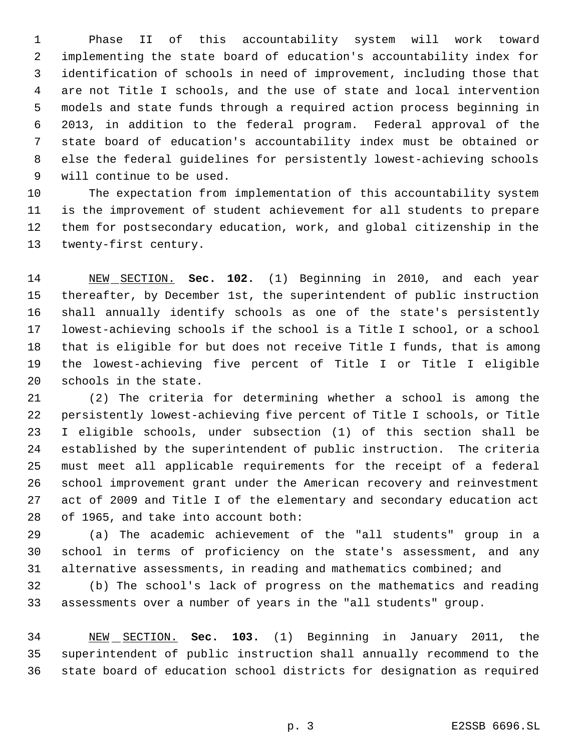Phase II of this accountability system will work toward implementing the state board of education's accountability index for identification of schools in need of improvement, including those that are not Title I schools, and the use of state and local intervention models and state funds through a required action process beginning in 2013, in addition to the federal program. Federal approval of the state board of education's accountability index must be obtained or else the federal guidelines for persistently lowest-achieving schools will continue to be used.

The expectation from implementation of this accountability system is the improvement of student achievement for all students to prepare them for postsecondary education, work, and global citizenship in the twenty-first century.

NEW SECTION. **Sec. 102.** (1) Beginning in 2010, and each year thereafter, by December 1st, the superintendent of public instruction shall annually identify schools as one of the state's persistently lowest-achieving schools if the school is a Title I school, or a school that is eligible for but does not receive Title I funds, that is among the lowest-achieving five percent of Title I or Title I eligible schools in the state.

(2) The criteria for determining whether a school is among the persistently lowest-achieving five percent of Title I schools, or Title I eligible schools, under subsection (1) of this section shall be established by the superintendent of public instruction. The criteria must meet all applicable requirements for the receipt of a federal school improvement grant under the American recovery and reinvestment act of 2009 and Title I of the elementary and secondary education act of 1965, and take into account both:

(a) The academic achievement of the "all students" group in a school in terms of proficiency on the state's assessment, and any alternative assessments, in reading and mathematics combined; and

(b) The school's lack of progress on the mathematics and reading assessments over a number of years in the "all students" group.

NEW SECTION. **Sec. 103.** (1) Beginning in January 2011, the superintendent of public instruction shall annually recommend to the state board of education school districts for designation as required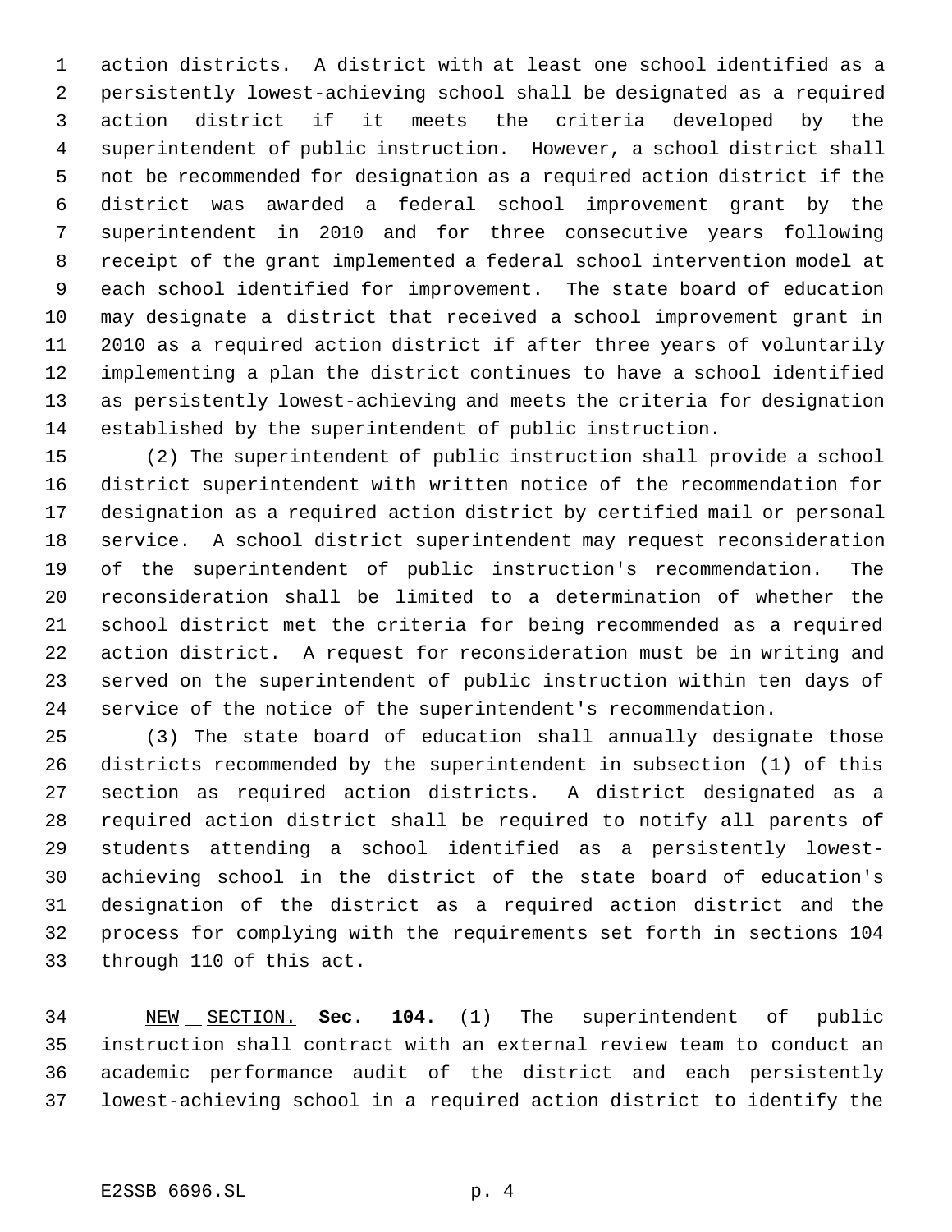action districts. A district with at least one school identified as a persistently lowest-achieving school shall be designated as a required action district if it meets the criteria developed by the superintendent of public instruction. However, a school district shall not be recommended for designation as a required action district if the district was awarded a federal school improvement grant by the superintendent in 2010 and for three consecutive years following receipt of the grant implemented a federal school intervention model at each school identified for improvement. The state board of education may designate a district that received a school improvement grant in 2010 as a required action district if after three years of voluntarily implementing a plan the district continues to have a school identified as persistently lowest-achieving and meets the criteria for designation established by the superintendent of public instruction.

(2) The superintendent of public instruction shall provide a school district superintendent with written notice of the recommendation for designation as a required action district by certified mail or personal service. A school district superintendent may request reconsideration of the superintendent of public instruction's recommendation. The reconsideration shall be limited to a determination of whether the school district met the criteria for being recommended as a required action district. A request for reconsideration must be in writing and served on the superintendent of public instruction within ten days of service of the notice of the superintendent's recommendation.

(3) The state board of education shall annually designate those districts recommended by the superintendent in subsection (1) of this section as required action districts. A district designated as a required action district shall be required to notify all parents of students attending a school identified as a persistently lowest-achieving school in the district of the state board of education's designation of the district as a required action district and the process for complying with the requirements set forth in sections 104 through 110 of this act.

NEW SECTION. **Sec. 104.** (1) The superintendent of public instruction shall contract with an external review team to conduct an academic performance audit of the district and each persistently lowest-achieving school in a required action district to identify the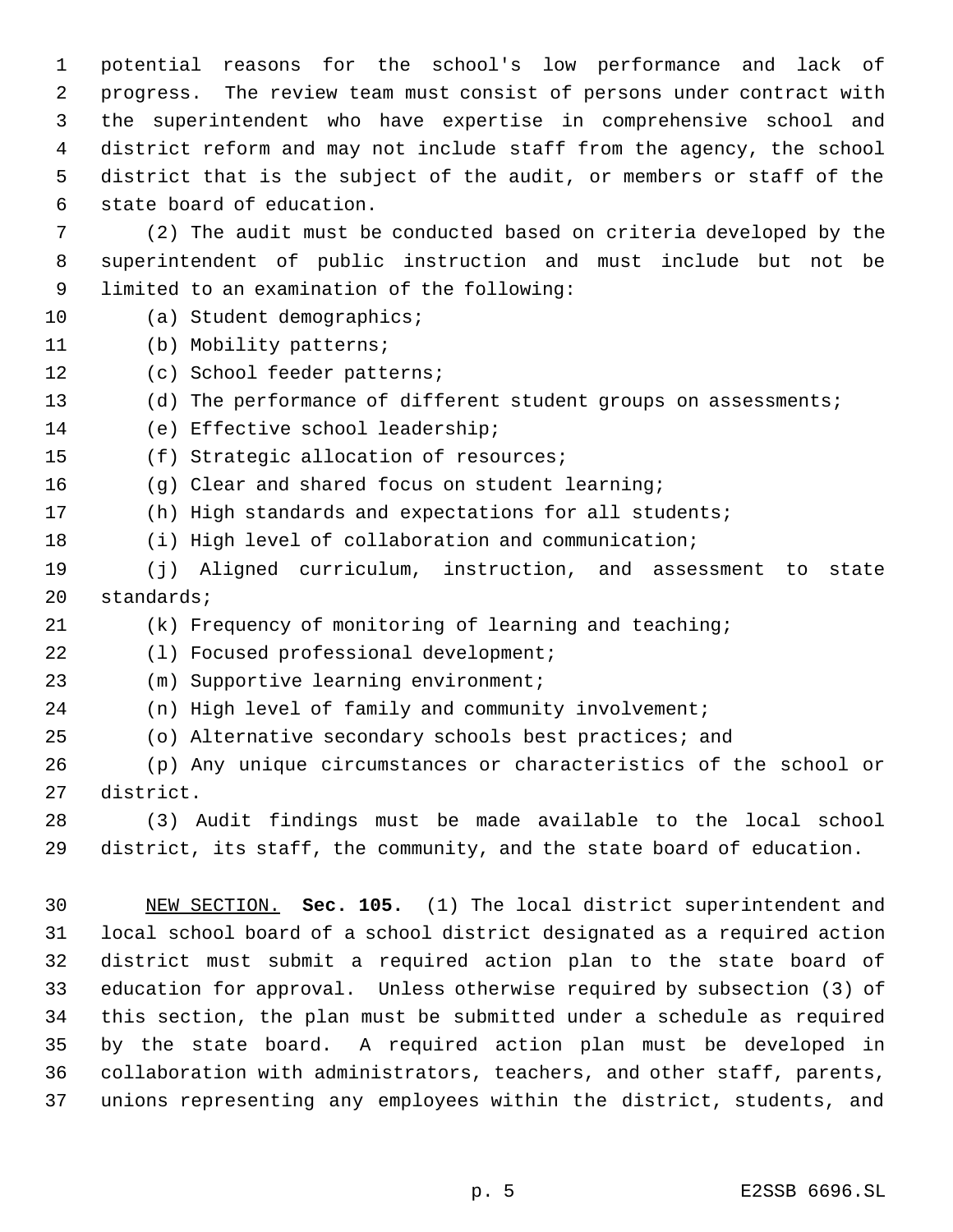potential reasons for the school's low performance and lack of progress. The review team must consist of persons under contract with the superintendent who have expertise in comprehensive school and district reform and may not include staff from the agency, the school district that is the subject of the audit, or members or staff of the state board of education.

(2) The audit must be conducted based on criteria developed by the superintendent of public instruction and must include but not be limited to an examination of the following:

(a) Student demographics;

(b) Mobility patterns;

(c) School feeder patterns;

(d) The performance of different student groups on assessments;

(e) Effective school leadership;

(f) Strategic allocation of resources;

(g) Clear and shared focus on student learning;

(h) High standards and expectations for all students;

(i) High level of collaboration and communication;

(j) Aligned curriculum, instruction, and assessment to state standards;

(k) Frequency of monitoring of learning and teaching;

(l) Focused professional development;

(m) Supportive learning environment;

(n) High level of family and community involvement;

(o) Alternative secondary schools best practices; and

(p) Any unique circumstances or characteristics of the school or district.

(3) Audit findings must be made available to the local school district, its staff, the community, and the state board of education.

NEW SECTION. **Sec. 105.** (1) The local district superintendent and local school board of a school district designated as a required action district must submit a required action plan to the state board of education for approval. Unless otherwise required by subsection (3) of this section, the plan must be submitted under a schedule as required by the state board. A required action plan must be developed in collaboration with administrators, teachers, and other staff, parents, unions representing any employees within the district, students, and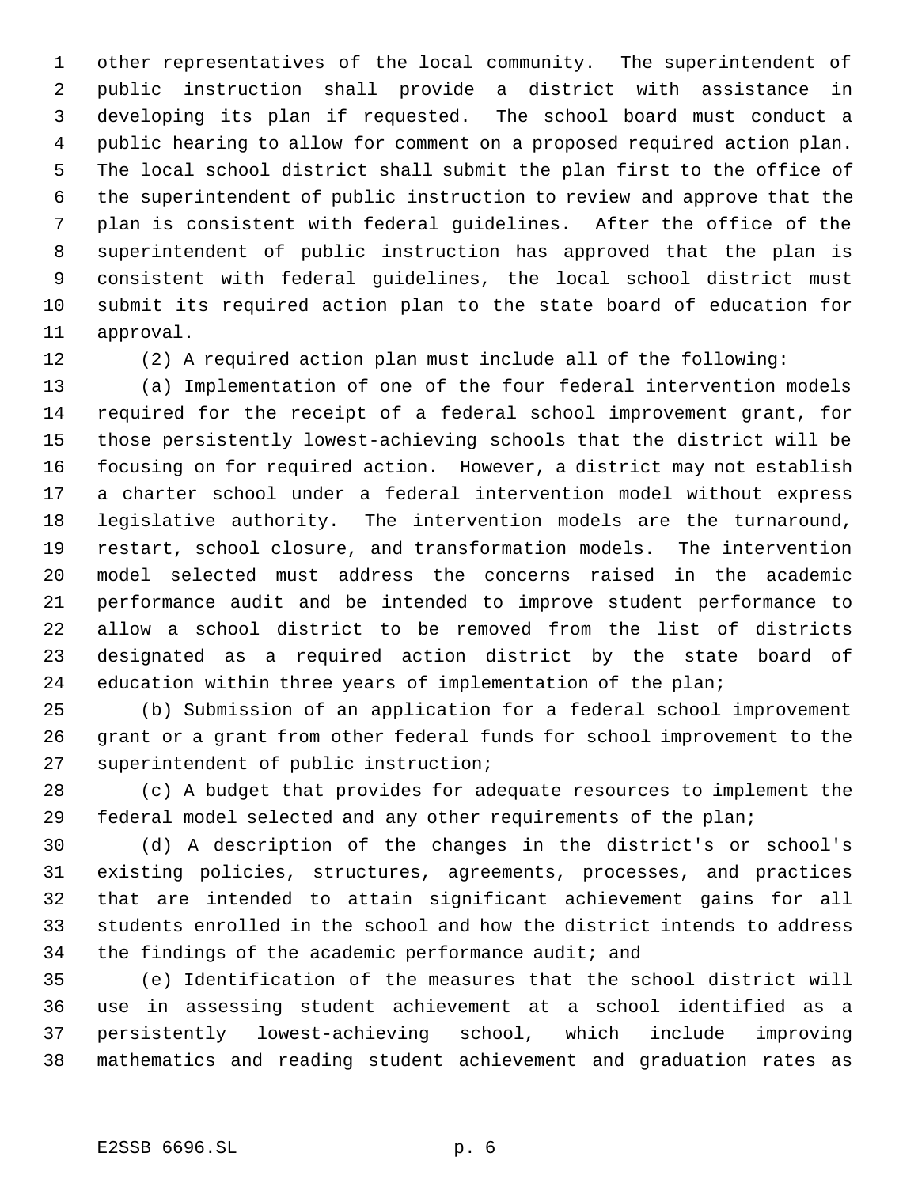other representatives of the local community. The superintendent of public instruction shall provide a district with assistance in developing its plan if requested. The school board must conduct a public hearing to allow for comment on a proposed required action plan. The local school district shall submit the plan first to the office of the superintendent of public instruction to review and approve that the plan is consistent with federal guidelines. After the office of the superintendent of public instruction has approved that the plan is consistent with federal guidelines, the local school district must submit its required action plan to the state board of education for approval.

(2) A required action plan must include all of the following:

(a) Implementation of one of the four federal intervention models required for the receipt of a federal school improvement grant, for those persistently lowest-achieving schools that the district will be focusing on for required action. However, a district may not establish a charter school under a federal intervention model without express legislative authority. The intervention models are the turnaround, restart, school closure, and transformation models. The intervention model selected must address the concerns raised in the academic performance audit and be intended to improve student performance to allow a school district to be removed from the list of districts designated as a required action district by the state board of education within three years of implementation of the plan;

(b) Submission of an application for a federal school improvement grant or a grant from other federal funds for school improvement to the superintendent of public instruction;

(c) A budget that provides for adequate resources to implement the federal model selected and any other requirements of the plan;

(d) A description of the changes in the district's or school's existing policies, structures, agreements, processes, and practices that are intended to attain significant achievement gains for all students enrolled in the school and how the district intends to address the findings of the academic performance audit; and

(e) Identification of the measures that the school district will use in assessing student achievement at a school identified as a persistently lowest-achieving school, which include improving mathematics and reading student achievement and graduation rates as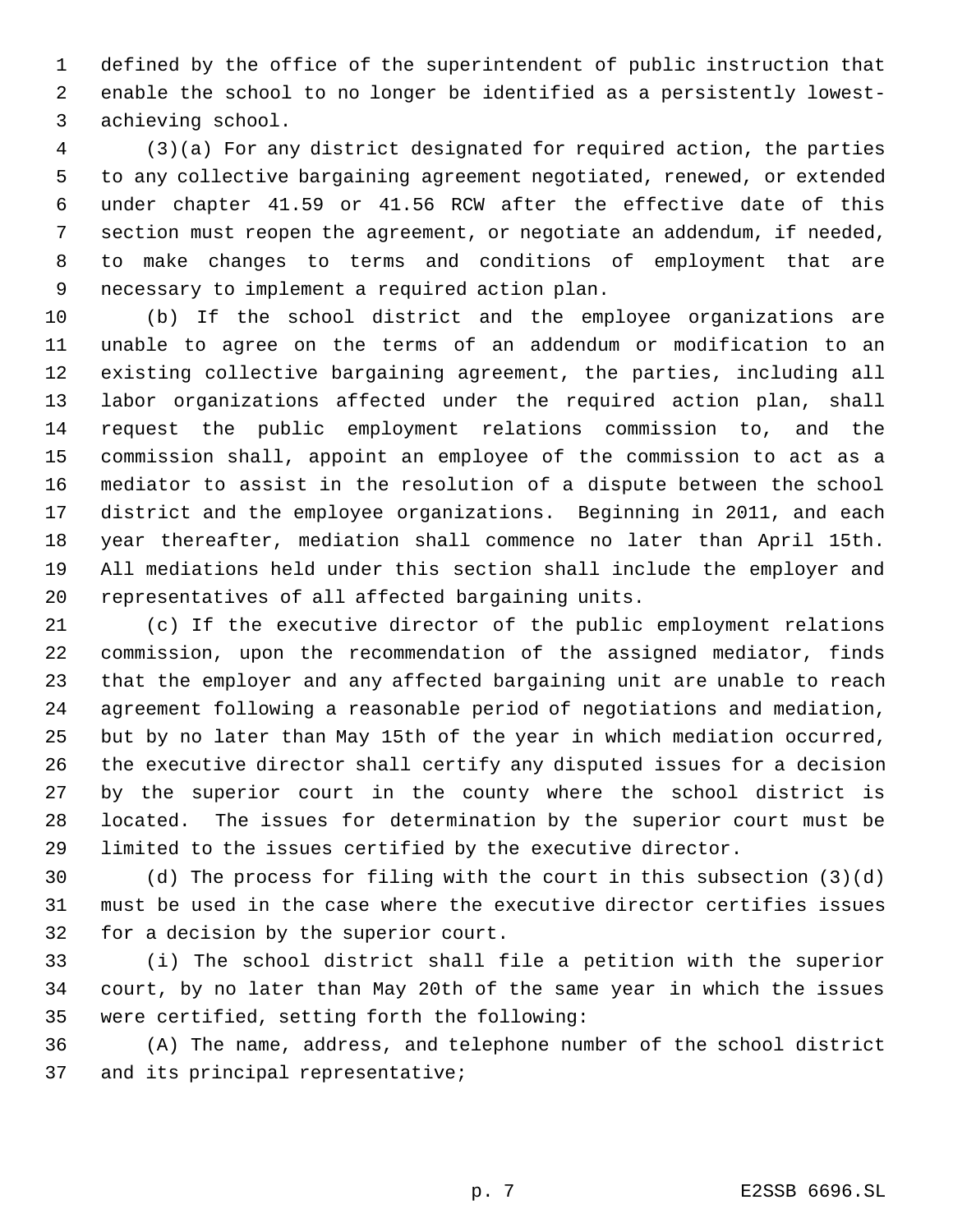defined by the office of the superintendent of public instruction that enable the school to no longer be identified as a persistently lowest-achieving school.

(3)(a) For any district designated for required action, the parties to any collective bargaining agreement negotiated, renewed, or extended under chapter 41.59 or 41.56 RCW after the effective date of this section must reopen the agreement, or negotiate an addendum, if needed, to make changes to terms and conditions of employment that are necessary to implement a required action plan.

(b) If the school district and the employee organizations are unable to agree on the terms of an addendum or modification to an existing collective bargaining agreement, the parties, including all labor organizations affected under the required action plan, shall request the public employment relations commission to, and the commission shall, appoint an employee of the commission to act as a mediator to assist in the resolution of a dispute between the school district and the employee organizations. Beginning in 2011, and each year thereafter, mediation shall commence no later than April 15th. All mediations held under this section shall include the employer and representatives of all affected bargaining units.

(c) If the executive director of the public employment relations commission, upon the recommendation of the assigned mediator, finds that the employer and any affected bargaining unit are unable to reach agreement following a reasonable period of negotiations and mediation, but by no later than May 15th of the year in which mediation occurred, the executive director shall certify any disputed issues for a decision by the superior court in the county where the school district is located. The issues for determination by the superior court must be limited to the issues certified by the executive director.

(d) The process for filing with the court in this subsection (3)(d) must be used in the case where the executive director certifies issues for a decision by the superior court.

(i) The school district shall file a petition with the superior court, by no later than May 20th of the same year in which the issues were certified, setting forth the following:

(A) The name, address, and telephone number of the school district and its principal representative;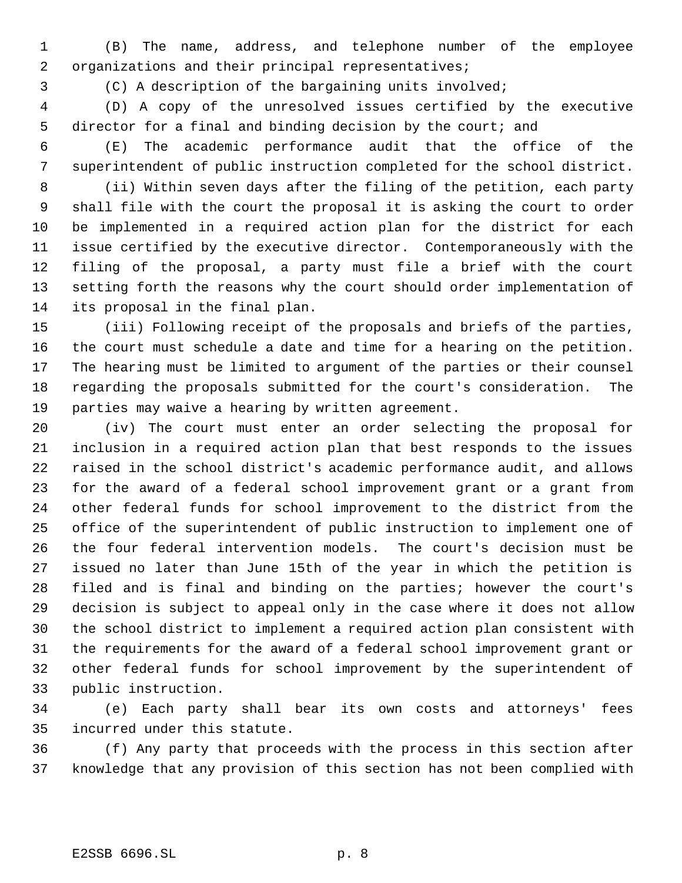(B) The name, address, and telephone number of the employee organizations and their principal representatives;

(C) A description of the bargaining units involved;

(D) A copy of the unresolved issues certified by the executive director for a final and binding decision by the court; and

(E) The academic performance audit that the office of the superintendent of public instruction completed for the school district.

(ii) Within seven days after the filing of the petition, each party shall file with the court the proposal it is asking the court to order be implemented in a required action plan for the district for each issue certified by the executive director. Contemporaneously with the filing of the proposal, a party must file a brief with the court setting forth the reasons why the court should order implementation of its proposal in the final plan.

(iii) Following receipt of the proposals and briefs of the parties, the court must schedule a date and time for a hearing on the petition. The hearing must be limited to argument of the parties or their counsel regarding the proposals submitted for the court's consideration. The parties may waive a hearing by written agreement.

(iv) The court must enter an order selecting the proposal for inclusion in a required action plan that best responds to the issues raised in the school district's academic performance audit, and allows for the award of a federal school improvement grant or a grant from other federal funds for school improvement to the district from the office of the superintendent of public instruction to implement one of the four federal intervention models. The court's decision must be issued no later than June 15th of the year in which the petition is filed and is final and binding on the parties; however the court's decision is subject to appeal only in the case where it does not allow the school district to implement a required action plan consistent with the requirements for the award of a federal school improvement grant or other federal funds for school improvement by the superintendent of public instruction.

(e) Each party shall bear its own costs and attorneys' fees incurred under this statute.

(f) Any party that proceeds with the process in this section after knowledge that any provision of this section has not been complied with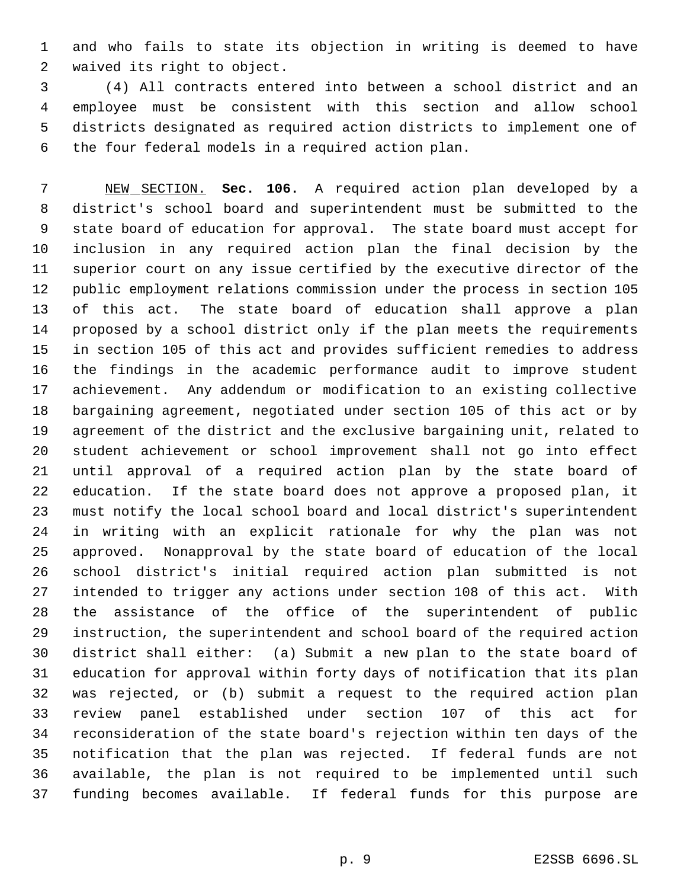and who fails to state its objection in writing is deemed to have waived its right to object.

(4) All contracts entered into between a school district and an employee must be consistent with this section and allow school districts designated as required action districts to implement one of the four federal models in a required action plan.

NEW SECTION. **Sec. 106.** A required action plan developed by a district's school board and superintendent must be submitted to the state board of education for approval. The state board must accept for inclusion in any required action plan the final decision by the superior court on any issue certified by the executive director of the public employment relations commission under the process in section 105 of this act. The state board of education shall approve a plan proposed by a school district only if the plan meets the requirements in section 105 of this act and provides sufficient remedies to address the findings in the academic performance audit to improve student achievement. Any addendum or modification to an existing collective bargaining agreement, negotiated under section 105 of this act or by agreement of the district and the exclusive bargaining unit, related to student achievement or school improvement shall not go into effect until approval of a required action plan by the state board of education. If the state board does not approve a proposed plan, it must notify the local school board and local district's superintendent in writing with an explicit rationale for why the plan was not approved. Nonapproval by the state board of education of the local school district's initial required action plan submitted is not intended to trigger any actions under section 108 of this act. With the assistance of the office of the superintendent of public instruction, the superintendent and school board of the required action district shall either: (a) Submit a new plan to the state board of education for approval within forty days of notification that its plan was rejected, or (b) submit a request to the required action plan review panel established under section 107 of this act for reconsideration of the state board's rejection within ten days of the notification that the plan was rejected. If federal funds are not available, the plan is not required to be implemented until such funding becomes available. If federal funds for this purpose are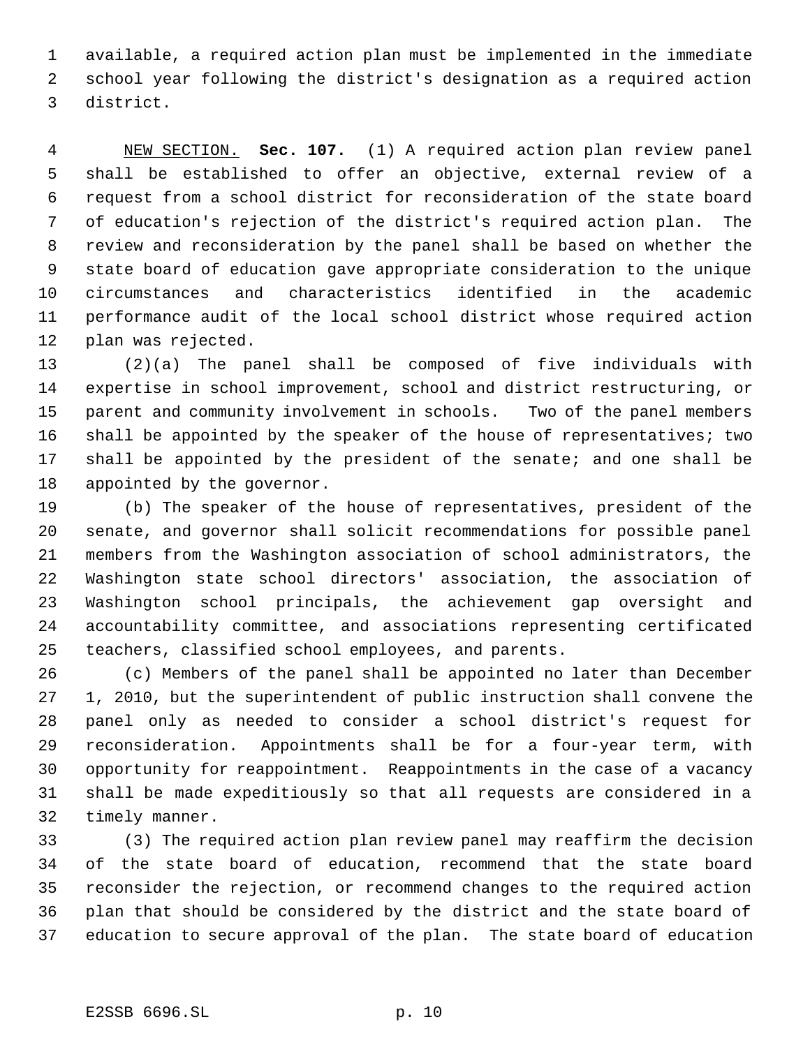available, a required action plan must be implemented in the immediate school year following the district's designation as a required action district.

NEW SECTION. **Sec. 107.** (1) A required action plan review panel shall be established to offer an objective, external review of a request from a school district for reconsideration of the state board of education's rejection of the district's required action plan. The review and reconsideration by the panel shall be based on whether the state board of education gave appropriate consideration to the unique circumstances and characteristics identified in the academic performance audit of the local school district whose required action plan was rejected.

(2)(a) The panel shall be composed of five individuals with expertise in school improvement, school and district restructuring, or parent and community involvement in schools. Two of the panel members shall be appointed by the speaker of the house of representatives; two shall be appointed by the president of the senate; and one shall be appointed by the governor.

(b) The speaker of the house of representatives, president of the senate, and governor shall solicit recommendations for possible panel members from the Washington association of school administrators, the Washington state school directors' association, the association of Washington school principals, the achievement gap oversight and accountability committee, and associations representing certificated teachers, classified school employees, and parents.

(c) Members of the panel shall be appointed no later than December 1, 2010, but the superintendent of public instruction shall convene the panel only as needed to consider a school district's request for reconsideration. Appointments shall be for a four-year term, with opportunity for reappointment. Reappointments in the case of a vacancy shall be made expeditiously so that all requests are considered in a timely manner.

(3) The required action plan review panel may reaffirm the decision of the state board of education, recommend that the state board reconsider the rejection, or recommend changes to the required action plan that should be considered by the district and the state board of education to secure approval of the plan. The state board of education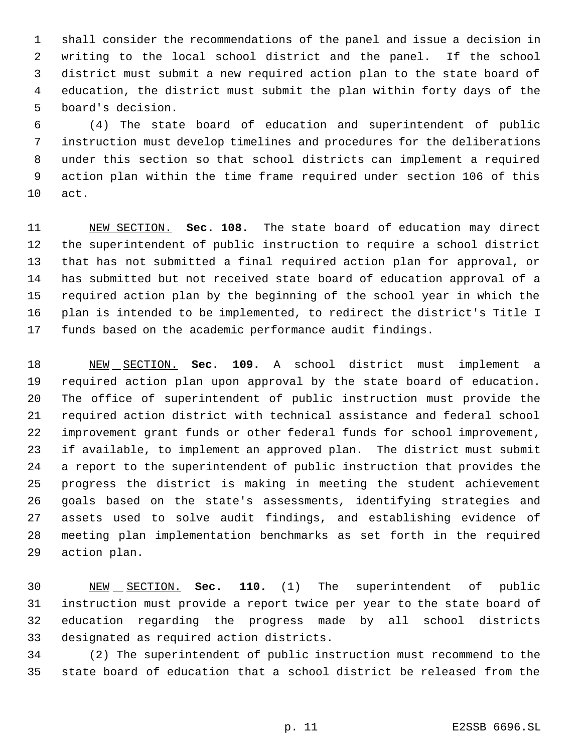shall consider the recommendations of the panel and issue a decision in writing to the local school district and the panel. If the school district must submit a new required action plan to the state board of education, the district must submit the plan within forty days of the board's decision.

(4) The state board of education and superintendent of public instruction must develop timelines and procedures for the deliberations under this section so that school districts can implement a required action plan within the time frame required under section 106 of this act.

NEW SECTION. **Sec. 108.** The state board of education may direct the superintendent of public instruction to require a school district that has not submitted a final required action plan for approval, or has submitted but not received state board of education approval of a required action plan by the beginning of the school year in which the plan is intended to be implemented, to redirect the district's Title I funds based on the academic performance audit findings.

NEW SECTION. **Sec. 109.** A school district must implement a required action plan upon approval by the state board of education. The office of superintendent of public instruction must provide the required action district with technical assistance and federal school improvement grant funds or other federal funds for school improvement, if available, to implement an approved plan. The district must submit a report to the superintendent of public instruction that provides the progress the district is making in meeting the student achievement goals based on the state's assessments, identifying strategies and assets used to solve audit findings, and establishing evidence of meeting plan implementation benchmarks as set forth in the required action plan.

NEW SECTION. **Sec. 110.** (1) The superintendent of public instruction must provide a report twice per year to the state board of education regarding the progress made by all school districts designated as required action districts.

(2) The superintendent of public instruction must recommend to the state board of education that a school district be released from the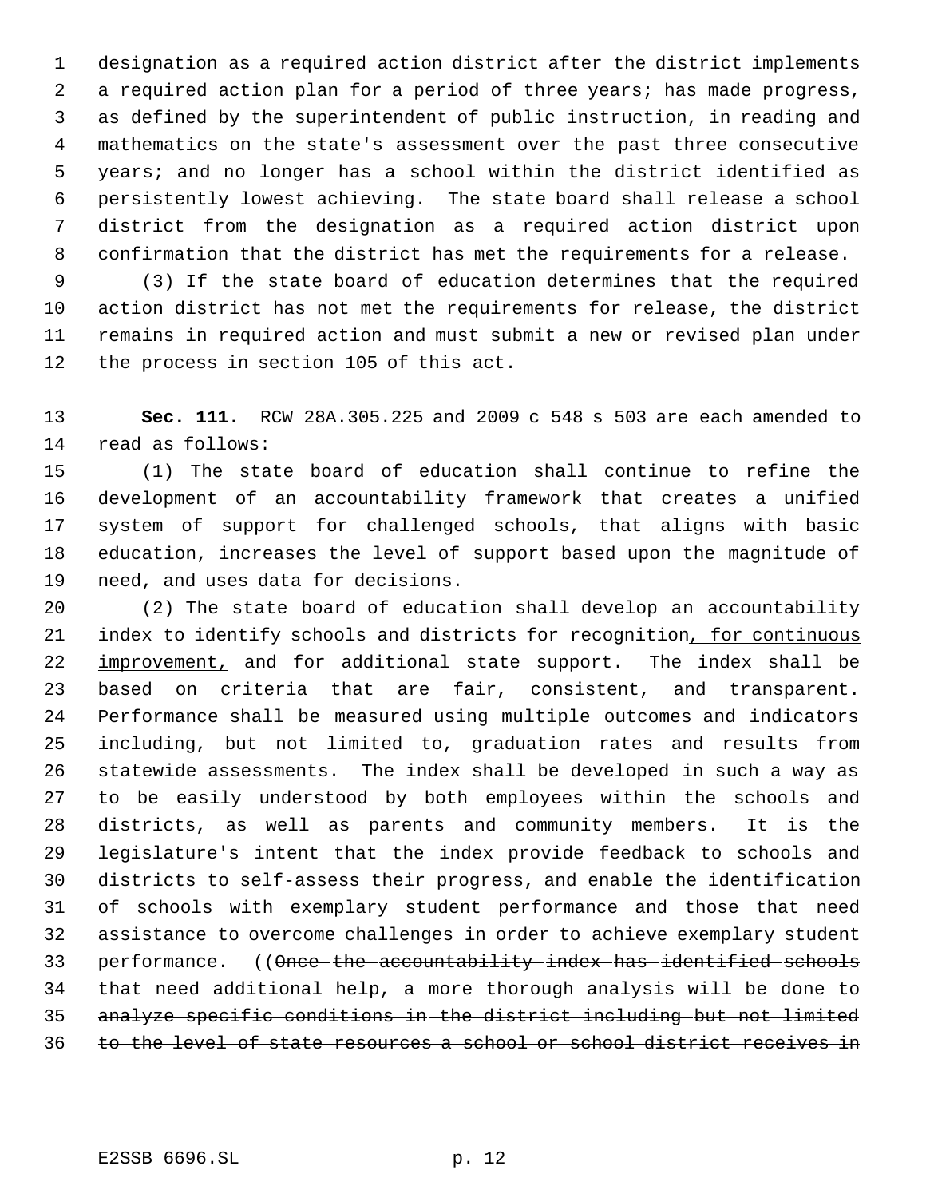designation as a required action district after the district implements a required action plan for a period of three years; has made progress, as defined by the superintendent of public instruction, in reading and mathematics on the state's assessment over the past three consecutive years; and no longer has a school within the district identified as persistently lowest achieving. The state board shall release a school district from the designation as a required action district upon confirmation that the district has met the requirements for a release.

(3) If the state board of education determines that the required action district has not met the requirements for release, the district remains in required action and must submit a new or revised plan under the process in section 105 of this act.

**Sec. 111.** RCW 28A.305.225 and 2009 c 548 s 503 are each amended to read as follows:

(1) The state board of education shall continue to refine the development of an accountability framework that creates a unified system of support for challenged schools, that aligns with basic education, increases the level of support based upon the magnitude of need, and uses data for decisions.

(2) The state board of education shall develop an accountability index to identify schools and districts for recognition<u>, for continuous improvement,</u> and for additional state support. The index shall be based on criteria that are fair, consistent, and transparent. Performance shall be measured using multiple outcomes and indicators including, but not limited to, graduation rates and results from statewide assessments. The index shall be developed in such a way as to be easily understood by both employees within the schools and districts, as well as parents and community members. It is the legislature's intent that the index provide feedback to schools and districts to self-assess their progress, and enable the identification of schools with exemplary student performance and those that need assistance to overcome challenges in order to achieve exemplary student performance. ((~~Once the accountability index has identified schools that need additional help, a more thorough analysis will be done to analyze specific conditions in the district including but not limited to the level of state resources a school or school district receives in~~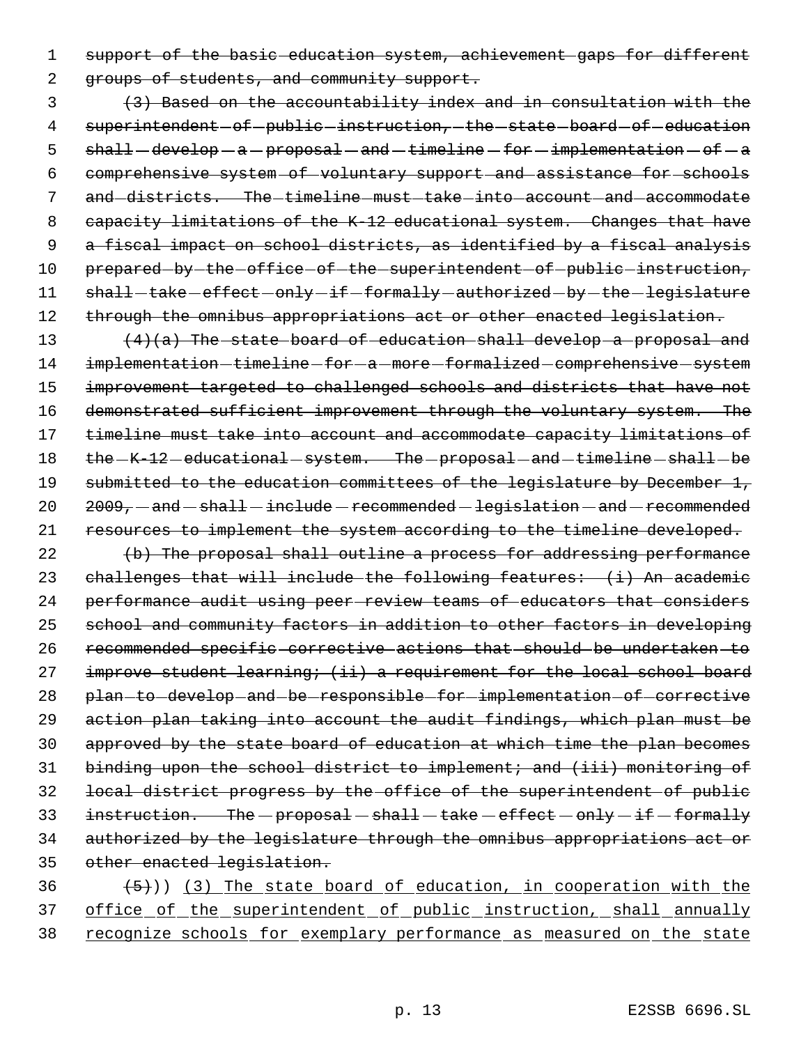~~support of the basic education system, achievement gaps for different groups of students, and community support.~~

~~(3) Based on the accountability index and in consultation with the superintendent of public instruction, the state board of education shall develop a proposal and timeline for implementation of a comprehensive system of voluntary support and assistance for schools and districts. The timeline must take into account and accommodate capacity limitations of the K-12 educational system. Changes that have a fiscal impact on school districts, as identified by a fiscal analysis prepared by the office of the superintendent of public instruction, shall take effect only if formally authorized by the legislature through the omnibus appropriations act or other enacted legislation.~~

~~(4)(a) The state board of education shall develop a proposal and implementation timeline for a more formalized comprehensive system improvement targeted to challenged schools and districts that have not demonstrated sufficient improvement through the voluntary system. The timeline must take into account and accommodate capacity limitations of the K-12 educational system. The proposal and timeline shall be submitted to the education committees of the legislature by December 1, 2009, and shall include recommended legislation and recommended resources to implement the system according to the timeline developed.~~

~~(b) The proposal shall outline a process for addressing performance challenges that will include the following features: (i) An academic performance audit using peer review teams of educators that considers school and community factors in addition to other factors in developing recommended specific corrective actions that should be undertaken to improve student learning; (ii) a requirement for the local school board plan to develop and be responsible for implementation of corrective action plan taking into account the audit findings, which plan must be approved by the state board of education at which time the plan becomes binding upon the school district to implement; and (iii) monitoring of local district progress by the office of the superintendent of public instruction. The proposal shall take effect only if formally authorized by the legislature through the omnibus appropriations act or other enacted legislation.~~

~~(5)~~)) <u>(3) The state board of education, in cooperation with the office of the superintendent of public instruction, shall annually recognize schools for exemplary performance as measured on the state</u>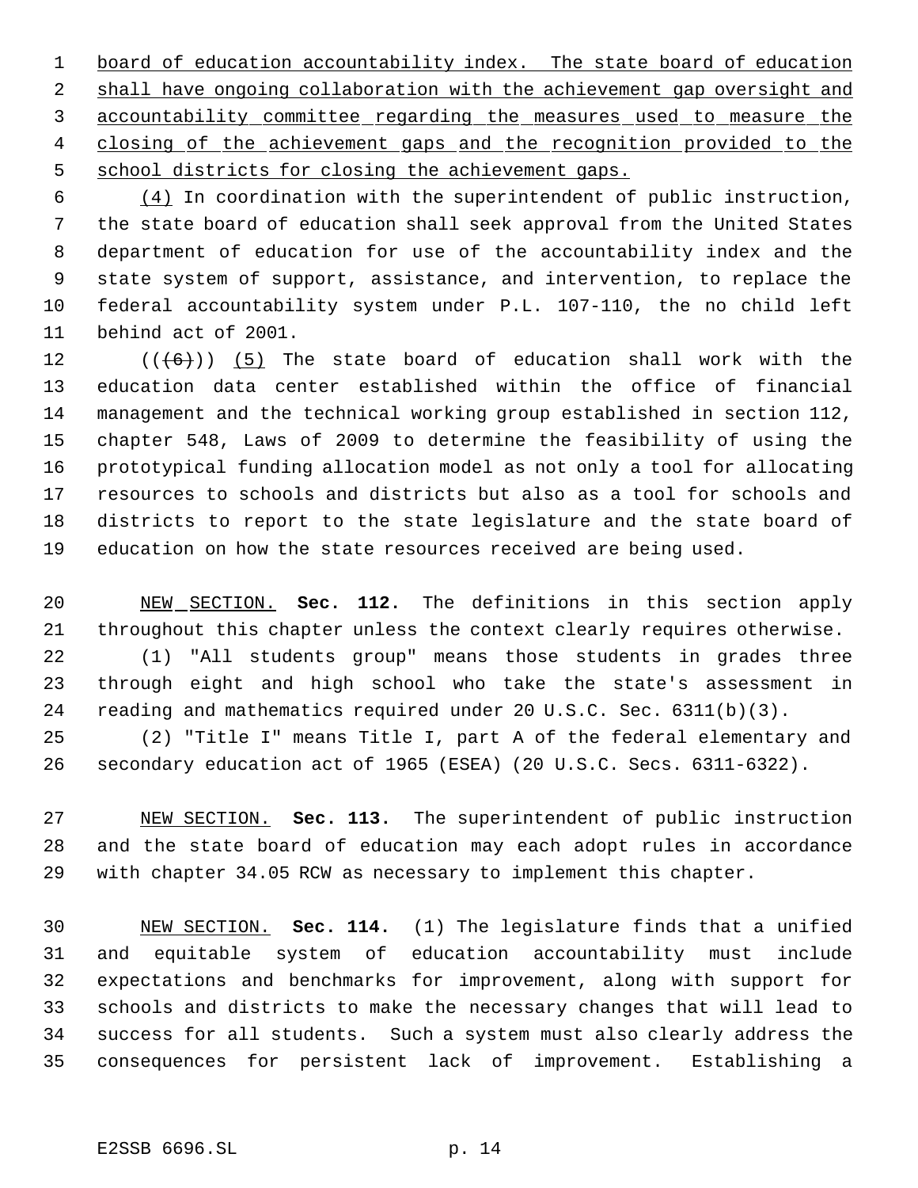board of education accountability index. The state board of education shall have ongoing collaboration with the achievement gap oversight and accountability committee regarding the measures used to measure the closing of the achievement gaps and the recognition provided to the school districts for closing the achievement gaps.

(4) In coordination with the superintendent of public instruction, the state board of education shall seek approval from the United States department of education for use of the accountability index and the state system of support, assistance, and intervention, to replace the federal accountability system under P.L. 107-110, the no child left behind act of 2001.

~~((6))~~ (5) The state board of education shall work with the education data center established within the office of financial management and the technical working group established in section 112, chapter 548, Laws of 2009 to determine the feasibility of using the prototypical funding allocation model as not only a tool for allocating resources to schools and districts but also as a tool for schools and districts to report to the state legislature and the state board of education on how the state resources received are being used.

NEW SECTION. **Sec. 112.** The definitions in this section apply throughout this chapter unless the context clearly requires otherwise.

(1) "All students group" means those students in grades three through eight and high school who take the state's assessment in reading and mathematics required under 20 U.S.C. Sec. 6311(b)(3).

(2) "Title I" means Title I, part A of the federal elementary and secondary education act of 1965 (ESEA) (20 U.S.C. Secs. 6311-6322).

NEW SECTION. **Sec. 113.** The superintendent of public instruction and the state board of education may each adopt rules in accordance with chapter 34.05 RCW as necessary to implement this chapter.

NEW SECTION. **Sec. 114.** (1) The legislature finds that a unified and equitable system of education accountability must include expectations and benchmarks for improvement, along with support for schools and districts to make the necessary changes that will lead to success for all students. Such a system must also clearly address the consequences for persistent lack of improvement. Establishing a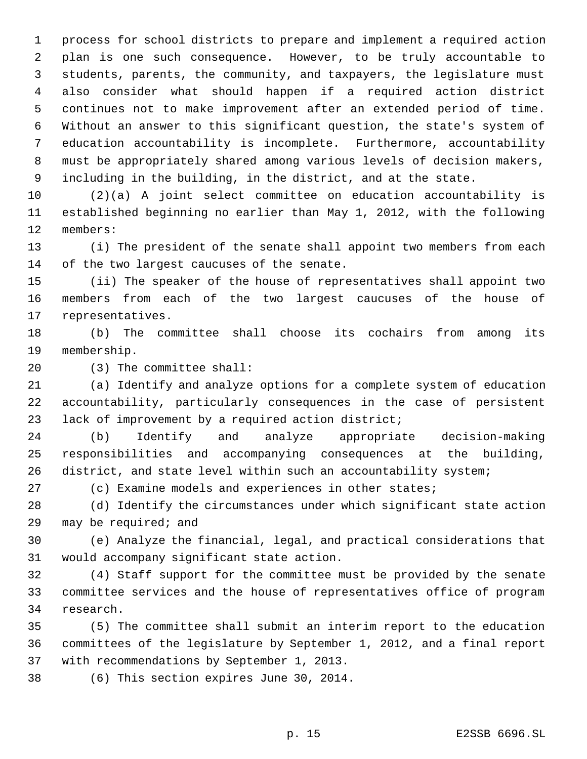process for school districts to prepare and implement a required action plan is one such consequence. However, to be truly accountable to students, parents, the community, and taxpayers, the legislature must also consider what should happen if a required action district continues not to make improvement after an extended period of time. Without an answer to this significant question, the state's system of education accountability is incomplete. Furthermore, accountability must be appropriately shared among various levels of decision makers, including in the building, in the district, and at the state.

(2)(a) A joint select committee on education accountability is established beginning no earlier than May 1, 2012, with the following members:

(i) The president of the senate shall appoint two members from each of the two largest caucuses of the senate.

(ii) The speaker of the house of representatives shall appoint two members from each of the two largest caucuses of the house of representatives.

(b) The committee shall choose its cochairs from among its membership.

(3) The committee shall:

(a) Identify and analyze options for a complete system of education accountability, particularly consequences in the case of persistent lack of improvement by a required action district;

(b) Identify and analyze appropriate decision-making responsibilities and accompanying consequences at the building, district, and state level within such an accountability system;

(c) Examine models and experiences in other states;

(d) Identify the circumstances under which significant state action may be required; and

(e) Analyze the financial, legal, and practical considerations that would accompany significant state action.

(4) Staff support for the committee must be provided by the senate committee services and the house of representatives office of program research.

(5) The committee shall submit an interim report to the education committees of the legislature by September 1, 2012, and a final report with recommendations by September 1, 2013.

(6) This section expires June 30, 2014.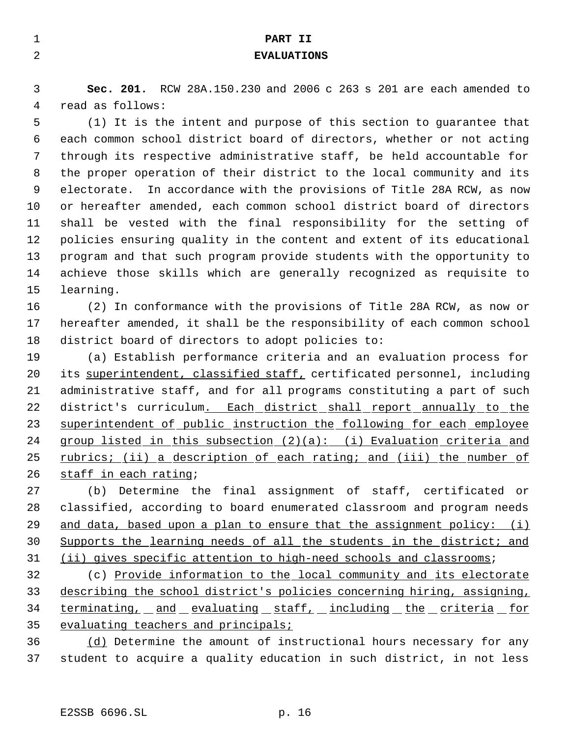## PART II
## EVALUATIONS

**Sec. 201.** RCW 28A.150.230 and 2006 c 263 s 201 are each amended to read as follows:

(1) It is the intent and purpose of this section to guarantee that each common school district board of directors, whether or not acting through its respective administrative staff, be held accountable for the proper operation of their district to the local community and its electorate. In accordance with the provisions of Title 28A RCW, as now or hereafter amended, each common school district board of directors shall be vested with the final responsibility for the setting of policies ensuring quality in the content and extent of its educational program and that such program provide students with the opportunity to achieve those skills which are generally recognized as requisite to learning.

(2) In conformance with the provisions of Title 28A RCW, as now or hereafter amended, it shall be the responsibility of each common school district board of directors to adopt policies to:

(a) Establish performance criteria and an evaluation process for its superintendent, classified staff, certificated personnel, including administrative staff, and for all programs constituting a part of such district's curriculum. Each district shall report annually to the superintendent of public instruction the following for each employee group listed in this subsection (2)(a): (i) Evaluation criteria and rubrics; (ii) a description of each rating; and (iii) the number of staff in each rating;

(b) Determine the final assignment of staff, certificated or classified, according to board enumerated classroom and program needs and data, based upon a plan to ensure that the assignment policy: (i) Supports the learning needs of all the students in the district; and (ii) gives specific attention to high-need schools and classrooms;

(c) Provide information to the local community and its electorate describing the school district's policies concerning hiring, assigning, terminating, and evaluating staff, including the criteria for evaluating teachers and principals;

(d) Determine the amount of instructional hours necessary for any student to acquire a quality education in such district, in not less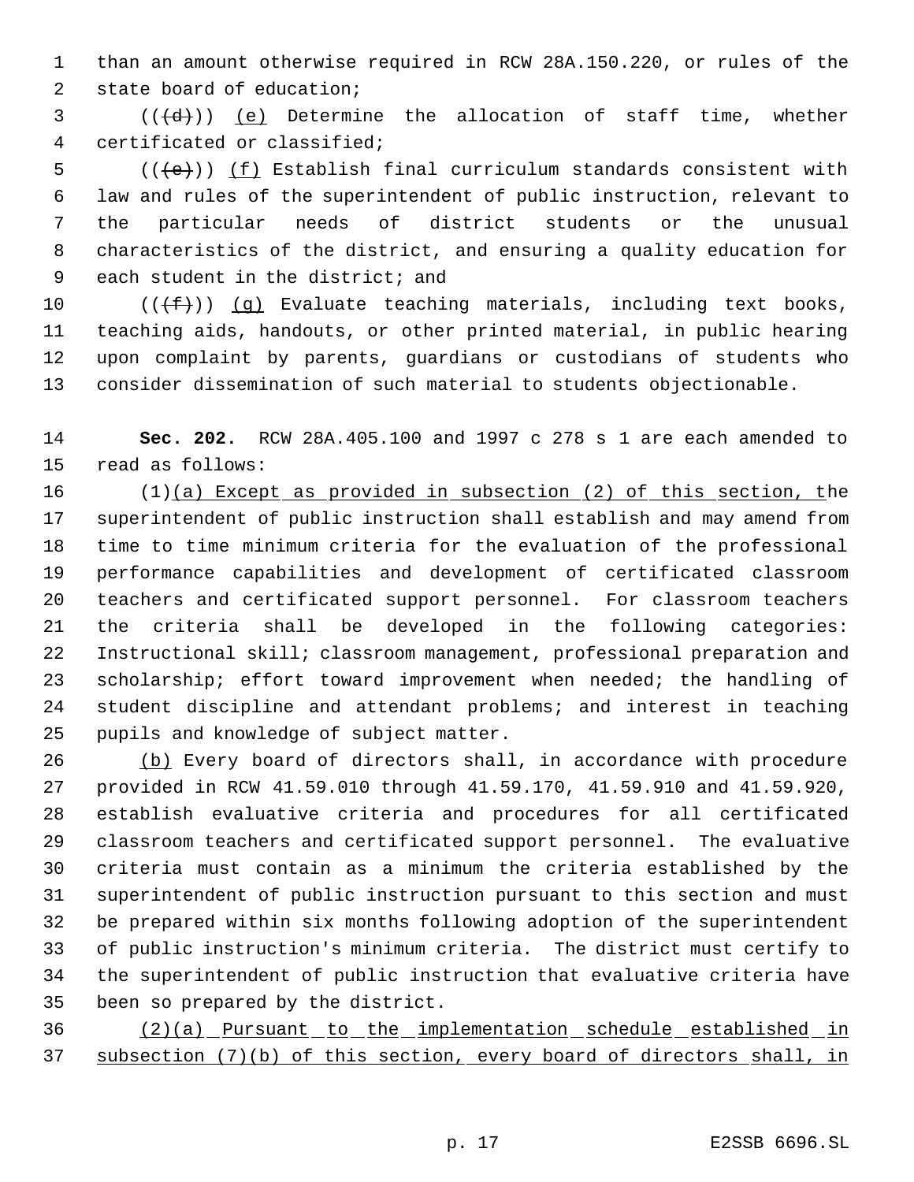than an amount otherwise required in RCW 28A.150.220, or rules of the state board of education;

(((d))) (e) Determine the allocation of staff time, whether certificated or classified;

(((e))) (f) Establish final curriculum standards consistent with law and rules of the superintendent of public instruction, relevant to the particular needs of district students or the unusual characteristics of the district, and ensuring a quality education for each student in the district; and

(((f))) (g) Evaluate teaching materials, including text books, teaching aids, handouts, or other printed material, in public hearing upon complaint by parents, guardians or custodians of students who consider dissemination of such material to students objectionable.

**Sec. 202.** RCW 28A.405.100 and 1997 c 278 s 1 are each amended to read as follows:

(1)(a) Except as provided in subsection (2) of this section, the superintendent of public instruction shall establish and may amend from time to time minimum criteria for the evaluation of the professional performance capabilities and development of certificated classroom teachers and certificated support personnel. For classroom teachers the criteria shall be developed in the following categories: Instructional skill; classroom management, professional preparation and scholarship; effort toward improvement when needed; the handling of student discipline and attendant problems; and interest in teaching pupils and knowledge of subject matter.

(b) Every board of directors shall, in accordance with procedure provided in RCW 41.59.010 through 41.59.170, 41.59.910 and 41.59.920, establish evaluative criteria and procedures for all certificated classroom teachers and certificated support personnel. The evaluative criteria must contain as a minimum the criteria established by the superintendent of public instruction pursuant to this section and must be prepared within six months following adoption of the superintendent of public instruction's minimum criteria. The district must certify to the superintendent of public instruction that evaluative criteria have been so prepared by the district.

(2)(a) Pursuant to the implementation schedule established in subsection (7)(b) of this section, every board of directors shall, in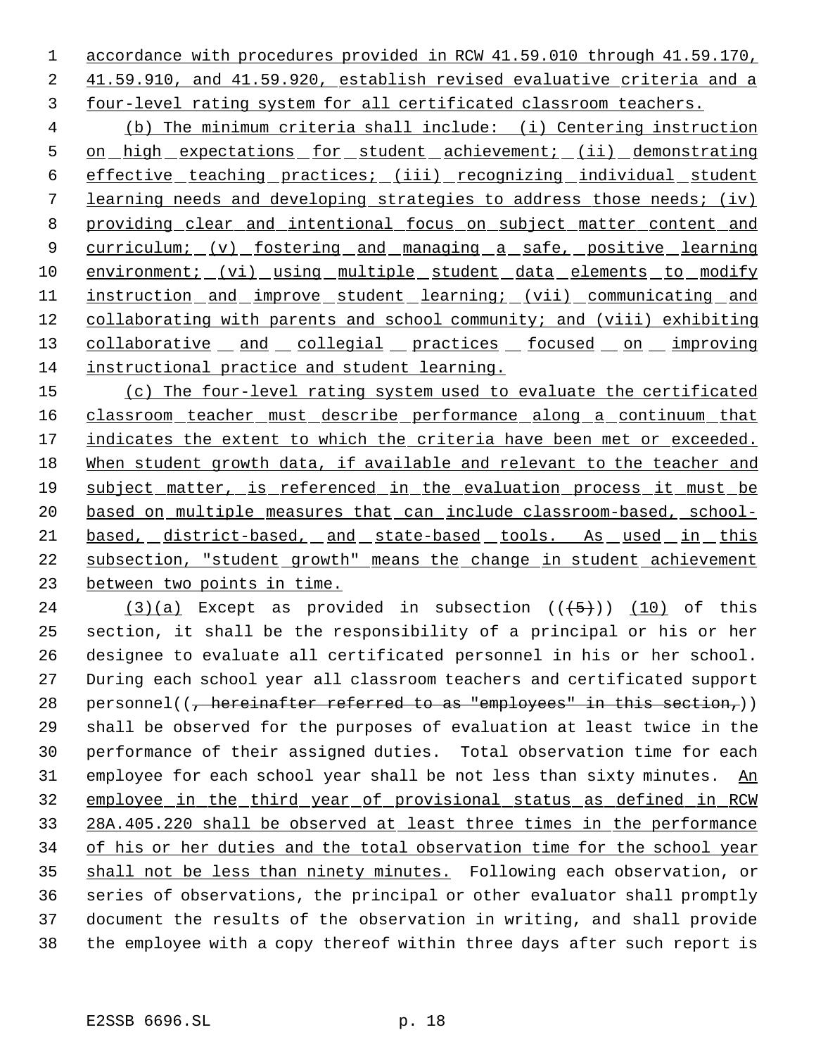accordance with procedures provided in RCW 41.59.010 through 41.59.170, 41.59.910, and 41.59.920, establish revised evaluative criteria and a four-level rating system for all certificated classroom teachers.

(b) The minimum criteria shall include: (i) Centering instruction on high expectations for student achievement; (ii) demonstrating effective teaching practices; (iii) recognizing individual student learning needs and developing strategies to address those needs; (iv) providing clear and intentional focus on subject matter content and curriculum; (v) fostering and managing a safe, positive learning environment; (vi) using multiple student data elements to modify instruction and improve student learning; (vii) communicating and collaborating with parents and school community; and (viii) exhibiting collaborative and collegial practices focused on improving instructional practice and student learning.

(c) The four-level rating system used to evaluate the certificated classroom teacher must describe performance along a continuum that indicates the extent to which the criteria have been met or exceeded. When student growth data, if available and relevant to the teacher and subject matter, is referenced in the evaluation process it must be based on multiple measures that can include classroom-based, school-based, district-based, and state-based tools. As used in this subsection, "student growth" means the change in student achievement between two points in time.

(3)(a) Except as provided in subsection ((~~(5)~~)) (10) of this section, it shall be the responsibility of a principal or his or her designee to evaluate all certificated personnel in his or her school. During each school year all classroom teachers and certificated support personnel((~~, hereinafter referred to as "employees" in this section,~~)) shall be observed for the purposes of evaluation at least twice in the performance of their assigned duties. Total observation time for each employee for each school year shall be not less than sixty minutes. An employee in the third year of provisional status as defined in RCW 28A.405.220 shall be observed at least three times in the performance of his or her duties and the total observation time for the school year shall not be less than ninety minutes. Following each observation, or series of observations, the principal or other evaluator shall promptly document the results of the observation in writing, and shall provide the employee with a copy thereof within three days after such report is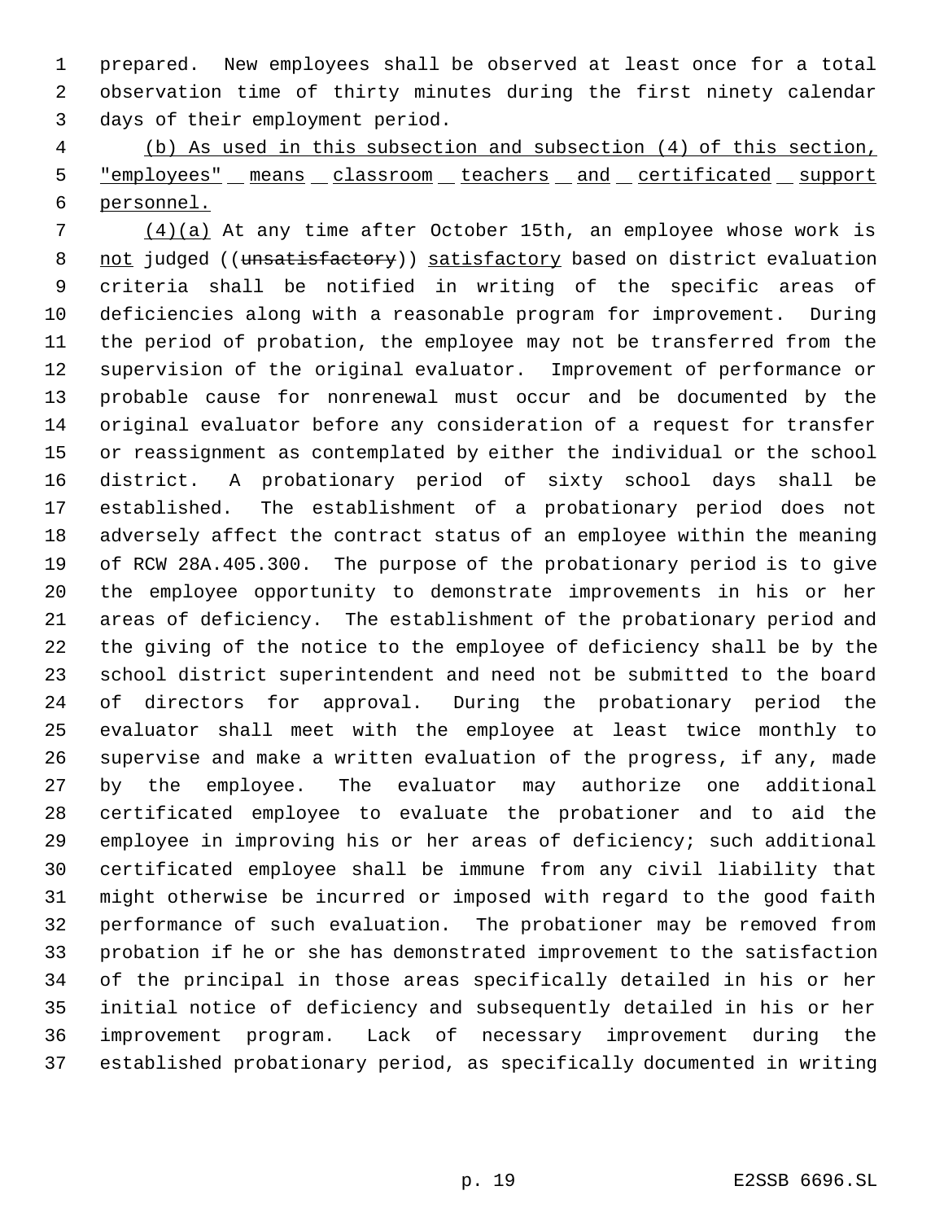prepared. New employees shall be observed at least once for a total observation time of thirty minutes during the first ninety calendar days of their employment period.

<u>(b) As used in this subsection and subsection (4) of this section, "employees" means classroom teachers and certificated support personnel.</u>

<u>(4)(a)</u> At any time after October 15th, an employee whose work is <u>not</u> judged ((~~unsatisfactory~~)) <u>satisfactory</u> based on district evaluation criteria shall be notified in writing of the specific areas of deficiencies along with a reasonable program for improvement. During the period of probation, the employee may not be transferred from the supervision of the original evaluator. Improvement of performance or probable cause for nonrenewal must occur and be documented by the original evaluator before any consideration of a request for transfer or reassignment as contemplated by either the individual or the school district. A probationary period of sixty school days shall be established. The establishment of a probationary period does not adversely affect the contract status of an employee within the meaning of RCW 28A.405.300. The purpose of the probationary period is to give the employee opportunity to demonstrate improvements in his or her areas of deficiency. The establishment of the probationary period and the giving of the notice to the employee of deficiency shall be by the school district superintendent and need not be submitted to the board of directors for approval. During the probationary period the evaluator shall meet with the employee at least twice monthly to supervise and make a written evaluation of the progress, if any, made by the employee. The evaluator may authorize one additional certificated employee to evaluate the probationer and to aid the employee in improving his or her areas of deficiency; such additional certificated employee shall be immune from any civil liability that might otherwise be incurred or imposed with regard to the good faith performance of such evaluation. The probationer may be removed from probation if he or she has demonstrated improvement to the satisfaction of the principal in those areas specifically detailed in his or her initial notice of deficiency and subsequently detailed in his or her improvement program. Lack of necessary improvement during the established probationary period, as specifically documented in writing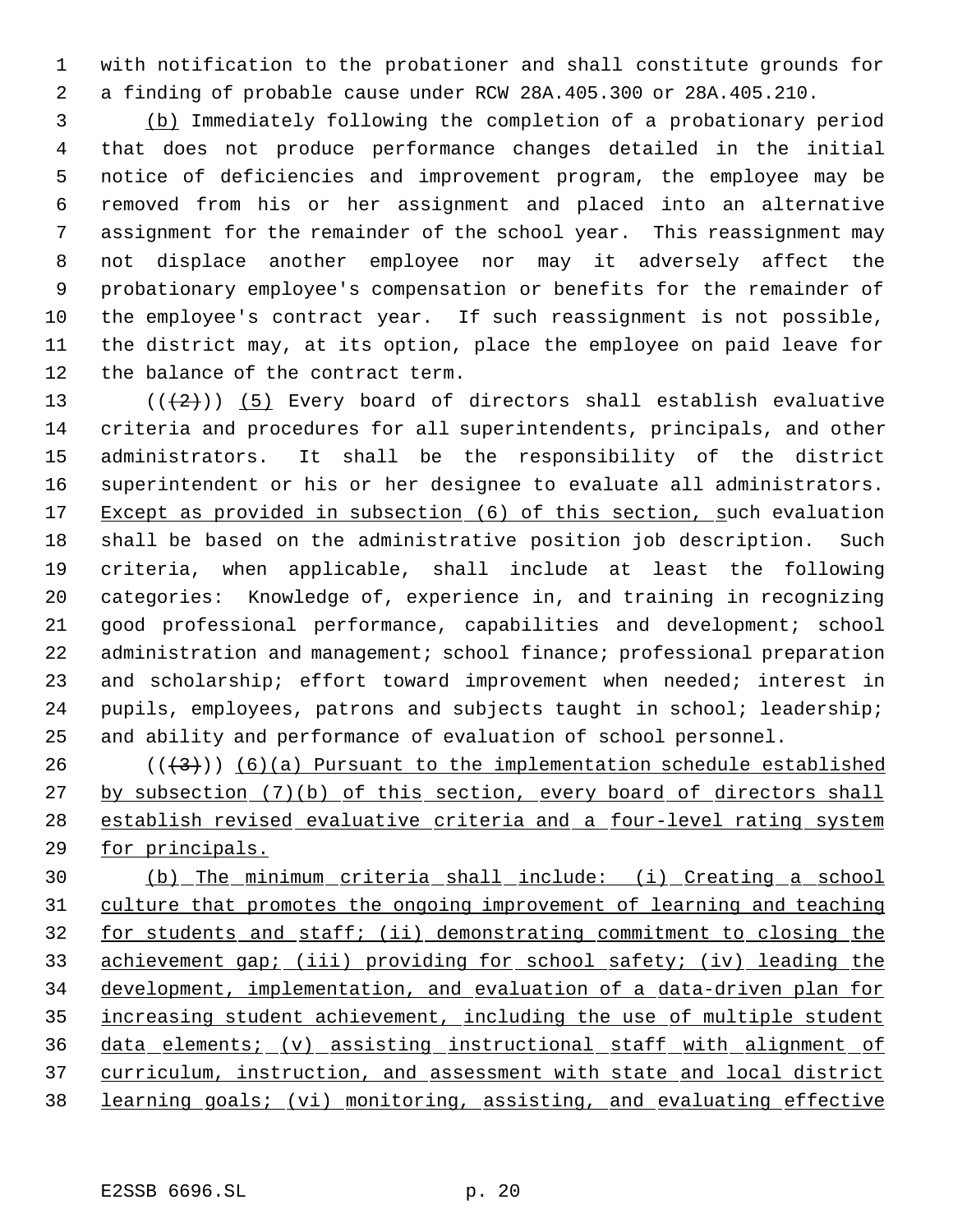with notification to the probationer and shall constitute grounds for a finding of probable cause under RCW 28A.405.300 or 28A.405.210.

(b) Immediately following the completion of a probationary period that does not produce performance changes detailed in the initial notice of deficiencies and improvement program, the employee may be removed from his or her assignment and placed into an alternative assignment for the remainder of the school year. This reassignment may not displace another employee nor may it adversely affect the probationary employee's compensation or benefits for the remainder of the employee's contract year. If such reassignment is not possible, the district may, at its option, place the employee on paid leave for the balance of the contract term.

~~((2))~~ (5) Every board of directors shall establish evaluative criteria and procedures for all superintendents, principals, and other administrators. It shall be the responsibility of the district superintendent or his or her designee to evaluate all administrators. Except as provided in subsection (6) of this section, such evaluation shall be based on the administrative position job description. Such criteria, when applicable, shall include at least the following categories: Knowledge of, experience in, and training in recognizing good professional performance, capabilities and development; school administration and management; school finance; professional preparation and scholarship; effort toward improvement when needed; interest in pupils, employees, patrons and subjects taught in school; leadership; and ability and performance of evaluation of school personnel.

~~((3))~~ (6)(a) Pursuant to the implementation schedule established by subsection (7)(b) of this section, every board of directors shall establish revised evaluative criteria and a four-level rating system for principals.

(b) The minimum criteria shall include: (i) Creating a school culture that promotes the ongoing improvement of learning and teaching for students and staff; (ii) demonstrating commitment to closing the achievement gap; (iii) providing for school safety; (iv) leading the development, implementation, and evaluation of a data-driven plan for increasing student achievement, including the use of multiple student data elements; (v) assisting instructional staff with alignment of curriculum, instruction, and assessment with state and local district learning goals; (vi) monitoring, assisting, and evaluating effective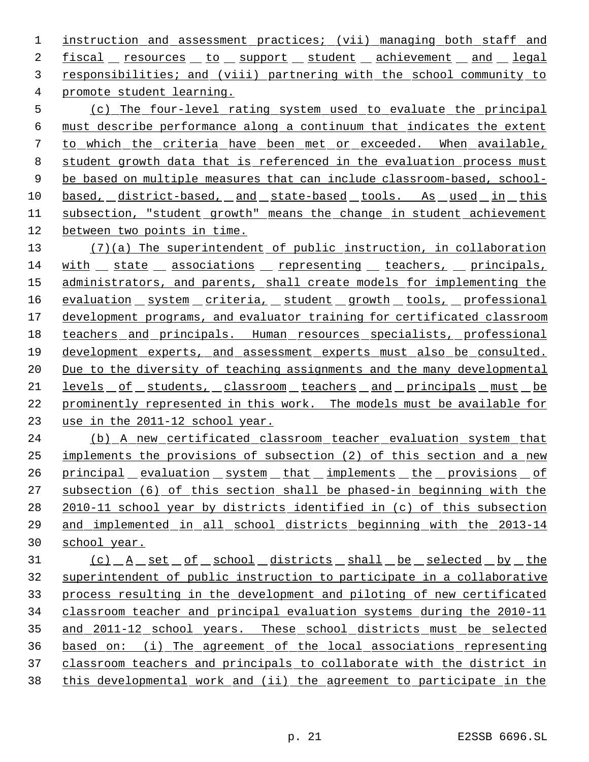instruction and assessment practices; (vii) managing both staff and fiscal resources to support student achievement and legal responsibilities; and (viii) partnering with the school community to promote student learning.

(c) The four-level rating system used to evaluate the principal must describe performance along a continuum that indicates the extent to which the criteria have been met or exceeded. When available, student growth data that is referenced in the evaluation process must be based on multiple measures that can include classroom-based, school-based, district-based, and state-based tools. As used in this subsection, "student growth" means the change in student achievement between two points in time.

(7)(a) The superintendent of public instruction, in collaboration with state associations representing teachers, principals, administrators, and parents, shall create models for implementing the evaluation system criteria, student growth tools, professional development programs, and evaluator training for certificated classroom teachers and principals. Human resources specialists, professional development experts, and assessment experts must also be consulted. Due to the diversity of teaching assignments and the many developmental levels of students, classroom teachers and principals must be prominently represented in this work. The models must be available for use in the 2011-12 school year.

(b) A new certificated classroom teacher evaluation system that implements the provisions of subsection (2) of this section and a new principal evaluation system that implements the provisions of subsection (6) of this section shall be phased-in beginning with the 2010-11 school year by districts identified in (c) of this subsection and implemented in all school districts beginning with the 2013-14 school year.

(c) A set of school districts shall be selected by the superintendent of public instruction to participate in a collaborative process resulting in the development and piloting of new certificated classroom teacher and principal evaluation systems during the 2010-11 and 2011-12 school years. These school districts must be selected based on: (i) The agreement of the local associations representing classroom teachers and principals to collaborate with the district in this developmental work and (ii) the agreement to participate in the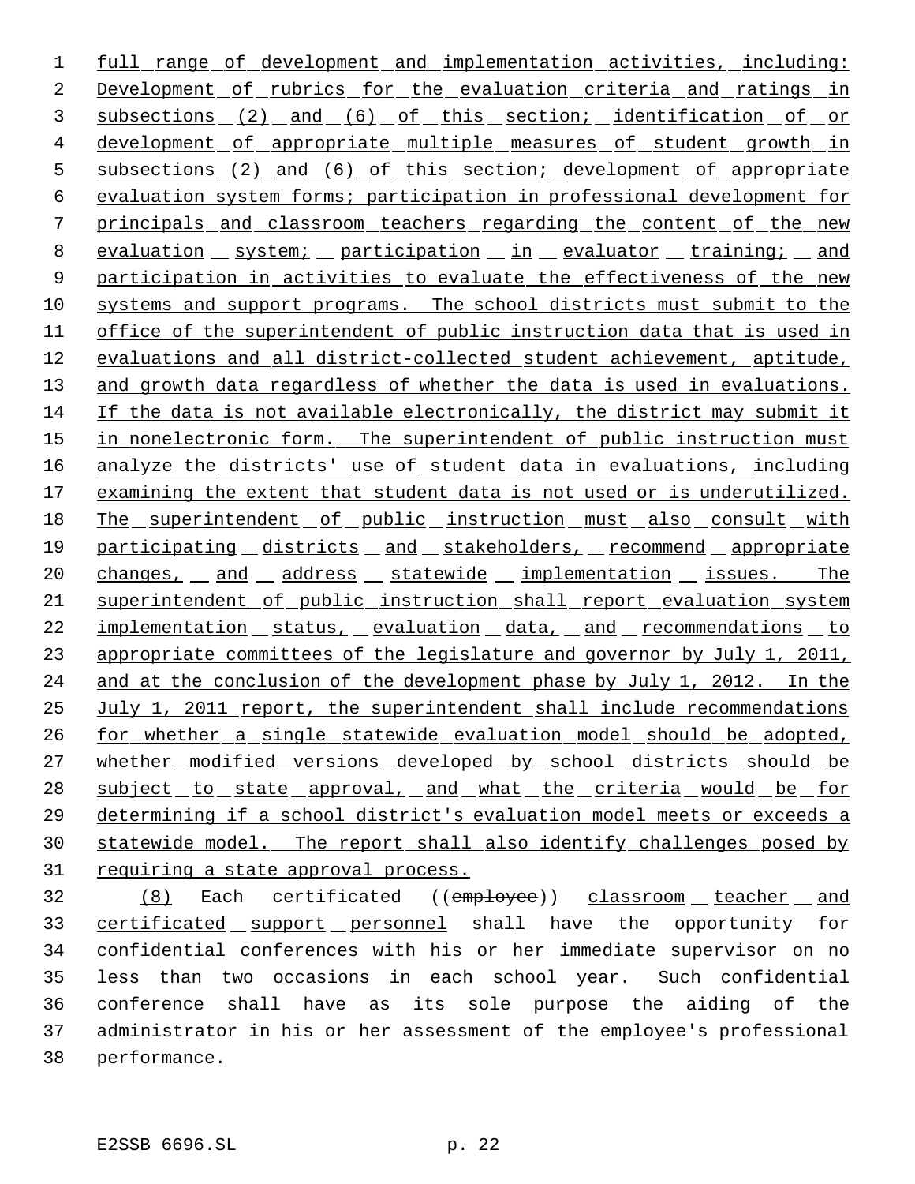full range of development and implementation activities, including: Development of rubrics for the evaluation criteria and ratings in subsections (2) and (6) of this section; identification of or development of appropriate multiple measures of student growth in subsections (2) and (6) of this section; development of appropriate evaluation system forms; participation in professional development for principals and classroom teachers regarding the content of the new evaluation system; participation in evaluator training; and participation in activities to evaluate the effectiveness of the new systems and support programs. The school districts must submit to the office of the superintendent of public instruction data that is used in evaluations and all district-collected student achievement, aptitude, and growth data regardless of whether the data is used in evaluations. If the data is not available electronically, the district may submit it in nonelectronic form. The superintendent of public instruction must analyze the districts' use of student data in evaluations, including examining the extent that student data is not used or is underutilized. The superintendent of public instruction must also consult with participating districts and stakeholders, recommend appropriate changes, and address statewide implementation issues. The superintendent of public instruction shall report evaluation system implementation status, evaluation data, and recommendations to appropriate committees of the legislature and governor by July 1, 2011, and at the conclusion of the development phase by July 1, 2012. In the July 1, 2011 report, the superintendent shall include recommendations for whether a single statewide evaluation model should be adopted, whether modified versions developed by school districts should be subject to state approval, and what the criteria would be for determining if a school district's evaluation model meets or exceeds a statewide model. The report shall also identify challenges posed by requiring a state approval process.

(8) Each certificated ((~~employee~~)) classroom teacher and certificated support personnel shall have the opportunity for confidential conferences with his or her immediate supervisor on no less than two occasions in each school year. Such confidential conference shall have as its sole purpose the aiding of the administrator in his or her assessment of the employee's professional performance.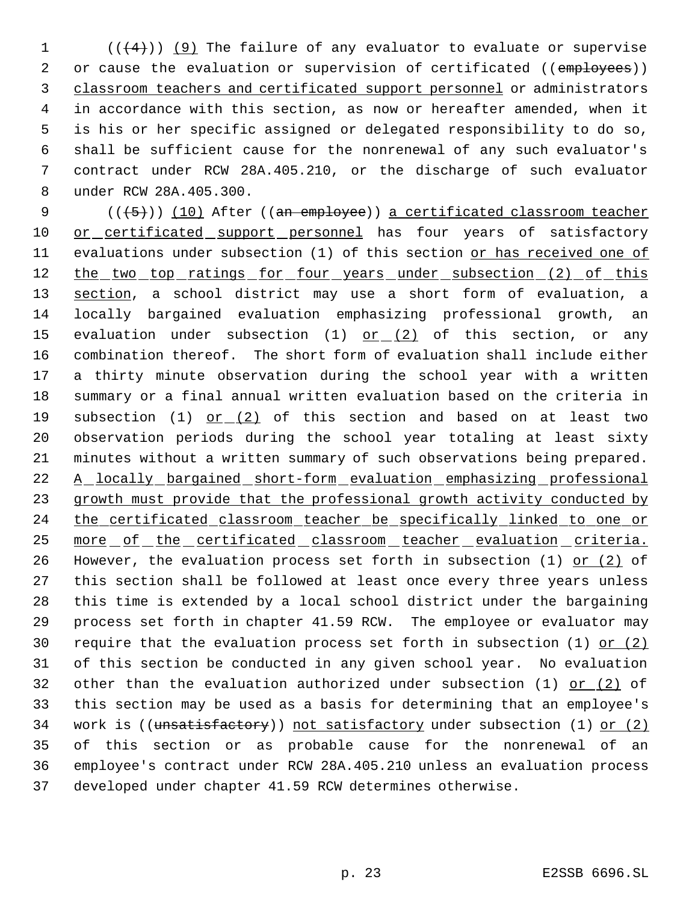(((4))) (9) The failure of any evaluator to evaluate or supervise or cause the evaluation or supervision of certificated ((employees)) classroom teachers and certificated support personnel or administrators in accordance with this section, as now or hereafter amended, when it is his or her specific assigned or delegated responsibility to do so, shall be sufficient cause for the nonrenewal of any such evaluator's contract under RCW 28A.405.210, or the discharge of such evaluator under RCW 28A.405.300.

(((5))) (10) After ((an employee)) a certificated classroom teacher or certificated support personnel has four years of satisfactory evaluations under subsection (1) of this section or has received one of the two top ratings for four years under subsection (2) of this section, a school district may use a short form of evaluation, a locally bargained evaluation emphasizing professional growth, an evaluation under subsection (1) or (2) of this section, or any combination thereof. The short form of evaluation shall include either a thirty minute observation during the school year with a written summary or a final annual written evaluation based on the criteria in subsection (1) or (2) of this section and based on at least two observation periods during the school year totaling at least sixty minutes without a written summary of such observations being prepared. A locally bargained short-form evaluation emphasizing professional growth must provide that the professional growth activity conducted by the certificated classroom teacher be specifically linked to one or more of the certificated classroom teacher evaluation criteria. However, the evaluation process set forth in subsection (1) or (2) of this section shall be followed at least once every three years unless this time is extended by a local school district under the bargaining process set forth in chapter 41.59 RCW. The employee or evaluator may require that the evaluation process set forth in subsection (1) or (2) of this section be conducted in any given school year. No evaluation other than the evaluation authorized under subsection (1) or (2) of this section may be used as a basis for determining that an employee's work is ((unsatisfactory)) not satisfactory under subsection (1) or (2) of this section or as probable cause for the nonrenewal of an employee's contract under RCW 28A.405.210 unless an evaluation process developed under chapter 41.59 RCW determines otherwise.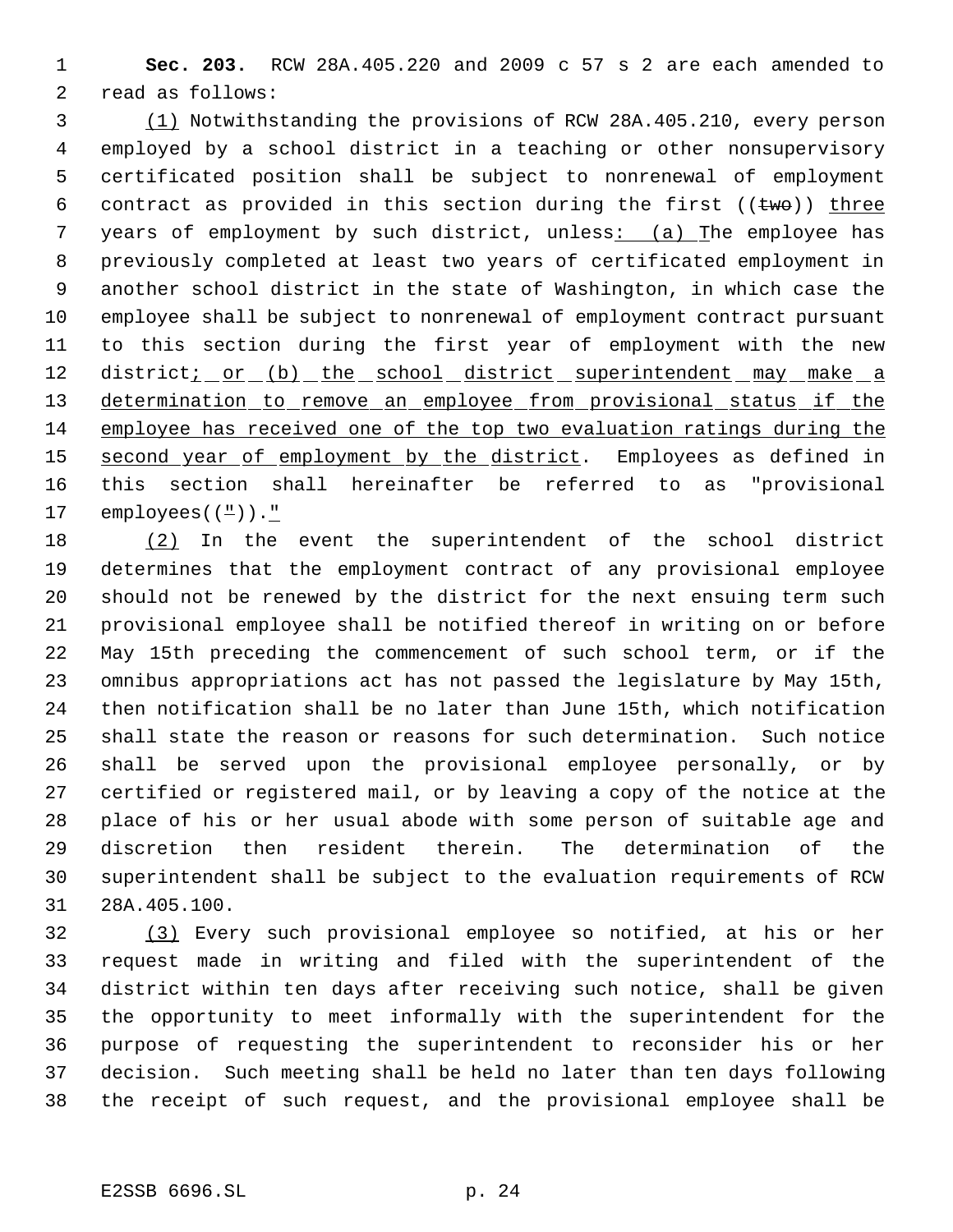**Sec. 203.** RCW 28A.405.220 and 2009 c 57 s 2 are each amended to read as follows:

(1) Notwithstanding the provisions of RCW 28A.405.210, every person employed by a school district in a teaching or other nonsupervisory certificated position shall be subject to nonrenewal of employment contract as provided in this section during the first ((two)) three years of employment by such district, unless: (a) The employee has previously completed at least two years of certificated employment in another school district in the state of Washington, in which case the employee shall be subject to nonrenewal of employment contract pursuant to this section during the first year of employment with the new district; or (b) the school district superintendent may make a determination to remove an employee from provisional status if the employee has received one of the top two evaluation ratings during the second year of employment by the district. Employees as defined in this section shall hereinafter be referred to as "provisional employees((")).."

(2) In the event the superintendent of the school district determines that the employment contract of any provisional employee should not be renewed by the district for the next ensuing term such provisional employee shall be notified thereof in writing on or before May 15th preceding the commencement of such school term, or if the omnibus appropriations act has not passed the legislature by May 15th, then notification shall be no later than June 15th, which notification shall state the reason or reasons for such determination. Such notice shall be served upon the provisional employee personally, or by certified or registered mail, or by leaving a copy of the notice at the place of his or her usual abode with some person of suitable age and discretion then resident therein. The determination of the superintendent shall be subject to the evaluation requirements of RCW 28A.405.100.

(3) Every such provisional employee so notified, at his or her request made in writing and filed with the superintendent of the district within ten days after receiving such notice, shall be given the opportunity to meet informally with the superintendent for the purpose of requesting the superintendent to reconsider his or her decision. Such meeting shall be held no later than ten days following the receipt of such request, and the provisional employee shall be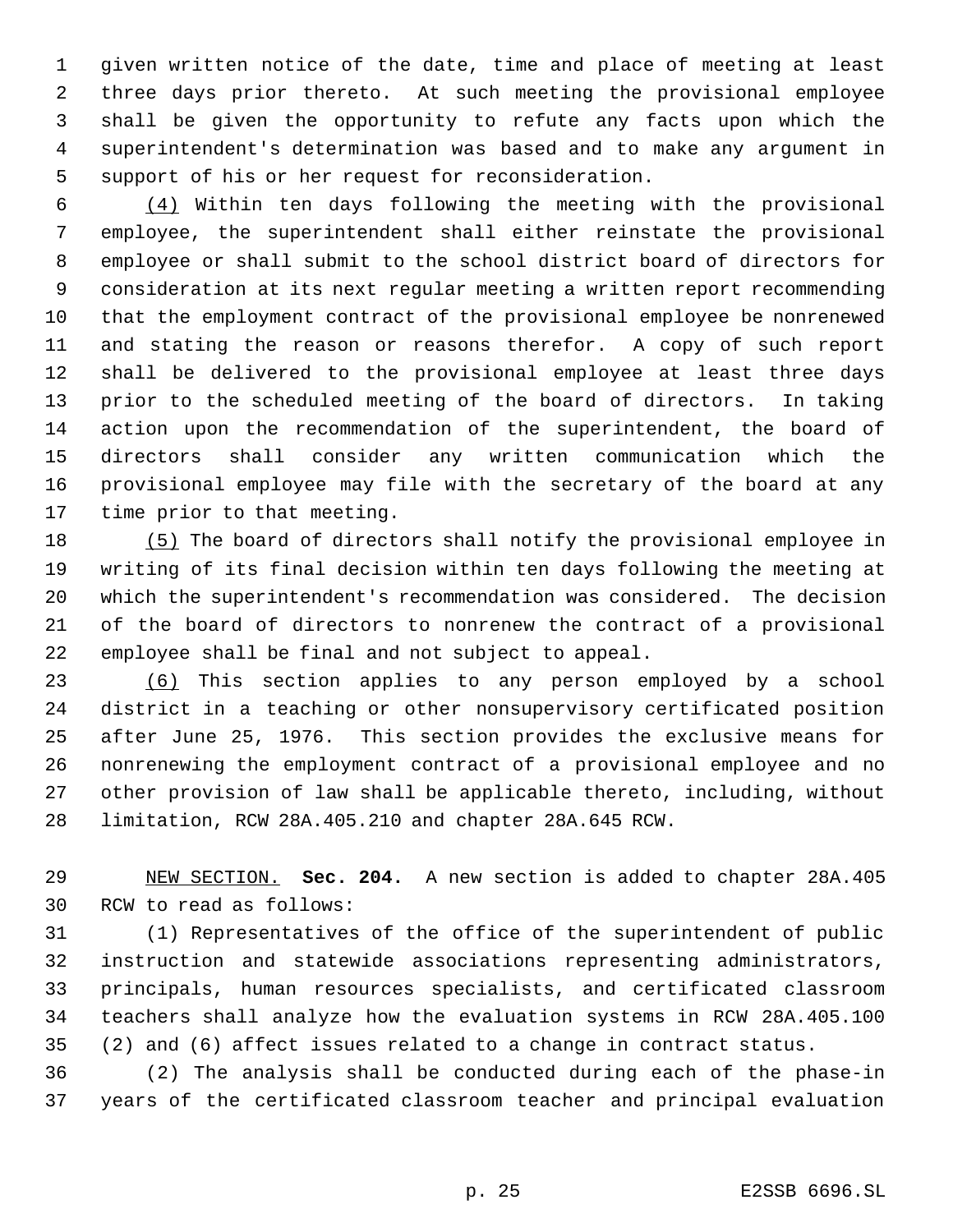given written notice of the date, time and place of meeting at least three days prior thereto. At such meeting the provisional employee shall be given the opportunity to refute any facts upon which the superintendent's determination was based and to make any argument in support of his or her request for reconsideration.

(4) Within ten days following the meeting with the provisional employee, the superintendent shall either reinstate the provisional employee or shall submit to the school district board of directors for consideration at its next regular meeting a written report recommending that the employment contract of the provisional employee be nonrenewed and stating the reason or reasons therefor. A copy of such report shall be delivered to the provisional employee at least three days prior to the scheduled meeting of the board of directors. In taking action upon the recommendation of the superintendent, the board of directors shall consider any written communication which the provisional employee may file with the secretary of the board at any time prior to that meeting.

(5) The board of directors shall notify the provisional employee in writing of its final decision within ten days following the meeting at which the superintendent's recommendation was considered. The decision of the board of directors to nonrenew the contract of a provisional employee shall be final and not subject to appeal.

(6) This section applies to any person employed by a school district in a teaching or other nonsupervisory certificated position after June 25, 1976. This section provides the exclusive means for nonrenewing the employment contract of a provisional employee and no other provision of law shall be applicable thereto, including, without limitation, RCW 28A.405.210 and chapter 28A.645 RCW.

NEW SECTION. **Sec. 204.** A new section is added to chapter 28A.405 RCW to read as follows:

(1) Representatives of the office of the superintendent of public instruction and statewide associations representing administrators, principals, human resources specialists, and certificated classroom teachers shall analyze how the evaluation systems in RCW 28A.405.100 (2) and (6) affect issues related to a change in contract status.

(2) The analysis shall be conducted during each of the phase-in years of the certificated classroom teacher and principal evaluation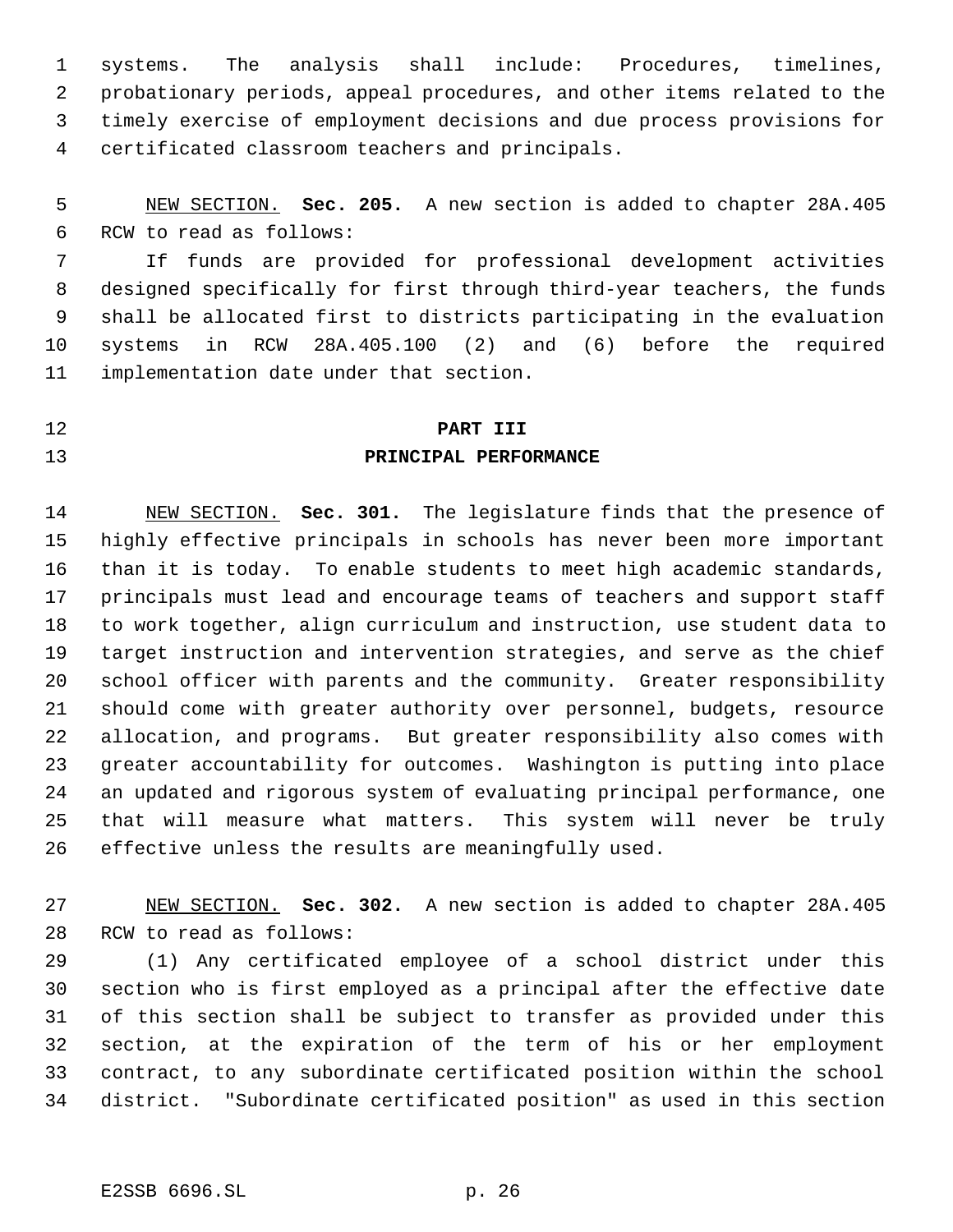systems. The analysis shall include: Procedures, timelines, probationary periods, appeal procedures, and other items related to the timely exercise of employment decisions and due process provisions for certificated classroom teachers and principals.

NEW SECTION. **Sec. 205.** A new section is added to chapter 28A.405 RCW to read as follows:

If funds are provided for professional development activities designed specifically for first through third-year teachers, the funds shall be allocated first to districts participating in the evaluation systems in RCW 28A.405.100 (2) and (6) before the required implementation date under that section.

## PART III
## PRINCIPAL PERFORMANCE

NEW SECTION. **Sec. 301.** The legislature finds that the presence of highly effective principals in schools has never been more important than it is today. To enable students to meet high academic standards, principals must lead and encourage teams of teachers and support staff to work together, align curriculum and instruction, use student data to target instruction and intervention strategies, and serve as the chief school officer with parents and the community. Greater responsibility should come with greater authority over personnel, budgets, resource allocation, and programs. But greater responsibility also comes with greater accountability for outcomes. Washington is putting into place an updated and rigorous system of evaluating principal performance, one that will measure what matters. This system will never be truly effective unless the results are meaningfully used.

NEW SECTION. **Sec. 302.** A new section is added to chapter 28A.405 RCW to read as follows:

(1) Any certificated employee of a school district under this section who is first employed as a principal after the effective date of this section shall be subject to transfer as provided under this section, at the expiration of the term of his or her employment contract, to any subordinate certificated position within the school district. "Subordinate certificated position" as used in this section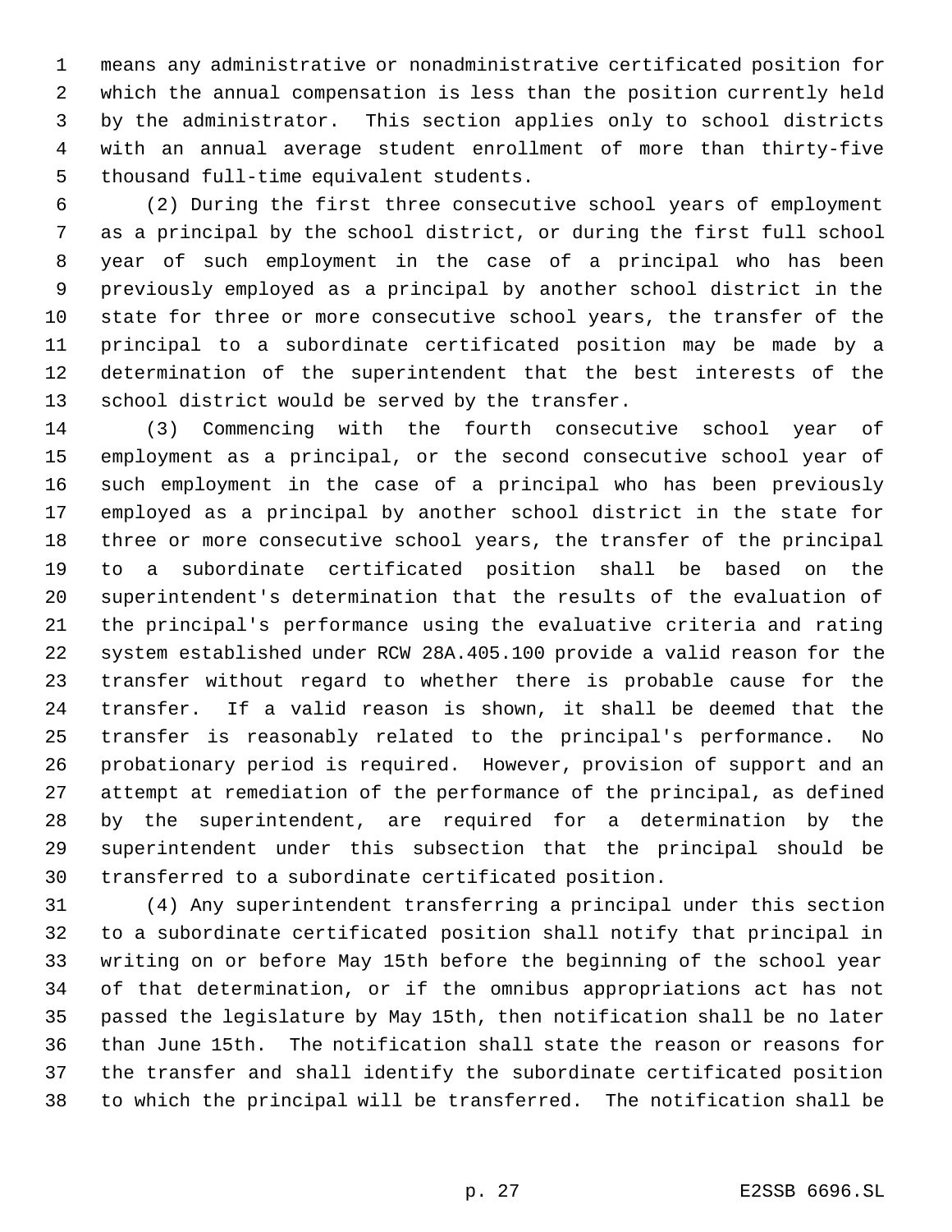means any administrative or nonadministrative certificated position for which the annual compensation is less than the position currently held by the administrator. This section applies only to school districts with an annual average student enrollment of more than thirty-five thousand full-time equivalent students.

(2) During the first three consecutive school years of employment as a principal by the school district, or during the first full school year of such employment in the case of a principal who has been previously employed as a principal by another school district in the state for three or more consecutive school years, the transfer of the principal to a subordinate certificated position may be made by a determination of the superintendent that the best interests of the school district would be served by the transfer.

(3) Commencing with the fourth consecutive school year of employment as a principal, or the second consecutive school year of such employment in the case of a principal who has been previously employed as a principal by another school district in the state for three or more consecutive school years, the transfer of the principal to a subordinate certificated position shall be based on the superintendent's determination that the results of the evaluation of the principal's performance using the evaluative criteria and rating system established under RCW 28A.405.100 provide a valid reason for the transfer without regard to whether there is probable cause for the transfer. If a valid reason is shown, it shall be deemed that the transfer is reasonably related to the principal's performance. No probationary period is required. However, provision of support and an attempt at remediation of the performance of the principal, as defined by the superintendent, are required for a determination by the superintendent under this subsection that the principal should be transferred to a subordinate certificated position.

(4) Any superintendent transferring a principal under this section to a subordinate certificated position shall notify that principal in writing on or before May 15th before the beginning of the school year of that determination, or if the omnibus appropriations act has not passed the legislature by May 15th, then notification shall be no later than June 15th. The notification shall state the reason or reasons for the transfer and shall identify the subordinate certificated position to which the principal will be transferred. The notification shall be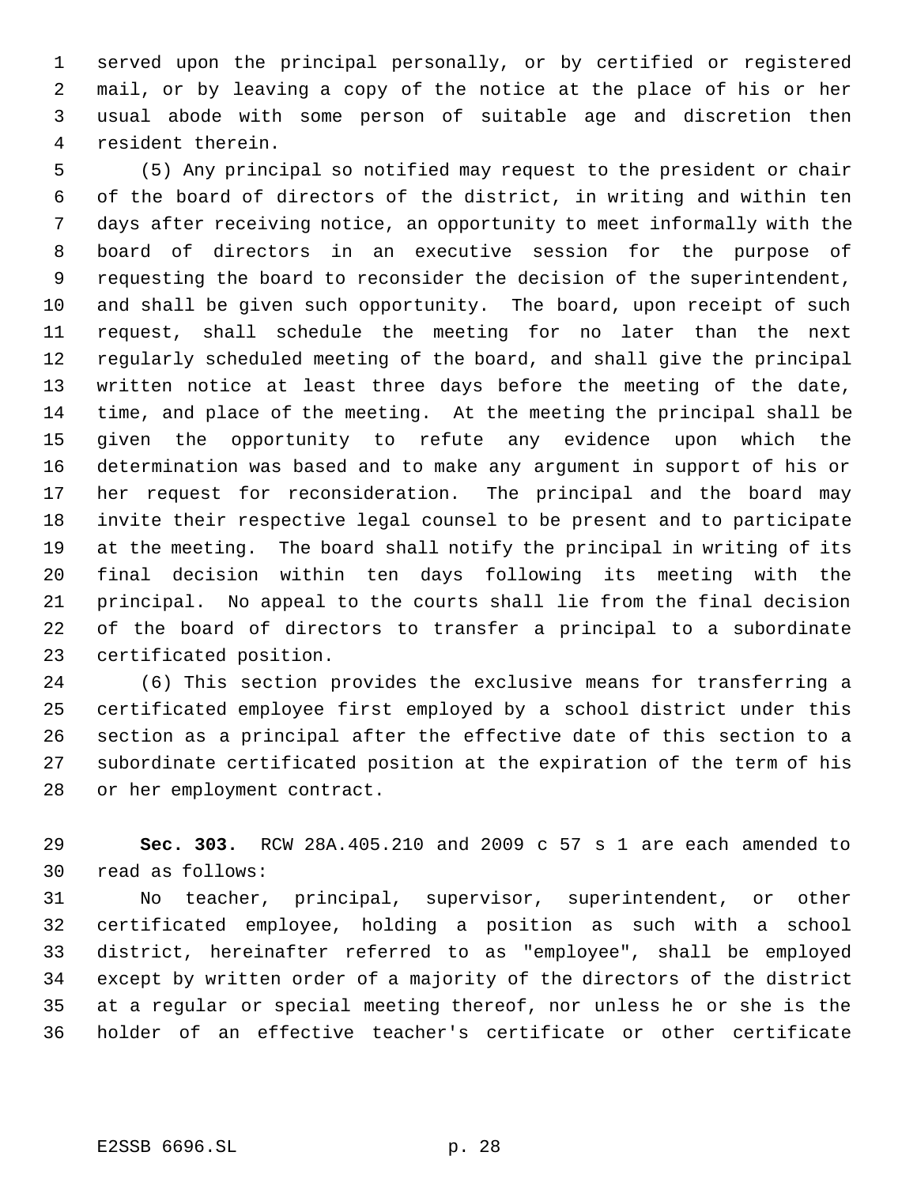served upon the principal personally, or by certified or registered mail, or by leaving a copy of the notice at the place of his or her usual abode with some person of suitable age and discretion then resident therein.

(5) Any principal so notified may request to the president or chair of the board of directors of the district, in writing and within ten days after receiving notice, an opportunity to meet informally with the board of directors in an executive session for the purpose of requesting the board to reconsider the decision of the superintendent, and shall be given such opportunity. The board, upon receipt of such request, shall schedule the meeting for no later than the next regularly scheduled meeting of the board, and shall give the principal written notice at least three days before the meeting of the date, time, and place of the meeting. At the meeting the principal shall be given the opportunity to refute any evidence upon which the determination was based and to make any argument in support of his or her request for reconsideration. The principal and the board may invite their respective legal counsel to be present and to participate at the meeting. The board shall notify the principal in writing of its final decision within ten days following its meeting with the principal. No appeal to the courts shall lie from the final decision of the board of directors to transfer a principal to a subordinate certificated position.

(6) This section provides the exclusive means for transferring a certificated employee first employed by a school district under this section as a principal after the effective date of this section to a subordinate certificated position at the expiration of the term of his or her employment contract.

**Sec. 303.** RCW 28A.405.210 and 2009 c 57 s 1 are each amended to read as follows:

No teacher, principal, supervisor, superintendent, or other certificated employee, holding a position as such with a school district, hereinafter referred to as "employee", shall be employed except by written order of a majority of the directors of the district at a regular or special meeting thereof, nor unless he or she is the holder of an effective teacher's certificate or other certificate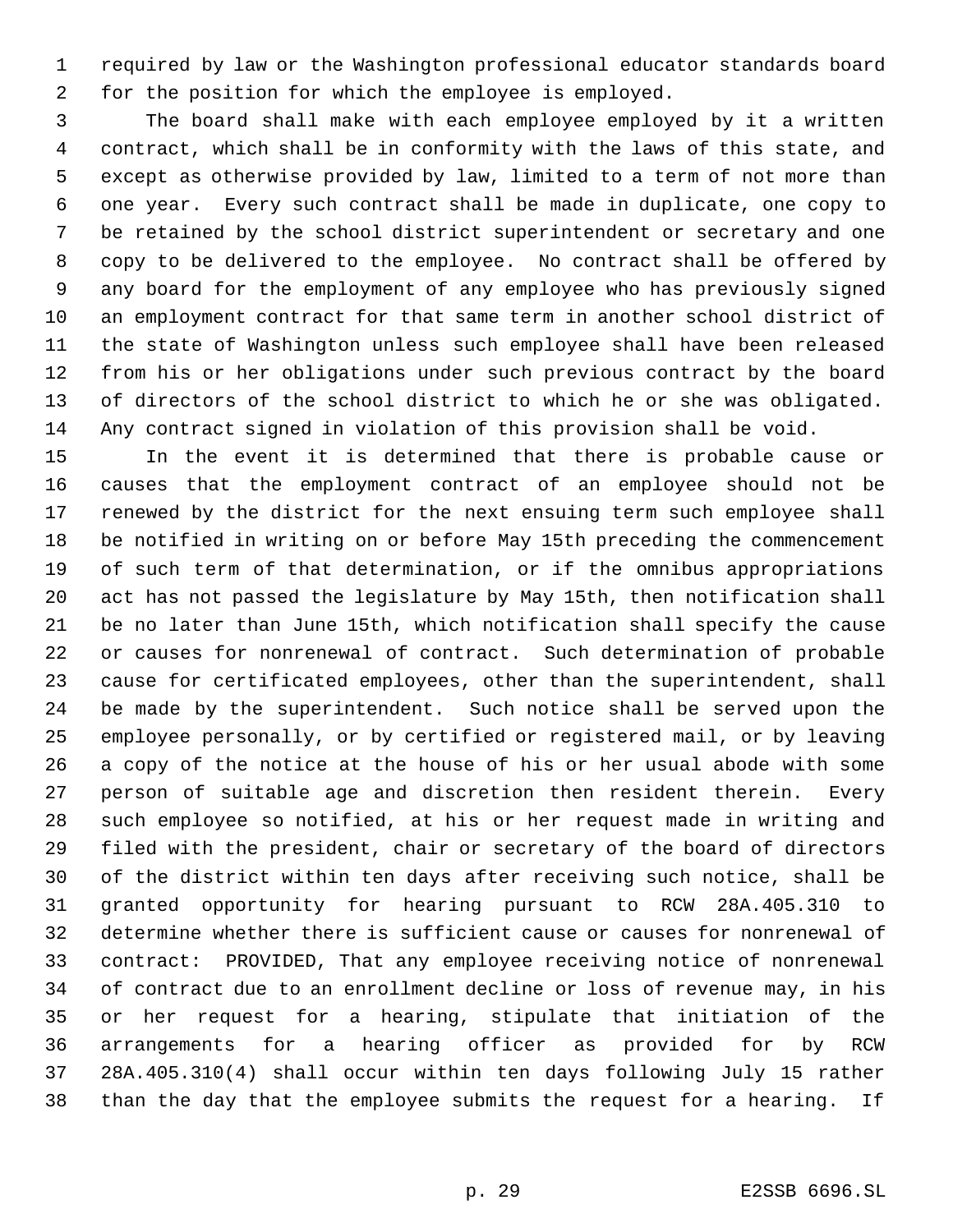required by law or the Washington professional educator standards board for the position for which the employee is employed.

The board shall make with each employee employed by it a written contract, which shall be in conformity with the laws of this state, and except as otherwise provided by law, limited to a term of not more than one year. Every such contract shall be made in duplicate, one copy to be retained by the school district superintendent or secretary and one copy to be delivered to the employee. No contract shall be offered by any board for the employment of any employee who has previously signed an employment contract for that same term in another school district of the state of Washington unless such employee shall have been released from his or her obligations under such previous contract by the board of directors of the school district to which he or she was obligated. Any contract signed in violation of this provision shall be void.

In the event it is determined that there is probable cause or causes that the employment contract of an employee should not be renewed by the district for the next ensuing term such employee shall be notified in writing on or before May 15th preceding the commencement of such term of that determination, or if the omnibus appropriations act has not passed the legislature by May 15th, then notification shall be no later than June 15th, which notification shall specify the cause or causes for nonrenewal of contract. Such determination of probable cause for certificated employees, other than the superintendent, shall be made by the superintendent. Such notice shall be served upon the employee personally, or by certified or registered mail, or by leaving a copy of the notice at the house of his or her usual abode with some person of suitable age and discretion then resident therein. Every such employee so notified, at his or her request made in writing and filed with the president, chair or secretary of the board of directors of the district within ten days after receiving such notice, shall be granted opportunity for hearing pursuant to RCW 28A.405.310 to determine whether there is sufficient cause or causes for nonrenewal of contract: PROVIDED, That any employee receiving notice of nonrenewal of contract due to an enrollment decline or loss of revenue may, in his or her request for a hearing, stipulate that initiation of the arrangements for a hearing officer as provided for by RCW 28A.405.310(4) shall occur within ten days following July 15 rather than the day that the employee submits the request for a hearing. If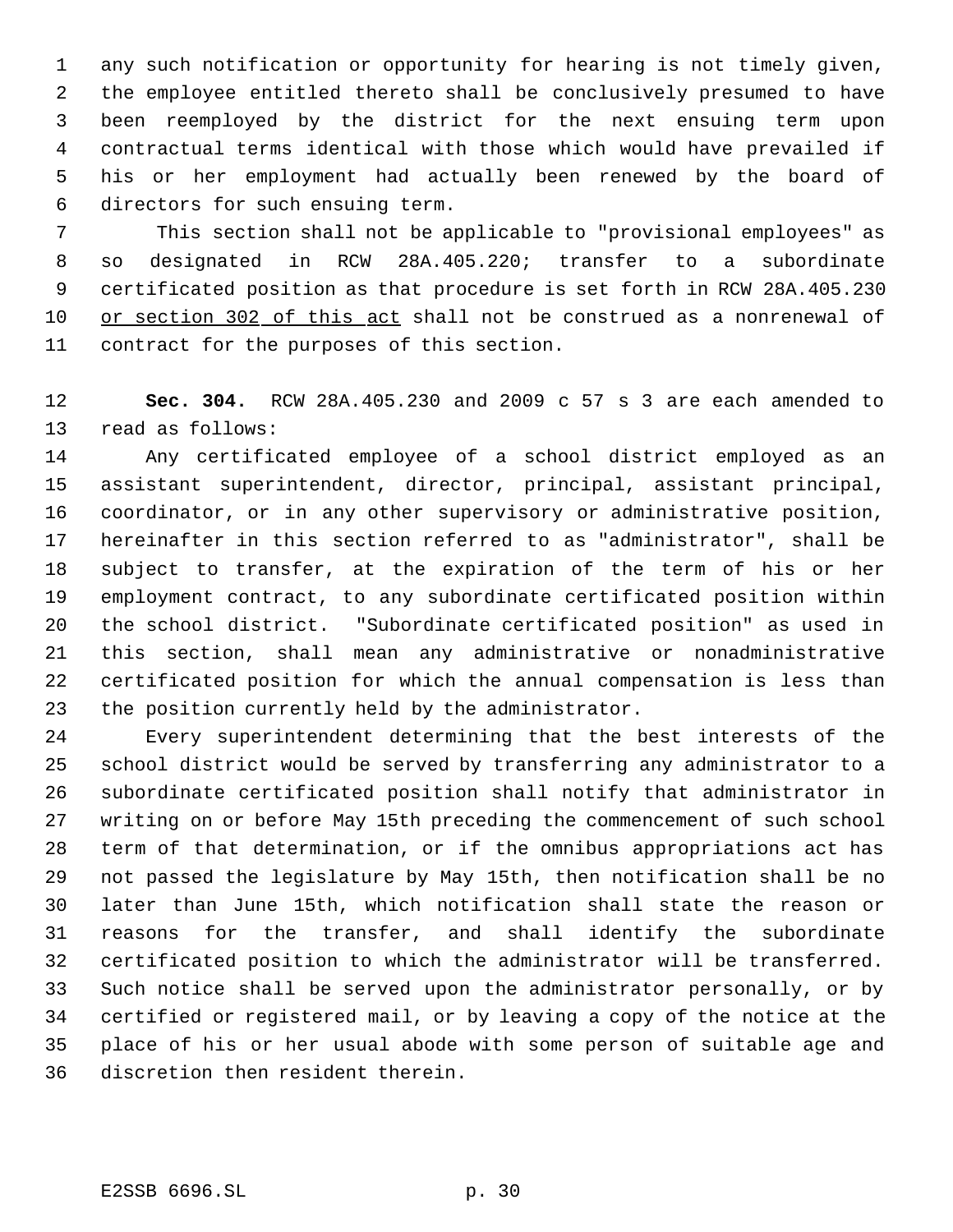any such notification or opportunity for hearing is not timely given, the employee entitled thereto shall be conclusively presumed to have been reemployed by the district for the next ensuing term upon contractual terms identical with those which would have prevailed if his or her employment had actually been renewed by the board of directors for such ensuing term.

This section shall not be applicable to "provisional employees" as so designated in RCW 28A.405.220; transfer to a subordinate certificated position as that procedure is set forth in RCW 28A.405.230 <u>or section 302 of this act</u> shall not be construed as a nonrenewal of contract for the purposes of this section.

**Sec. 304.** RCW 28A.405.230 and 2009 c 57 s 3 are each amended to read as follows:

Any certificated employee of a school district employed as an assistant superintendent, director, principal, assistant principal, coordinator, or in any other supervisory or administrative position, hereinafter in this section referred to as "administrator", shall be subject to transfer, at the expiration of the term of his or her employment contract, to any subordinate certificated position within the school district. "Subordinate certificated position" as used in this section, shall mean any administrative or nonadministrative certificated position for which the annual compensation is less than the position currently held by the administrator.

Every superintendent determining that the best interests of the school district would be served by transferring any administrator to a subordinate certificated position shall notify that administrator in writing on or before May 15th preceding the commencement of such school term of that determination, or if the omnibus appropriations act has not passed the legislature by May 15th, then notification shall be no later than June 15th, which notification shall state the reason or reasons for the transfer, and shall identify the subordinate certificated position to which the administrator will be transferred. Such notice shall be served upon the administrator personally, or by certified or registered mail, or by leaving a copy of the notice at the place of his or her usual abode with some person of suitable age and discretion then resident therein.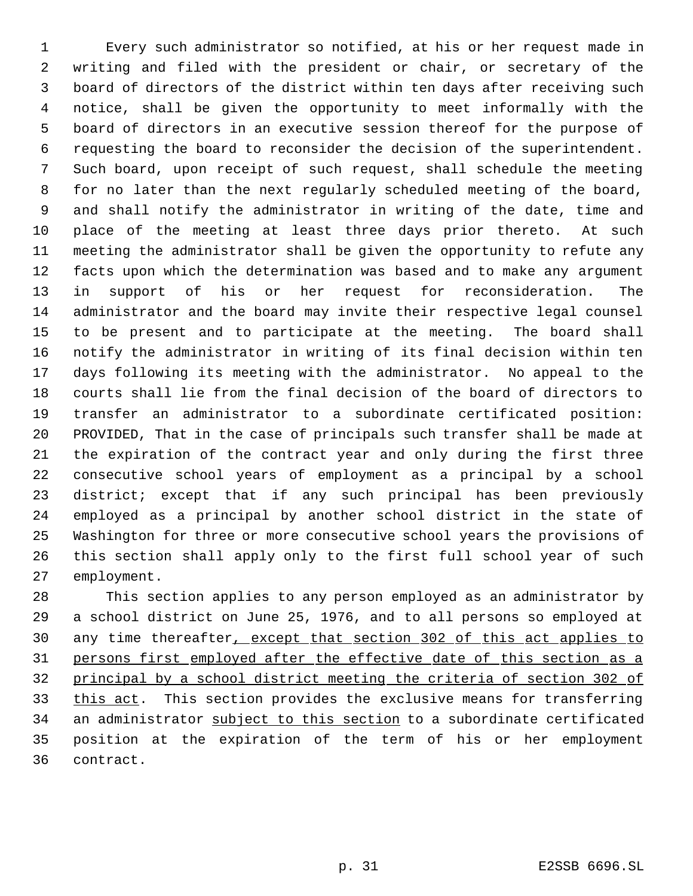Every such administrator so notified, at his or her request made in writing and filed with the president or chair, or secretary of the board of directors of the district within ten days after receiving such notice, shall be given the opportunity to meet informally with the board of directors in an executive session thereof for the purpose of requesting the board to reconsider the decision of the superintendent. Such board, upon receipt of such request, shall schedule the meeting for no later than the next regularly scheduled meeting of the board, and shall notify the administrator in writing of the date, time and place of the meeting at least three days prior thereto. At such meeting the administrator shall be given the opportunity to refute any facts upon which the determination was based and to make any argument in support of his or her request for reconsideration. The administrator and the board may invite their respective legal counsel to be present and to participate at the meeting. The board shall notify the administrator in writing of its final decision within ten days following its meeting with the administrator. No appeal to the courts shall lie from the final decision of the board of directors to transfer an administrator to a subordinate certificated position: PROVIDED, That in the case of principals such transfer shall be made at the expiration of the contract year and only during the first three consecutive school years of employment as a principal by a school district; except that if any such principal has been previously employed as a principal by another school district in the state of Washington for three or more consecutive school years the provisions of this section shall apply only to the first full school year of such employment.

This section applies to any person employed as an administrator by a school district on June 25, 1976, and to all persons so employed at any time thereafter, except that section 302 of this act applies to persons first employed after the effective date of this section as a principal by a school district meeting the criteria of section 302 of this act. This section provides the exclusive means for transferring an administrator subject to this section to a subordinate certificated position at the expiration of the term of his or her employment contract.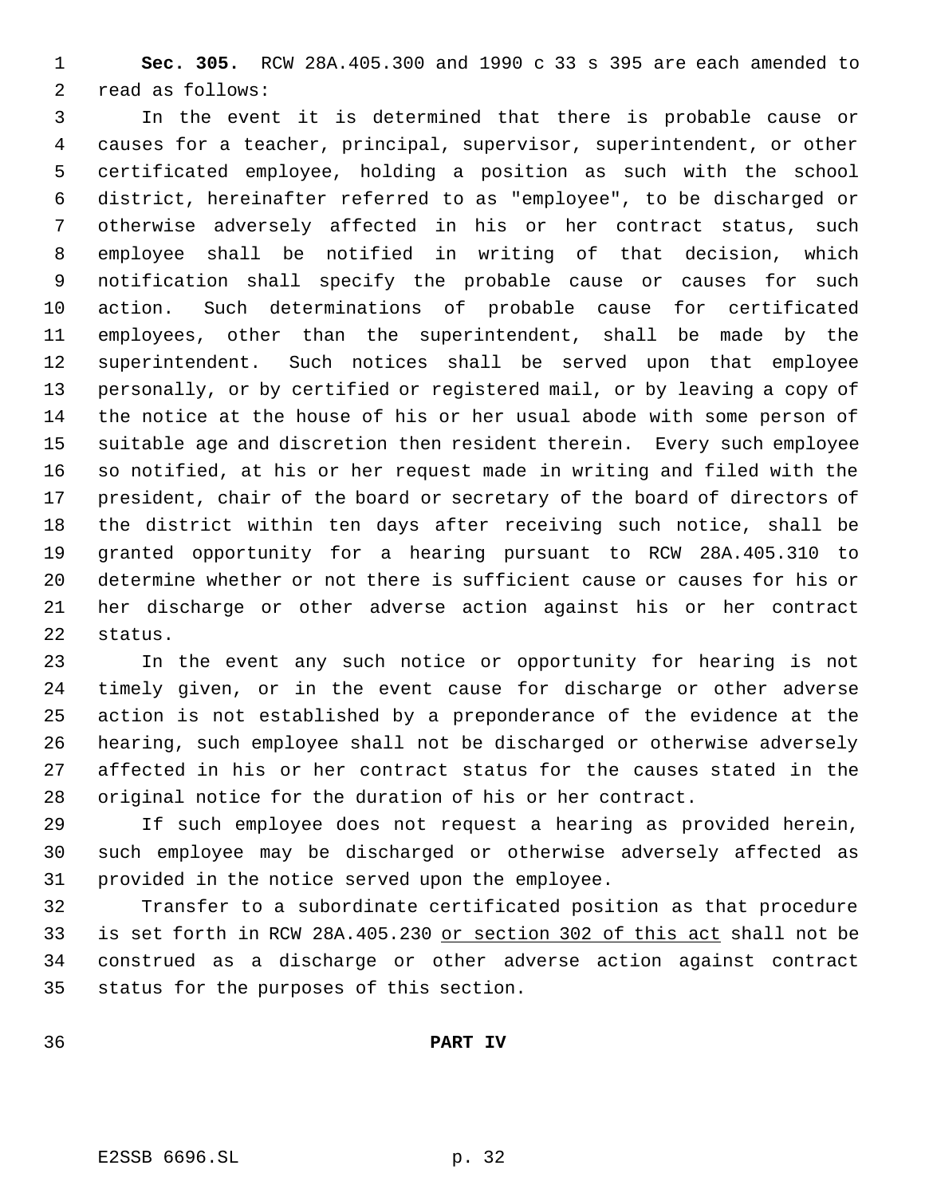**Sec. 305.** RCW 28A.405.300 and 1990 c 33 s 395 are each amended to read as follows:

In the event it is determined that there is probable cause or causes for a teacher, principal, supervisor, superintendent, or other certificated employee, holding a position as such with the school district, hereinafter referred to as "employee", to be discharged or otherwise adversely affected in his or her contract status, such employee shall be notified in writing of that decision, which notification shall specify the probable cause or causes for such action. Such determinations of probable cause for certificated employees, other than the superintendent, shall be made by the superintendent. Such notices shall be served upon that employee personally, or by certified or registered mail, or by leaving a copy of the notice at the house of his or her usual abode with some person of suitable age and discretion then resident therein. Every such employee so notified, at his or her request made in writing and filed with the president, chair of the board or secretary of the board of directors of the district within ten days after receiving such notice, shall be granted opportunity for a hearing pursuant to RCW 28A.405.310 to determine whether or not there is sufficient cause or causes for his or her discharge or other adverse action against his or her contract status.

In the event any such notice or opportunity for hearing is not timely given, or in the event cause for discharge or other adverse action is not established by a preponderance of the evidence at the hearing, such employee shall not be discharged or otherwise adversely affected in his or her contract status for the causes stated in the original notice for the duration of his or her contract.

If such employee does not request a hearing as provided herein, such employee may be discharged or otherwise adversely affected as provided in the notice served upon the employee.

Transfer to a subordinate certificated position as that procedure is set forth in RCW 28A.405.230 <u>or section 302 of this act</u> shall not be construed as a discharge or other adverse action against contract status for the purposes of this section.

## PART IV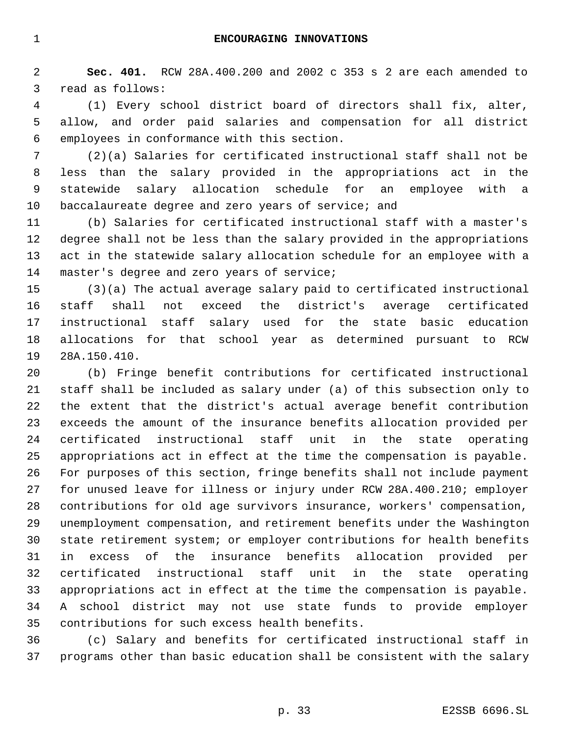## ENCOURAGING INNOVATIONS

**Sec. 401.** RCW 28A.400.200 and 2002 c 353 s 2 are each amended to read as follows:

(1) Every school district board of directors shall fix, alter, allow, and order paid salaries and compensation for all district employees in conformance with this section.

(2)(a) Salaries for certificated instructional staff shall not be less than the salary provided in the appropriations act in the statewide salary allocation schedule for an employee with a baccalaureate degree and zero years of service; and

(b) Salaries for certificated instructional staff with a master's degree shall not be less than the salary provided in the appropriations act in the statewide salary allocation schedule for an employee with a master's degree and zero years of service;

(3)(a) The actual average salary paid to certificated instructional staff shall not exceed the district's average certificated instructional staff salary used for the state basic education allocations for that school year as determined pursuant to RCW 28A.150.410.

(b) Fringe benefit contributions for certificated instructional staff shall be included as salary under (a) of this subsection only to the extent that the district's actual average benefit contribution exceeds the amount of the insurance benefits allocation provided per certificated instructional staff unit in the state operating appropriations act in effect at the time the compensation is payable. For purposes of this section, fringe benefits shall not include payment for unused leave for illness or injury under RCW 28A.400.210; employer contributions for old age survivors insurance, workers' compensation, unemployment compensation, and retirement benefits under the Washington state retirement system; or employer contributions for health benefits in excess of the insurance benefits allocation provided per certificated instructional staff unit in the state operating appropriations act in effect at the time the compensation is payable. A school district may not use state funds to provide employer contributions for such excess health benefits.

(c) Salary and benefits for certificated instructional staff in programs other than basic education shall be consistent with the salary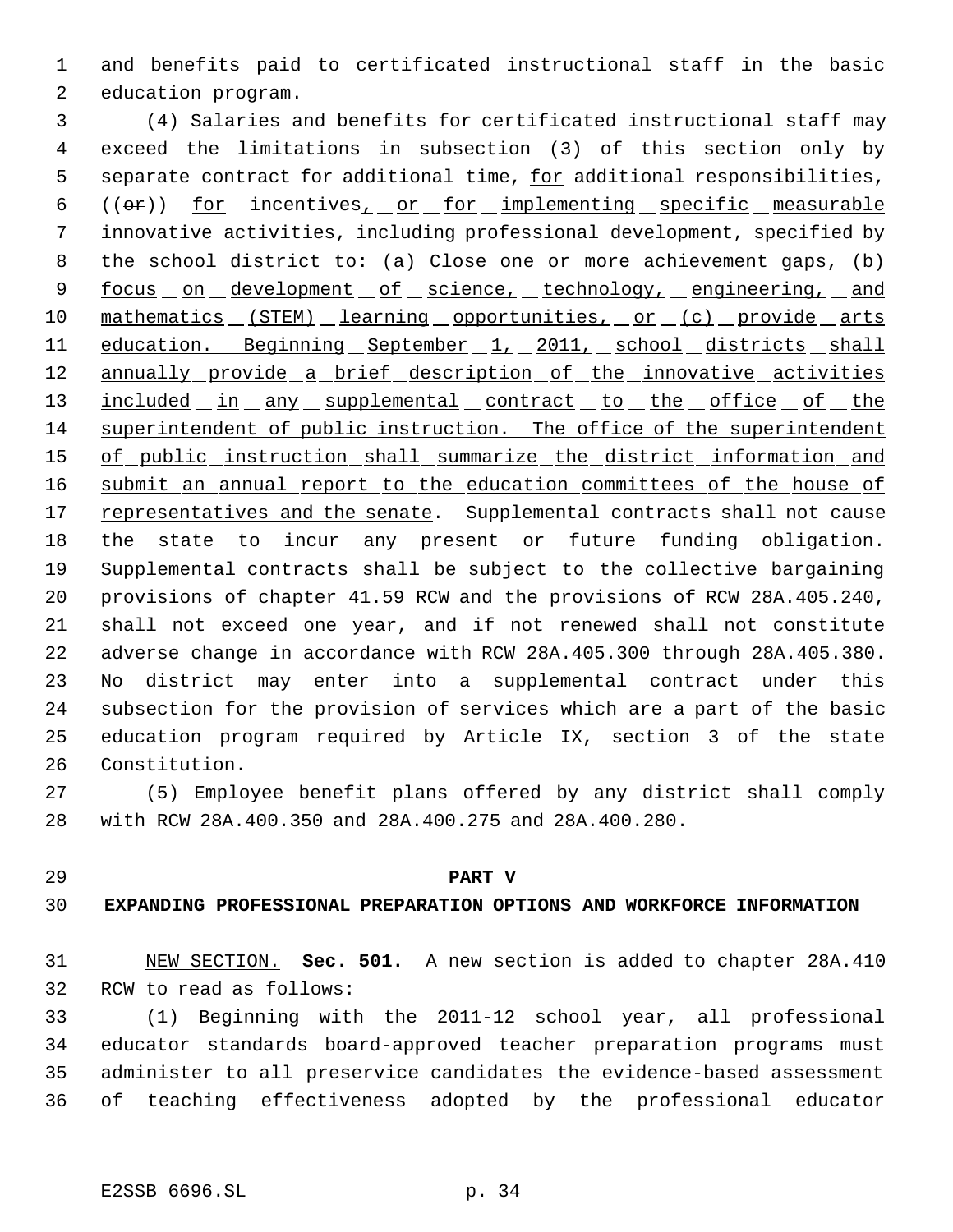and benefits paid to certificated instructional staff in the basic education program.

(4) Salaries and benefits for certificated instructional staff may exceed the limitations in subsection (3) of this section only by separate contract for additional time, for additional responsibilities, ((or)) for incentives, or for implementing specific measurable innovative activities, including professional development, specified by the school district to: (a) Close one or more achievement gaps, (b) focus on development of science, technology, engineering, and mathematics (STEM) learning opportunities, or (c) provide arts education. Beginning September 1, 2011, school districts shall annually provide a brief description of the innovative activities included in any supplemental contract to the office of the superintendent of public instruction. The office of the superintendent of public instruction shall summarize the district information and submit an annual report to the education committees of the house of representatives and the senate. Supplemental contracts shall not cause the state to incur any present or future funding obligation. Supplemental contracts shall be subject to the collective bargaining provisions of chapter 41.59 RCW and the provisions of RCW 28A.405.240, shall not exceed one year, and if not renewed shall not constitute adverse change in accordance with RCW 28A.405.300 through 28A.405.380. No district may enter into a supplemental contract under this subsection for the provision of services which are a part of the basic education program required by Article IX, section 3 of the state Constitution.

(5) Employee benefit plans offered by any district shall comply with RCW 28A.400.350 and 28A.400.275 and 28A.400.280.

## PART V
## EXPANDING PROFESSIONAL PREPARATION OPTIONS AND WORKFORCE INFORMATION

NEW SECTION. **Sec. 501.** A new section is added to chapter 28A.410 RCW to read as follows:

(1) Beginning with the 2011-12 school year, all professional educator standards board-approved teacher preparation programs must administer to all preservice candidates the evidence-based assessment of teaching effectiveness adopted by the professional educator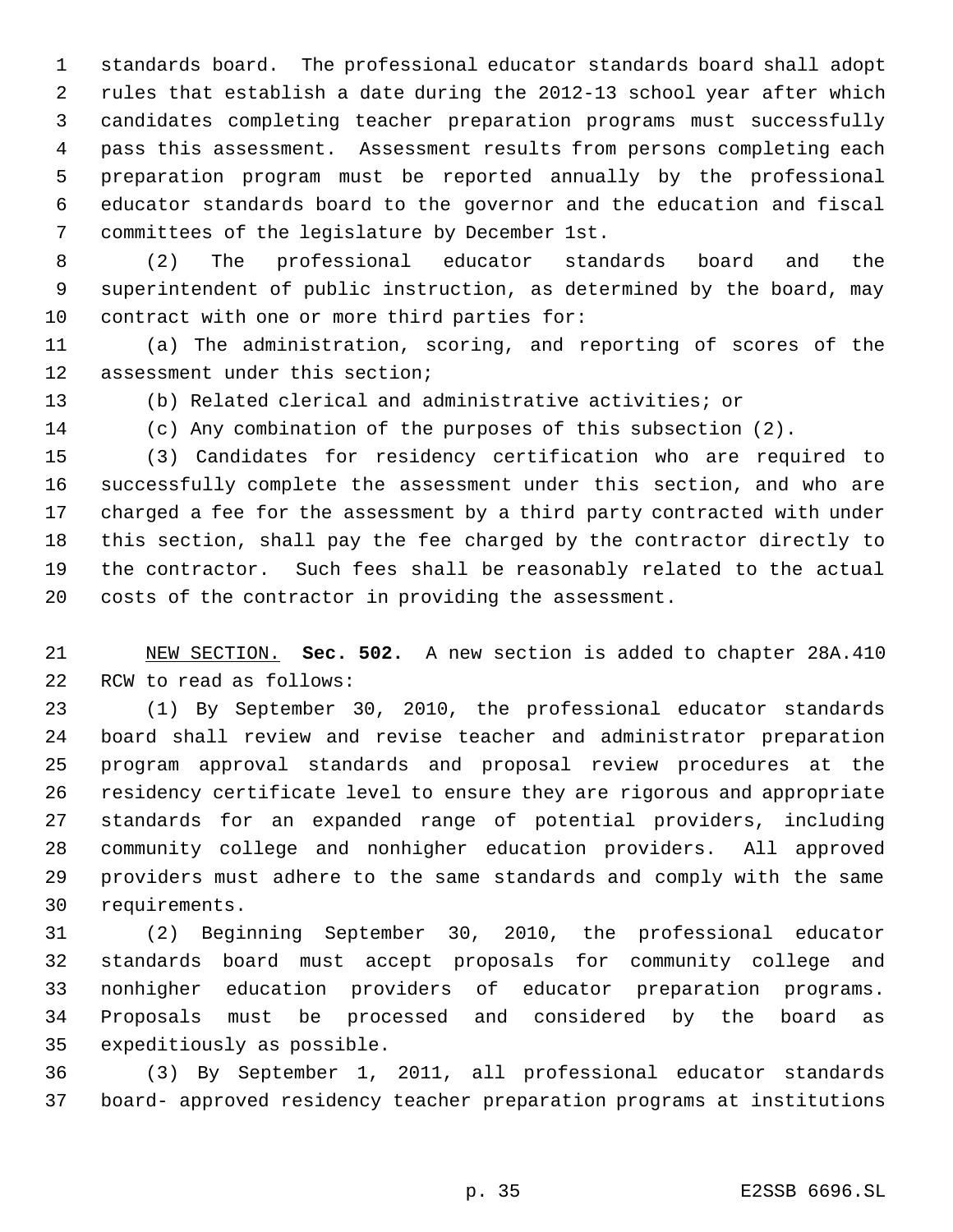standards board. The professional educator standards board shall adopt rules that establish a date during the 2012-13 school year after which candidates completing teacher preparation programs must successfully pass this assessment. Assessment results from persons completing each preparation program must be reported annually by the professional educator standards board to the governor and the education and fiscal committees of the legislature by December 1st.

(2) The professional educator standards board and the superintendent of public instruction, as determined by the board, may contract with one or more third parties for:

(a) The administration, scoring, and reporting of scores of the assessment under this section;

(b) Related clerical and administrative activities; or

(c) Any combination of the purposes of this subsection (2).

(3) Candidates for residency certification who are required to successfully complete the assessment under this section, and who are charged a fee for the assessment by a third party contracted with under this section, shall pay the fee charged by the contractor directly to the contractor. Such fees shall be reasonably related to the actual costs of the contractor in providing the assessment.

NEW SECTION. **Sec. 502.** A new section is added to chapter 28A.410 RCW to read as follows:

(1) By September 30, 2010, the professional educator standards board shall review and revise teacher and administrator preparation program approval standards and proposal review procedures at the residency certificate level to ensure they are rigorous and appropriate standards for an expanded range of potential providers, including community college and nonhigher education providers. All approved providers must adhere to the same standards and comply with the same requirements.

(2) Beginning September 30, 2010, the professional educator standards board must accept proposals for community college and nonhigher education providers of educator preparation programs. Proposals must be processed and considered by the board as expeditiously as possible.

(3) By September 1, 2011, all professional educator standards board- approved residency teacher preparation programs at institutions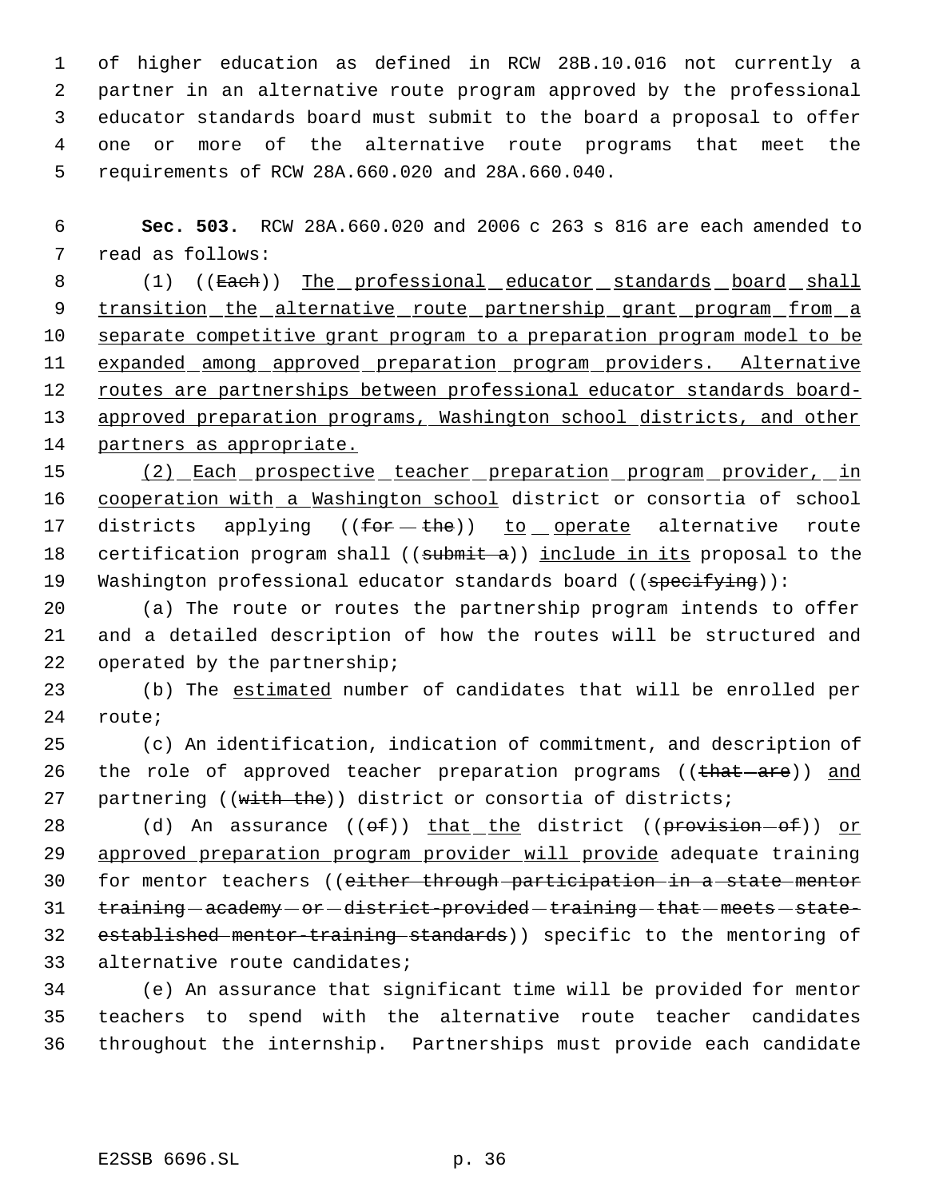of higher education as defined in RCW 28B.10.016 not currently a partner in an alternative route program approved by the professional educator standards board must submit to the board a proposal to offer one or more of the alternative route programs that meet the requirements of RCW 28A.660.020 and 28A.660.040.

**Sec. 503.** RCW 28A.660.020 and 2006 c 263 s 816 are each amended to read as follows:

(1) ((~~Each~~)) <u>The professional educator standards board shall transition the alternative route partnership grant program from a separate competitive grant program to a preparation program model to be expanded among approved preparation program providers. Alternative routes are partnerships between professional educator standards board-approved preparation programs, Washington school districts, and other partners as appropriate.</u>

<u>(2) Each prospective teacher preparation program provider, in cooperation with a Washington school</u> district or consortia of school districts applying ((~~for the~~)) <u>to operate</u> alternative route certification program shall ((~~submit a~~)) <u>include in its</u> proposal to the Washington professional educator standards board ((~~specifying~~)):

(a) The route or routes the partnership program intends to offer and a detailed description of how the routes will be structured and operated by the partnership;

(b) The <u>estimated</u> number of candidates that will be enrolled per route;

(c) An identification, indication of commitment, and description of the role of approved teacher preparation programs ((~~that are~~)) <u>and</u> partnering ((~~with the~~)) district or consortia of districts;

(d) An assurance ((~~of~~)) <u>that the</u> district ((~~provision of~~)) <u>or approved preparation program provider will provide</u> adequate training for mentor teachers ((~~either through participation in a state mentor training academy or district-provided training that meets state-established mentor-training standards~~)) specific to the mentoring of alternative route candidates;

(e) An assurance that significant time will be provided for mentor teachers to spend with the alternative route teacher candidates throughout the internship. Partnerships must provide each candidate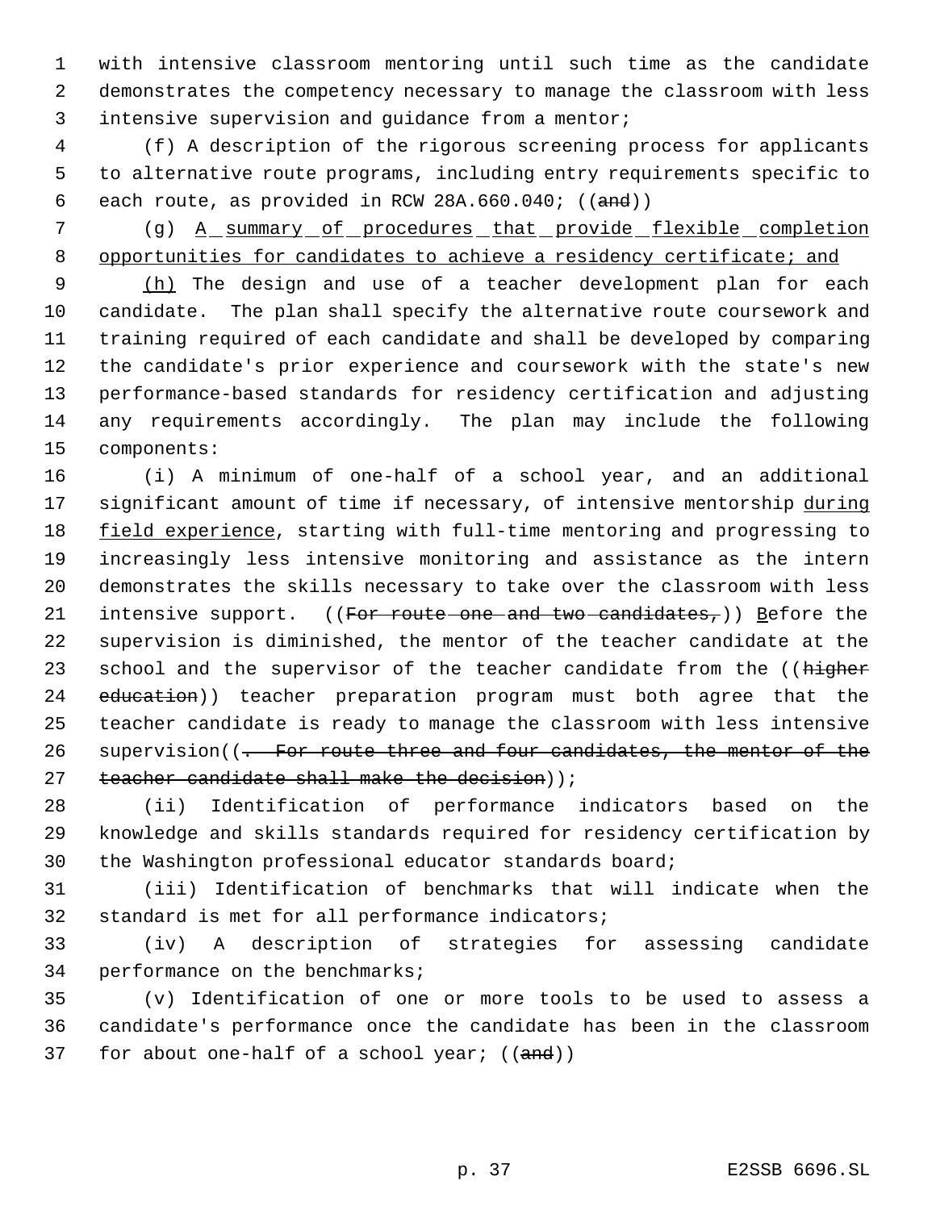with intensive classroom mentoring until such time as the candidate demonstrates the competency necessary to manage the classroom with less intensive supervision and guidance from a mentor;

(f) A description of the rigorous screening process for applicants to alternative route programs, including entry requirements specific to each route, as provided in RCW 28A.660.040; ((~~and~~))

(g) A summary of procedures that provide flexible completion opportunities for candidates to achieve a residency certificate; and

(h) The design and use of a teacher development plan for each candidate. The plan shall specify the alternative route coursework and training required of each candidate and shall be developed by comparing the candidate's prior experience and coursework with the state's new performance-based standards for residency certification and adjusting any requirements accordingly. The plan may include the following components:

(i) A minimum of one-half of a school year, and an additional significant amount of time if necessary, of intensive mentorship during field experience, starting with full-time mentoring and progressing to increasingly less intensive monitoring and assistance as the intern demonstrates the skills necessary to take over the classroom with less intensive support. ((~~For route one and two candidates,~~)) Before the supervision is diminished, the mentor of the teacher candidate at the school and the supervisor of the teacher candidate from the ((~~higher education~~)) teacher preparation program must both agree that the teacher candidate is ready to manage the classroom with less intensive supervision((~~. For route three and four candidates, the mentor of the teacher candidate shall make the decision~~));

(ii) Identification of performance indicators based on the knowledge and skills standards required for residency certification by the Washington professional educator standards board;

(iii) Identification of benchmarks that will indicate when the standard is met for all performance indicators;

(iv) A description of strategies for assessing candidate performance on the benchmarks;

(v) Identification of one or more tools to be used to assess a candidate's performance once the candidate has been in the classroom for about one-half of a school year; ((~~and~~))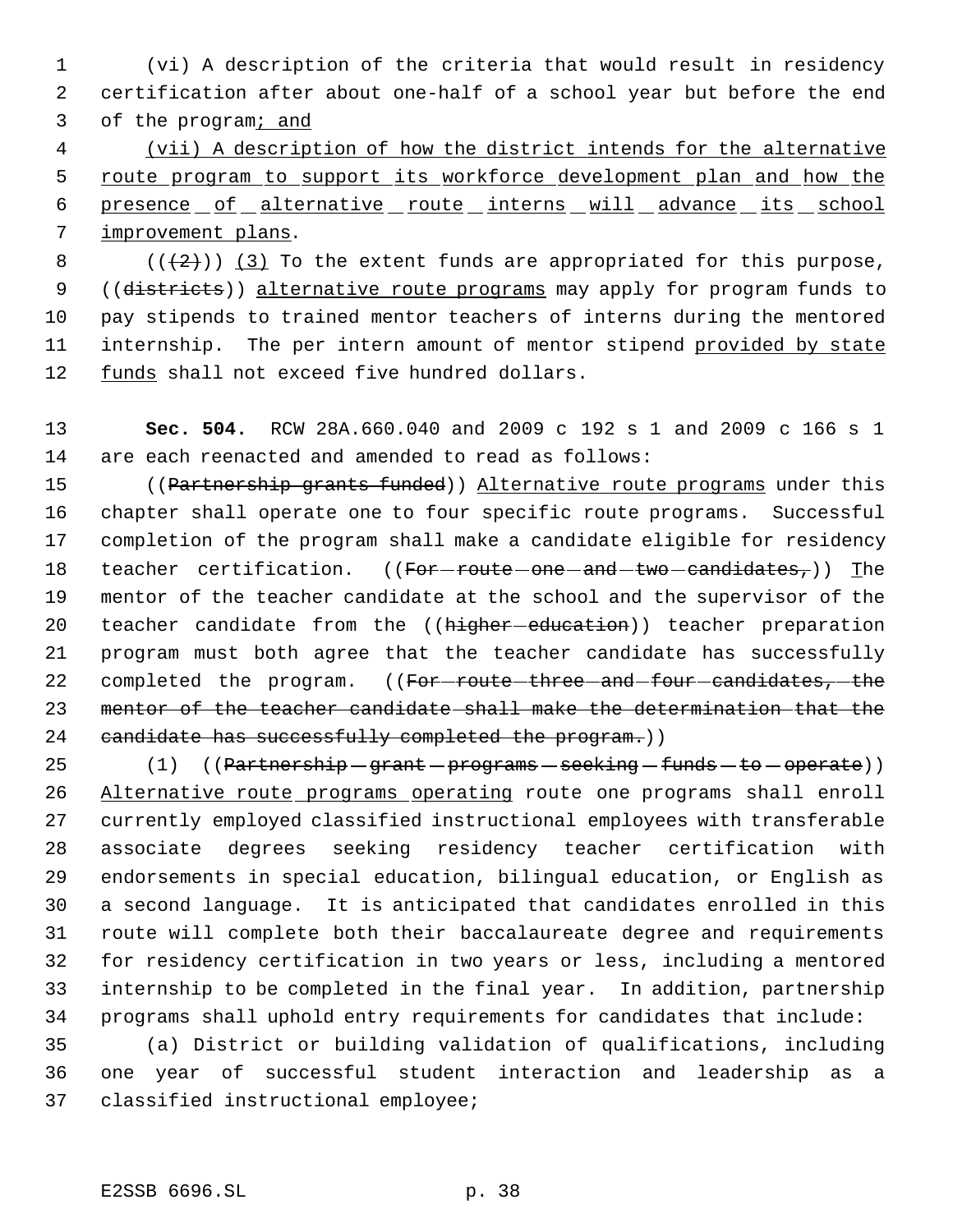(vi) A description of the criteria that would result in residency certification after about one-half of a school year but before the end of the program; and

(vii) A description of how the district intends for the alternative route program to support its workforce development plan and how the presence of alternative route interns will advance its school improvement plans.

(((2))) (3) To the extent funds are appropriated for this purpose, ((districts)) alternative route programs may apply for program funds to pay stipends to trained mentor teachers of interns during the mentored internship. The per intern amount of mentor stipend provided by state funds shall not exceed five hundred dollars.

**Sec. 504.** RCW 28A.660.040 and 2009 c 192 s 1 and 2009 c 166 s 1 are each reenacted and amended to read as follows:

((Partnership grants funded)) Alternative route programs under this chapter shall operate one to four specific route programs. Successful completion of the program shall make a candidate eligible for residency teacher certification. ((For route one and two candidates,)) The mentor of the teacher candidate at the school and the supervisor of the teacher candidate from the ((higher education)) teacher preparation program must both agree that the teacher candidate has successfully completed the program. ((For route three and four candidates, the mentor of the teacher candidate shall make the determination that the candidate has successfully completed the program.))

(1) ((Partnership grant programs seeking funds to operate)) Alternative route programs operating route one programs shall enroll currently employed classified instructional employees with transferable associate degrees seeking residency teacher certification with endorsements in special education, bilingual education, or English as a second language. It is anticipated that candidates enrolled in this route will complete both their baccalaureate degree and requirements for residency certification in two years or less, including a mentored internship to be completed in the final year. In addition, partnership programs shall uphold entry requirements for candidates that include:

(a) District or building validation of qualifications, including one year of successful student interaction and leadership as a classified instructional employee;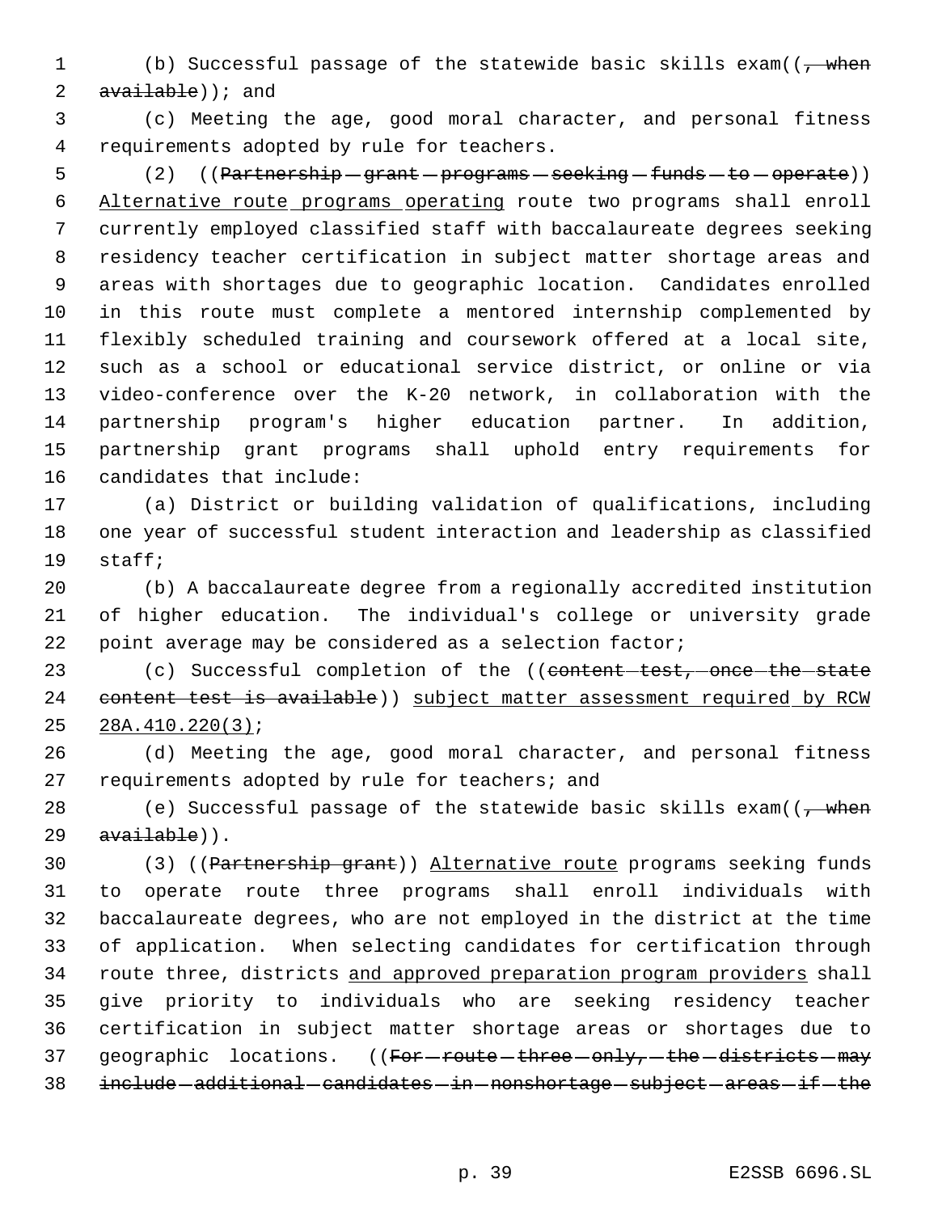(b) Successful passage of the statewide basic skills exam((~~, when available~~)); and

(c) Meeting the age, good moral character, and personal fitness requirements adopted by rule for teachers.

(2) ((~~Partnership grant programs seeking funds to operate~~)) <u>Alternative route programs operating</u> route two programs shall enroll currently employed classified staff with baccalaureate degrees seeking residency teacher certification in subject matter shortage areas and areas with shortages due to geographic location. Candidates enrolled in this route must complete a mentored internship complemented by flexibly scheduled training and coursework offered at a local site, such as a school or educational service district, or online or via video-conference over the K-20 network, in collaboration with the partnership program's higher education partner. In addition, partnership grant programs shall uphold entry requirements for candidates that include:

(a) District or building validation of qualifications, including one year of successful student interaction and leadership as classified staff;

(b) A baccalaureate degree from a regionally accredited institution of higher education. The individual's college or university grade point average may be considered as a selection factor;

(c) Successful completion of the ((~~content test, once the state content test is available~~)) <u>subject matter assessment required by RCW 28A.410.220(3)</u>;

(d) Meeting the age, good moral character, and personal fitness requirements adopted by rule for teachers; and

(e) Successful passage of the statewide basic skills exam((~~, when available~~)).

(3) ((~~Partnership grant~~)) <u>Alternative route</u> programs seeking funds to operate route three programs shall enroll individuals with baccalaureate degrees, who are not employed in the district at the time of application. When selecting candidates for certification through route three, districts <u>and approved preparation program providers</u> shall give priority to individuals who are seeking residency teacher certification in subject matter shortage areas or shortages due to geographic locations. ((~~For route three only, the districts may include additional candidates in nonshortage subject areas if the~~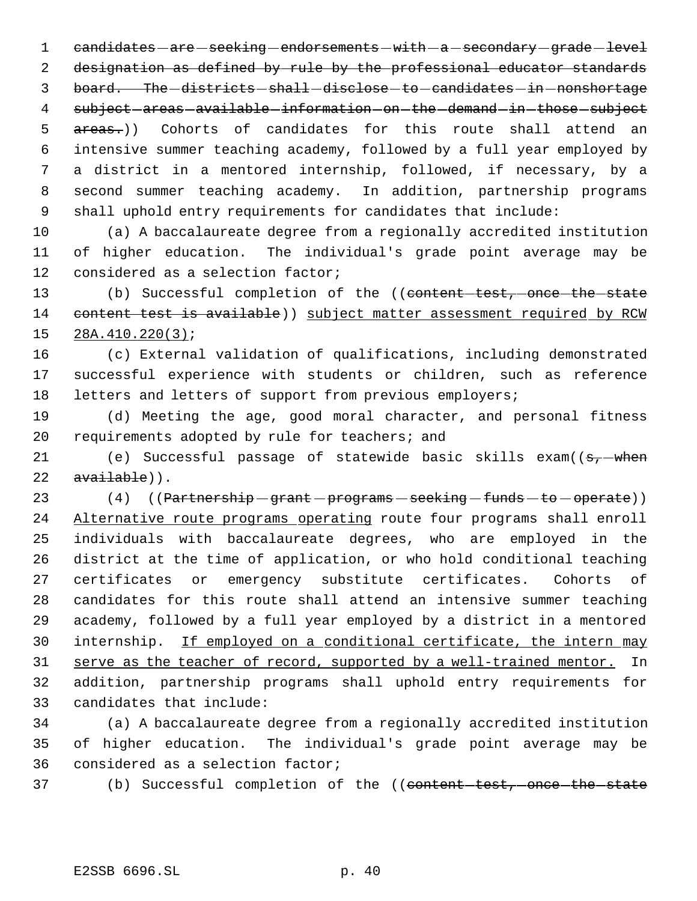~~candidates are seeking endorsements with a secondary grade level designation as defined by rule by the professional educator standards board. The districts shall disclose to candidates in nonshortage subject areas available information on the demand in those subject areas.~~)) Cohorts of candidates for this route shall attend an intensive summer teaching academy, followed by a full year employed by a district in a mentored internship, followed, if necessary, by a second summer teaching academy. In addition, partnership programs shall uphold entry requirements for candidates that include:

(a) A baccalaureate degree from a regionally accredited institution of higher education. The individual's grade point average may be considered as a selection factor;

(b) Successful completion of the ((~~content test, once the state content test is available~~)) <u>subject matter assessment required by RCW 28A.410.220(3)</u>;

(c) External validation of qualifications, including demonstrated successful experience with students or children, such as reference letters and letters of support from previous employers;

(d) Meeting the age, good moral character, and personal fitness requirements adopted by rule for teachers; and

(e) Successful passage of statewide basic skills exam((~~s, when available~~)).

(4) ((~~Partnership grant programs seeking funds to operate~~)) <u>Alternative route programs operating</u> route four programs shall enroll individuals with baccalaureate degrees, who are employed in the district at the time of application, or who hold conditional teaching certificates or emergency substitute certificates. Cohorts of candidates for this route shall attend an intensive summer teaching academy, followed by a full year employed by a district in a mentored internship. <u>If employed on a conditional certificate, the intern may serve as the teacher of record, supported by a well-trained mentor.</u> In addition, partnership programs shall uphold entry requirements for candidates that include:

(a) A baccalaureate degree from a regionally accredited institution of higher education. The individual's grade point average may be considered as a selection factor;

(b) Successful completion of the ((~~content test, once the state~~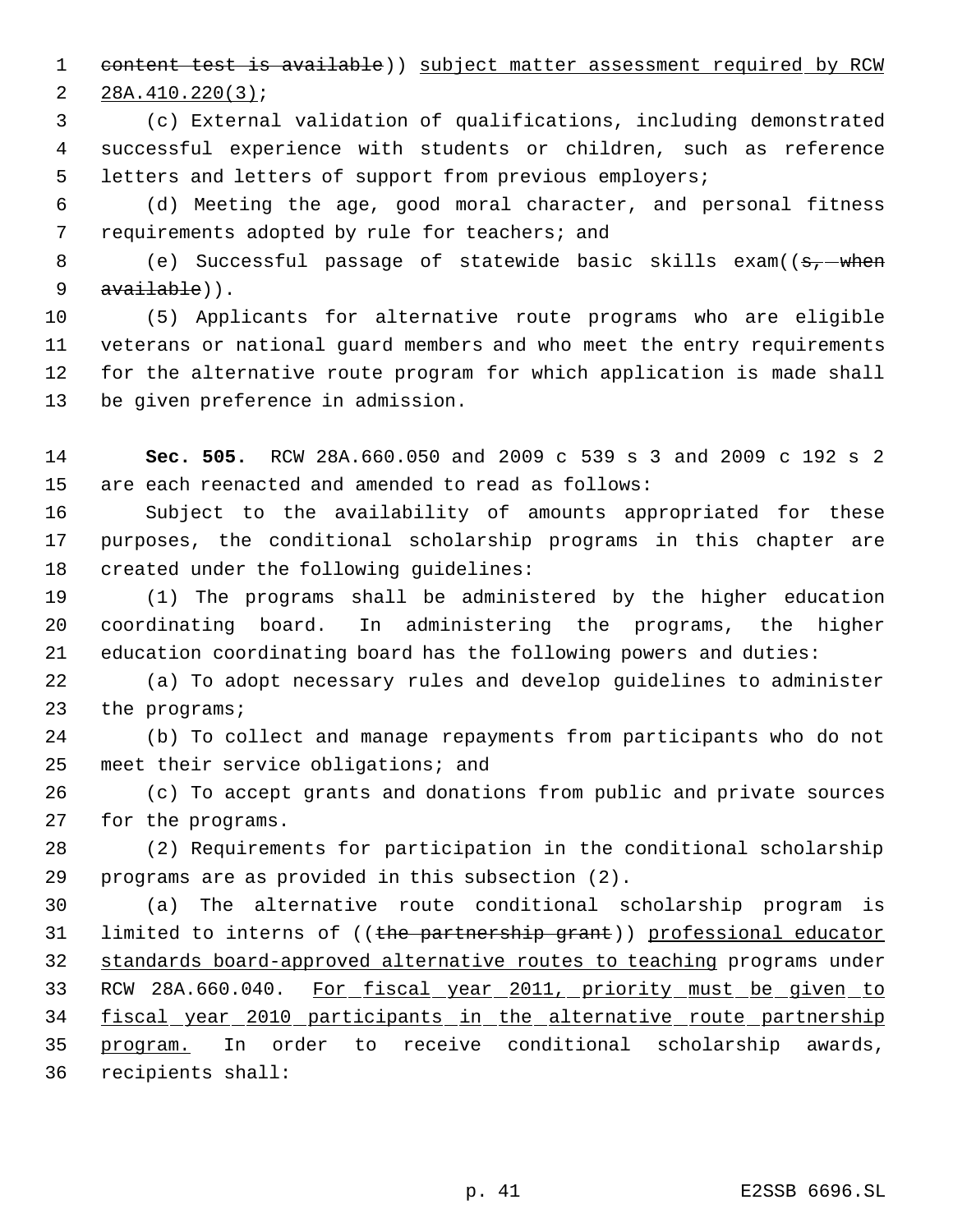~~content test is available~~)) <u>subject matter assessment required by RCW 28A.410.220(3)</u>;

(c) External validation of qualifications, including demonstrated successful experience with students or children, such as reference letters and letters of support from previous employers;

(d) Meeting the age, good moral character, and personal fitness requirements adopted by rule for teachers; and

(e) Successful passage of statewide basic skills exam((~~s, when available~~)).

(5) Applicants for alternative route programs who are eligible veterans or national guard members and who meet the entry requirements for the alternative route program for which application is made shall be given preference in admission.

**Sec. 505.** RCW 28A.660.050 and 2009 c 539 s 3 and 2009 c 192 s 2 are each reenacted and amended to read as follows:

Subject to the availability of amounts appropriated for these purposes, the conditional scholarship programs in this chapter are created under the following guidelines:

(1) The programs shall be administered by the higher education coordinating board. In administering the programs, the higher education coordinating board has the following powers and duties:

(a) To adopt necessary rules and develop guidelines to administer the programs;

(b) To collect and manage repayments from participants who do not meet their service obligations; and

(c) To accept grants and donations from public and private sources for the programs.

(2) Requirements for participation in the conditional scholarship programs are as provided in this subsection (2).

(a) The alternative route conditional scholarship program is limited to interns of ((~~the partnership grant~~)) <u>professional educator standards board-approved alternative routes to teaching</u> programs under RCW 28A.660.040. <u>For fiscal year 2011, priority must be given to fiscal year 2010 participants in the alternative route partnership program.</u> In order to receive conditional scholarship awards, recipients shall: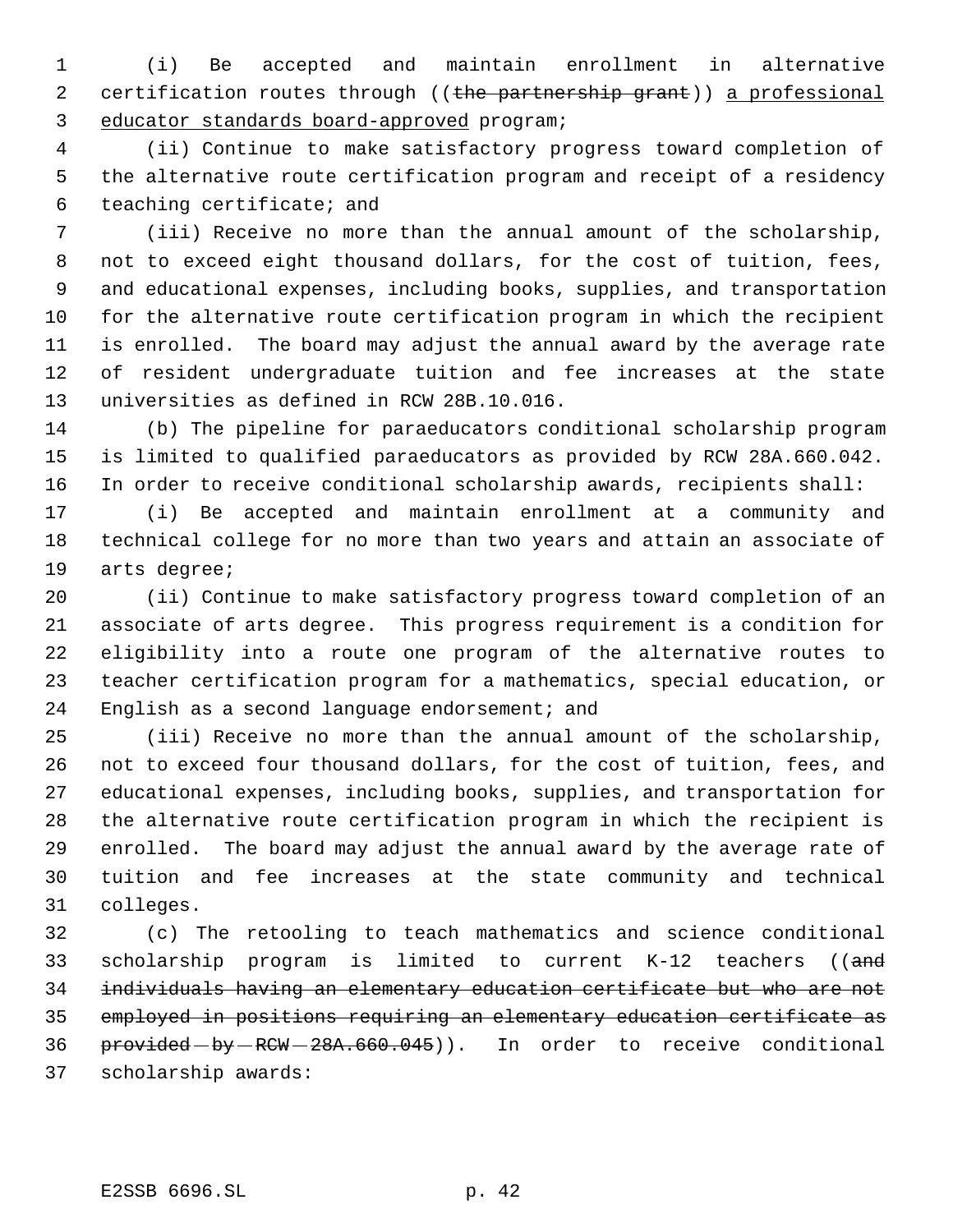(i) Be accepted and maintain enrollment in alternative certification routes through ((~~the partnership grant~~)) <u>a professional educator standards board-approved</u> program;

(ii) Continue to make satisfactory progress toward completion of the alternative route certification program and receipt of a residency teaching certificate; and

(iii) Receive no more than the annual amount of the scholarship, not to exceed eight thousand dollars, for the cost of tuition, fees, and educational expenses, including books, supplies, and transportation for the alternative route certification program in which the recipient is enrolled. The board may adjust the annual award by the average rate of resident undergraduate tuition and fee increases at the state universities as defined in RCW 28B.10.016.

(b) The pipeline for paraeducators conditional scholarship program is limited to qualified paraeducators as provided by RCW 28A.660.042. In order to receive conditional scholarship awards, recipients shall:

(i) Be accepted and maintain enrollment at a community and technical college for no more than two years and attain an associate of arts degree;

(ii) Continue to make satisfactory progress toward completion of an associate of arts degree. This progress requirement is a condition for eligibility into a route one program of the alternative routes to teacher certification program for a mathematics, special education, or English as a second language endorsement; and

(iii) Receive no more than the annual amount of the scholarship, not to exceed four thousand dollars, for the cost of tuition, fees, and educational expenses, including books, supplies, and transportation for the alternative route certification program in which the recipient is enrolled. The board may adjust the annual award by the average rate of tuition and fee increases at the state community and technical colleges.

(c) The retooling to teach mathematics and science conditional scholarship program is limited to current K-12 teachers ((~~and individuals having an elementary education certificate but who are not employed in positions requiring an elementary education certificate as provided by RCW 28A.660.045~~)). In order to receive conditional scholarship awards: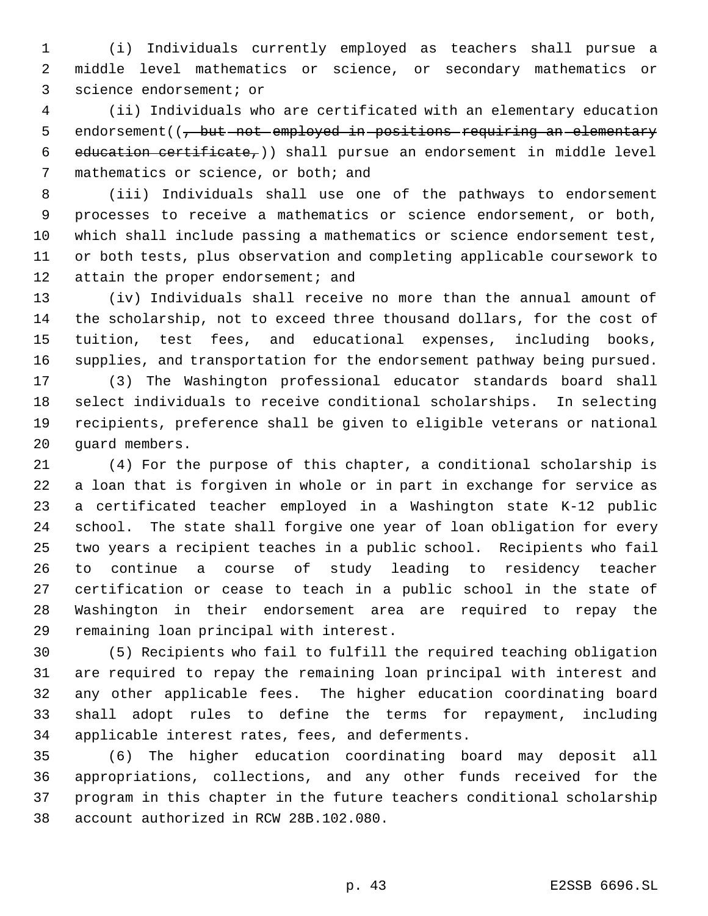(i) Individuals currently employed as teachers shall pursue a middle level mathematics or science, or secondary mathematics or science endorsement; or

(ii) Individuals who are certificated with an elementary education endorsement((~~, but not employed in positions requiring an elementary education certificate,~~)) shall pursue an endorsement in middle level mathematics or science, or both; and

(iii) Individuals shall use one of the pathways to endorsement processes to receive a mathematics or science endorsement, or both, which shall include passing a mathematics or science endorsement test, or both tests, plus observation and completing applicable coursework to attain the proper endorsement; and

(iv) Individuals shall receive no more than the annual amount of the scholarship, not to exceed three thousand dollars, for the cost of tuition, test fees, and educational expenses, including books, supplies, and transportation for the endorsement pathway being pursued.

(3) The Washington professional educator standards board shall select individuals to receive conditional scholarships. In selecting recipients, preference shall be given to eligible veterans or national guard members.

(4) For the purpose of this chapter, a conditional scholarship is a loan that is forgiven in whole or in part in exchange for service as a certificated teacher employed in a Washington state K-12 public school. The state shall forgive one year of loan obligation for every two years a recipient teaches in a public school. Recipients who fail to continue a course of study leading to residency teacher certification or cease to teach in a public school in the state of Washington in their endorsement area are required to repay the remaining loan principal with interest.

(5) Recipients who fail to fulfill the required teaching obligation are required to repay the remaining loan principal with interest and any other applicable fees. The higher education coordinating board shall adopt rules to define the terms for repayment, including applicable interest rates, fees, and deferments.

(6) The higher education coordinating board may deposit all appropriations, collections, and any other funds received for the program in this chapter in the future teachers conditional scholarship account authorized in RCW 28B.102.080.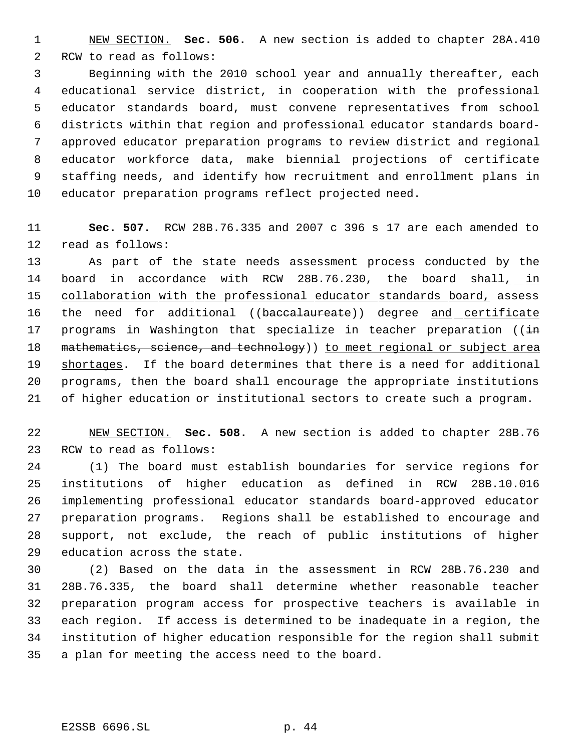NEW SECTION. **Sec. 506.** A new section is added to chapter 28A.410 RCW to read as follows:

Beginning with the 2010 school year and annually thereafter, each educational service district, in cooperation with the professional educator standards board, must convene representatives from school districts within that region and professional educator standards board-approved educator preparation programs to review district and regional educator workforce data, make biennial projections of certificate staffing needs, and identify how recruitment and enrollment plans in educator preparation programs reflect projected need.

**Sec. 507.** RCW 28B.76.335 and 2007 c 396 s 17 are each amended to read as follows:

As part of the state needs assessment process conducted by the board in accordance with RCW 28B.76.230, the board shall, in collaboration with the professional educator standards board, assess the need for additional ((~~baccalaureate~~)) degree and certificate programs in Washington that specialize in teacher preparation ((~~in mathematics, science, and technology~~)) to meet regional or subject area shortages. If the board determines that there is a need for additional programs, then the board shall encourage the appropriate institutions of higher education or institutional sectors to create such a program.

NEW SECTION. **Sec. 508.** A new section is added to chapter 28B.76 RCW to read as follows:

(1) The board must establish boundaries for service regions for institutions of higher education as defined in RCW 28B.10.016 implementing professional educator standards board-approved educator preparation programs. Regions shall be established to encourage and support, not exclude, the reach of public institutions of higher education across the state.

(2) Based on the data in the assessment in RCW 28B.76.230 and 28B.76.335, the board shall determine whether reasonable teacher preparation program access for prospective teachers is available in each region. If access is determined to be inadequate in a region, the institution of higher education responsible for the region shall submit a plan for meeting the access need to the board.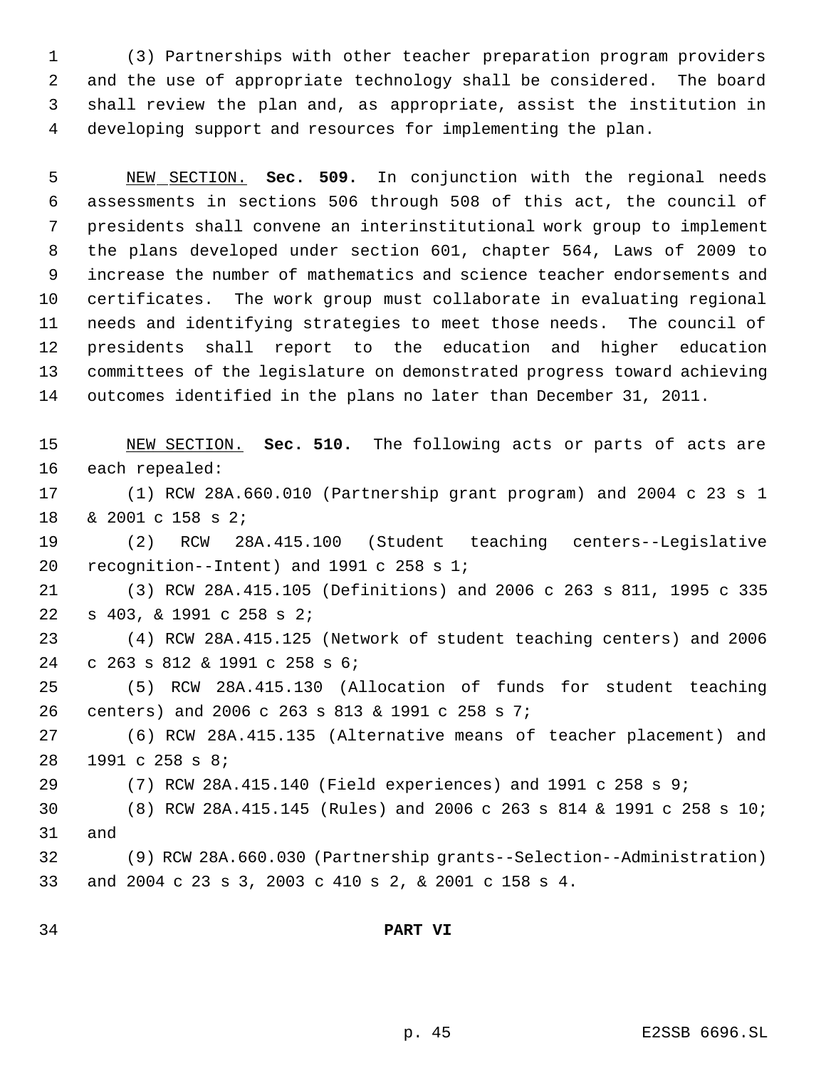(3) Partnerships with other teacher preparation program providers and the use of appropriate technology shall be considered. The board shall review the plan and, as appropriate, assist the institution in developing support and resources for implementing the plan.

NEW SECTION. **Sec. 509.** In conjunction with the regional needs assessments in sections 506 through 508 of this act, the council of presidents shall convene an interinstitutional work group to implement the plans developed under section 601, chapter 564, Laws of 2009 to increase the number of mathematics and science teacher endorsements and certificates. The work group must collaborate in evaluating regional needs and identifying strategies to meet those needs. The council of presidents shall report to the education and higher education committees of the legislature on demonstrated progress toward achieving outcomes identified in the plans no later than December 31, 2011.

NEW SECTION. **Sec. 510.** The following acts or parts of acts are each repealed:

(1) RCW 28A.660.010 (Partnership grant program) and 2004 c 23 s 1 & 2001 c 158 s 2;

(2) RCW 28A.415.100 (Student teaching centers--Legislative recognition--Intent) and 1991 c 258 s 1;

(3) RCW 28A.415.105 (Definitions) and 2006 c 263 s 811, 1995 c 335 s 403, & 1991 c 258 s 2;

(4) RCW 28A.415.125 (Network of student teaching centers) and 2006 c 263 s 812 & 1991 c 258 s 6;

(5) RCW 28A.415.130 (Allocation of funds for student teaching centers) and 2006 c 263 s 813 & 1991 c 258 s 7;

(6) RCW 28A.415.135 (Alternative means of teacher placement) and 1991 c 258 s 8;

(7) RCW 28A.415.140 (Field experiences) and 1991 c 258 s 9;

(8) RCW 28A.415.145 (Rules) and 2006 c 263 s 814 & 1991 c 258 s 10; and

(9) RCW 28A.660.030 (Partnership grants--Selection--Administration) and 2004 c 23 s 3, 2003 c 410 s 2, & 2001 c 158 s 4.

## PART VI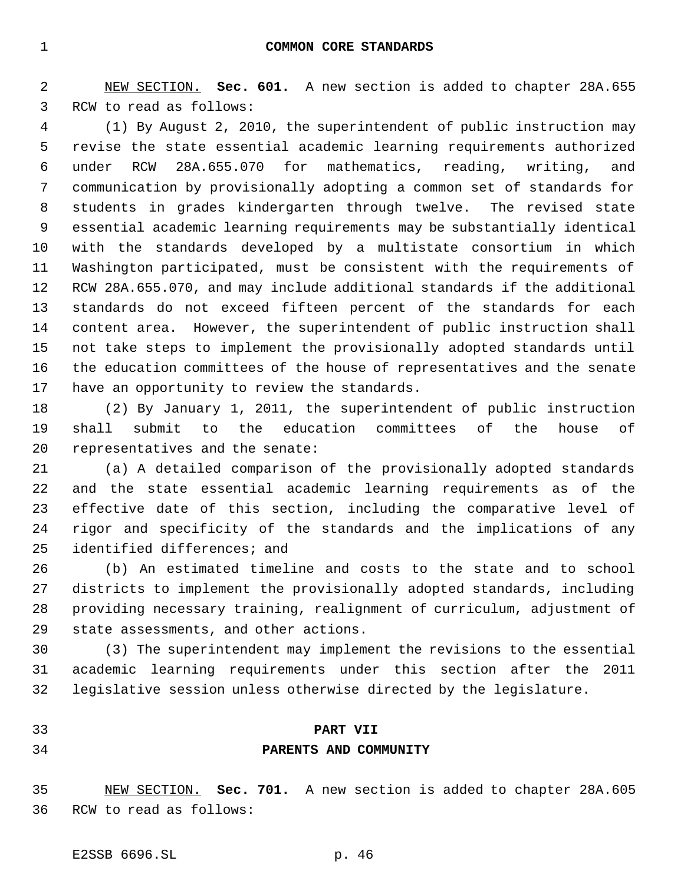## COMMON CORE STANDARDS

NEW SECTION. **Sec. 601.** A new section is added to chapter 28A.655 RCW to read as follows:

(1) By August 2, 2010, the superintendent of public instruction may revise the state essential academic learning requirements authorized under RCW 28A.655.070 for mathematics, reading, writing, and communication by provisionally adopting a common set of standards for students in grades kindergarten through twelve. The revised state essential academic learning requirements may be substantially identical with the standards developed by a multistate consortium in which Washington participated, must be consistent with the requirements of RCW 28A.655.070, and may include additional standards if the additional standards do not exceed fifteen percent of the standards for each content area. However, the superintendent of public instruction shall not take steps to implement the provisionally adopted standards until the education committees of the house of representatives and the senate have an opportunity to review the standards.

(2) By January 1, 2011, the superintendent of public instruction shall submit to the education committees of the house of representatives and the senate:

(a) A detailed comparison of the provisionally adopted standards and the state essential academic learning requirements as of the effective date of this section, including the comparative level of rigor and specificity of the standards and the implications of any identified differences; and

(b) An estimated timeline and costs to the state and to school districts to implement the provisionally adopted standards, including providing necessary training, realignment of curriculum, adjustment of state assessments, and other actions.

(3) The superintendent may implement the revisions to the essential academic learning requirements under this section after the 2011 legislative session unless otherwise directed by the legislature.

# PART VII
## PARENTS AND COMMUNITY

NEW SECTION. **Sec. 701.** A new section is added to chapter 28A.605 RCW to read as follows: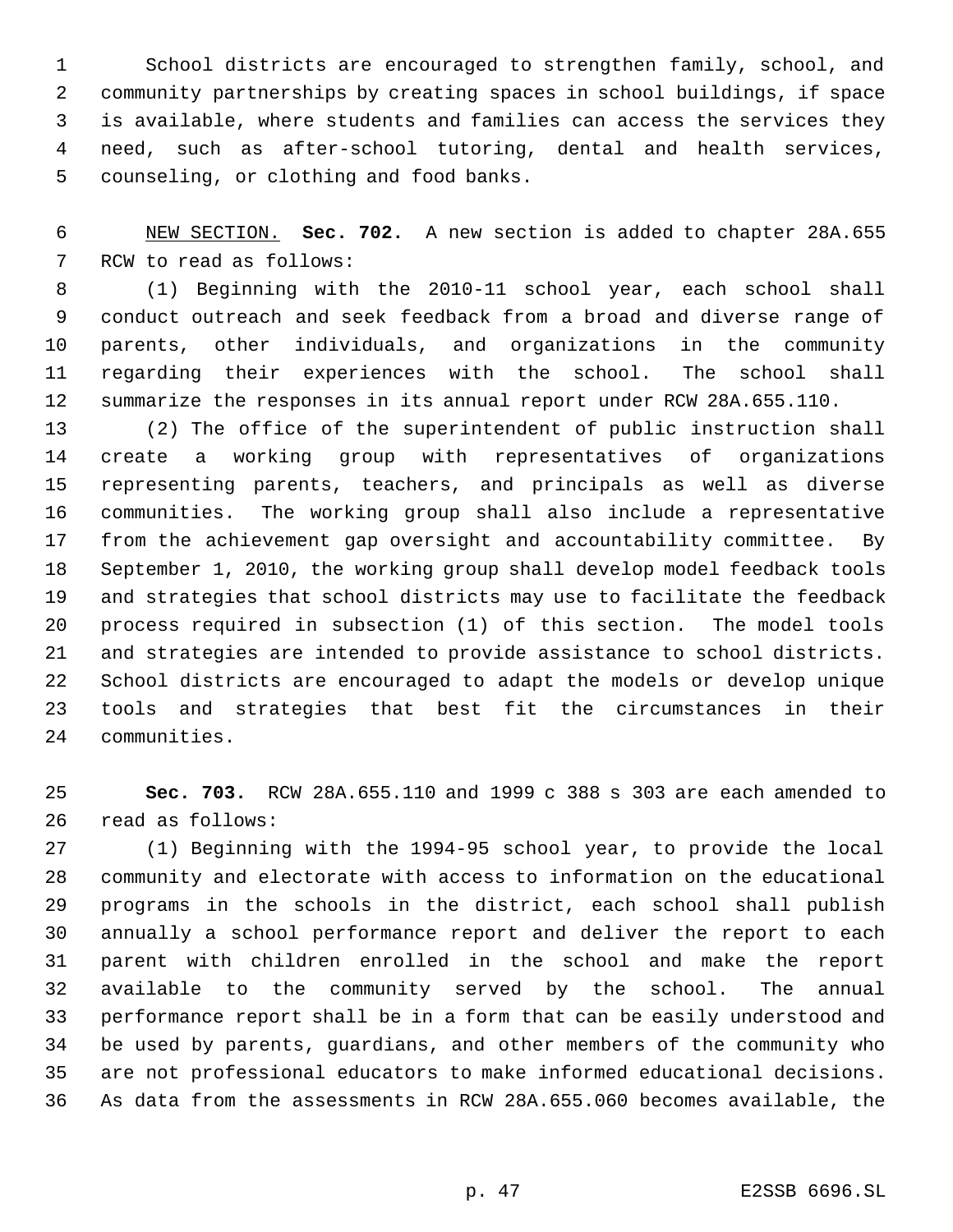School districts are encouraged to strengthen family, school, and community partnerships by creating spaces in school buildings, if space is available, where students and families can access the services they need, such as after-school tutoring, dental and health services, counseling, or clothing and food banks.

NEW SECTION. **Sec. 702.** A new section is added to chapter 28A.655 RCW to read as follows:

(1) Beginning with the 2010-11 school year, each school shall conduct outreach and seek feedback from a broad and diverse range of parents, other individuals, and organizations in the community regarding their experiences with the school. The school shall summarize the responses in its annual report under RCW 28A.655.110.

(2) The office of the superintendent of public instruction shall create a working group with representatives of organizations representing parents, teachers, and principals as well as diverse communities. The working group shall also include a representative from the achievement gap oversight and accountability committee. By September 1, 2010, the working group shall develop model feedback tools and strategies that school districts may use to facilitate the feedback process required in subsection (1) of this section. The model tools and strategies are intended to provide assistance to school districts. School districts are encouraged to adapt the models or develop unique tools and strategies that best fit the circumstances in their communities.

**Sec. 703.** RCW 28A.655.110 and 1999 c 388 s 303 are each amended to read as follows:

(1) Beginning with the 1994-95 school year, to provide the local community and electorate with access to information on the educational programs in the schools in the district, each school shall publish annually a school performance report and deliver the report to each parent with children enrolled in the school and make the report available to the community served by the school. The annual performance report shall be in a form that can be easily understood and be used by parents, guardians, and other members of the community who are not professional educators to make informed educational decisions. As data from the assessments in RCW 28A.655.060 becomes available, the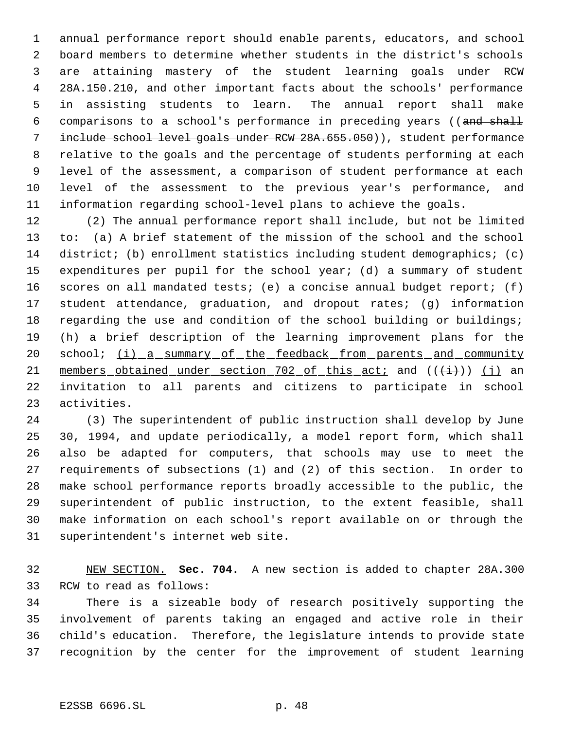annual performance report should enable parents, educators, and school board members to determine whether students in the district's schools are attaining mastery of the student learning goals under RCW 28A.150.210, and other important facts about the schools' performance in assisting students to learn. The annual report shall make comparisons to a school's performance in preceding years ((~~and shall include school level goals under RCW 28A.655.050~~)), student performance relative to the goals and the percentage of students performing at each level of the assessment, a comparison of student performance at each level of the assessment to the previous year's performance, and information regarding school-level plans to achieve the goals.

(2) The annual performance report shall include, but not be limited to: (a) A brief statement of the mission of the school and the school district; (b) enrollment statistics including student demographics; (c) expenditures per pupil for the school year; (d) a summary of student scores on all mandated tests; (e) a concise annual budget report; (f) student attendance, graduation, and dropout rates; (g) information regarding the use and condition of the school building or buildings; (h) a brief description of the learning improvement plans for the school; <u>(i) a summary of the feedback from parents and community members obtained under section 702 of this act;</u> and ((~~(i)~~)) <u>(j)</u> an invitation to all parents and citizens to participate in school activities.

(3) The superintendent of public instruction shall develop by June 30, 1994, and update periodically, a model report form, which shall also be adapted for computers, that schools may use to meet the requirements of subsections (1) and (2) of this section. In order to make school performance reports broadly accessible to the public, the superintendent of public instruction, to the extent feasible, shall make information on each school's report available on or through the superintendent's internet web site.

<u>NEW SECTION.</u> **Sec. 704.** A new section is added to chapter 28A.300 RCW to read as follows:

There is a sizeable body of research positively supporting the involvement of parents taking an engaged and active role in their child's education. Therefore, the legislature intends to provide state recognition by the center for the improvement of student learning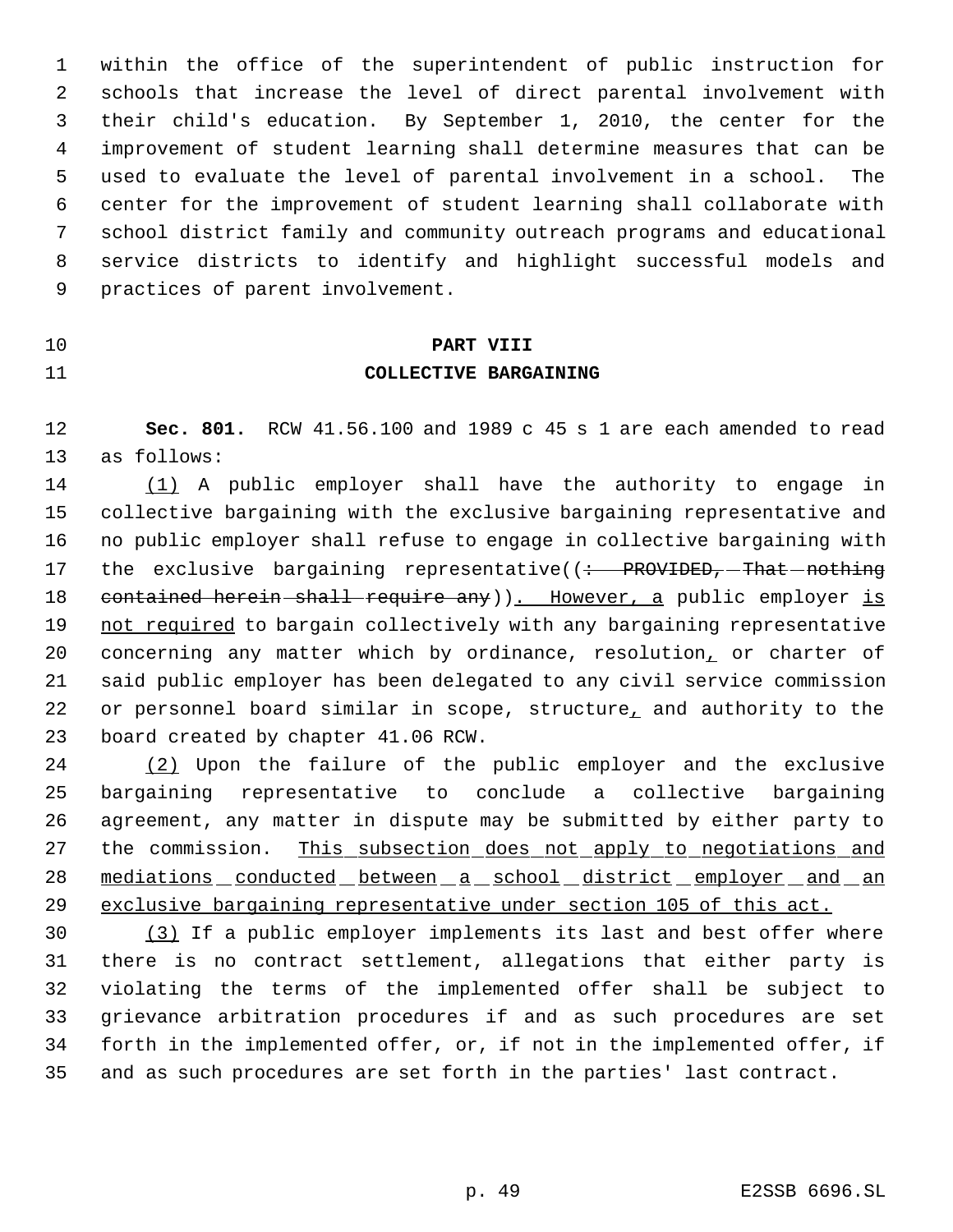within the office of the superintendent of public instruction for schools that increase the level of direct parental involvement with their child's education. By September 1, 2010, the center for the improvement of student learning shall determine measures that can be used to evaluate the level of parental involvement in a school. The center for the improvement of student learning shall collaborate with school district family and community outreach programs and educational service districts to identify and highlight successful models and practices of parent involvement.

**PART VIII**
**COLLECTIVE BARGAINING**

**Sec. 801.** RCW 41.56.100 and 1989 c 45 s 1 are each amended to read as follows:

(1) A public employer shall have the authority to engage in collective bargaining with the exclusive bargaining representative and no public employer shall refuse to engage in collective bargaining with the exclusive bargaining representative((: PROVIDED, That nothing contained herein shall require any)). However, a public employer is not required to bargain collectively with any bargaining representative concerning any matter which by ordinance, resolution, or charter of said public employer has been delegated to any civil service commission or personnel board similar in scope, structure, and authority to the board created by chapter 41.06 RCW.

(2) Upon the failure of the public employer and the exclusive bargaining representative to conclude a collective bargaining agreement, any matter in dispute may be submitted by either party to the commission. This subsection does not apply to negotiations and mediations conducted between a school district employer and an exclusive bargaining representative under section 105 of this act.

(3) If a public employer implements its last and best offer where there is no contract settlement, allegations that either party is violating the terms of the implemented offer shall be subject to grievance arbitration procedures if and as such procedures are set forth in the implemented offer, or, if not in the implemented offer, if and as such procedures are set forth in the parties' last contract.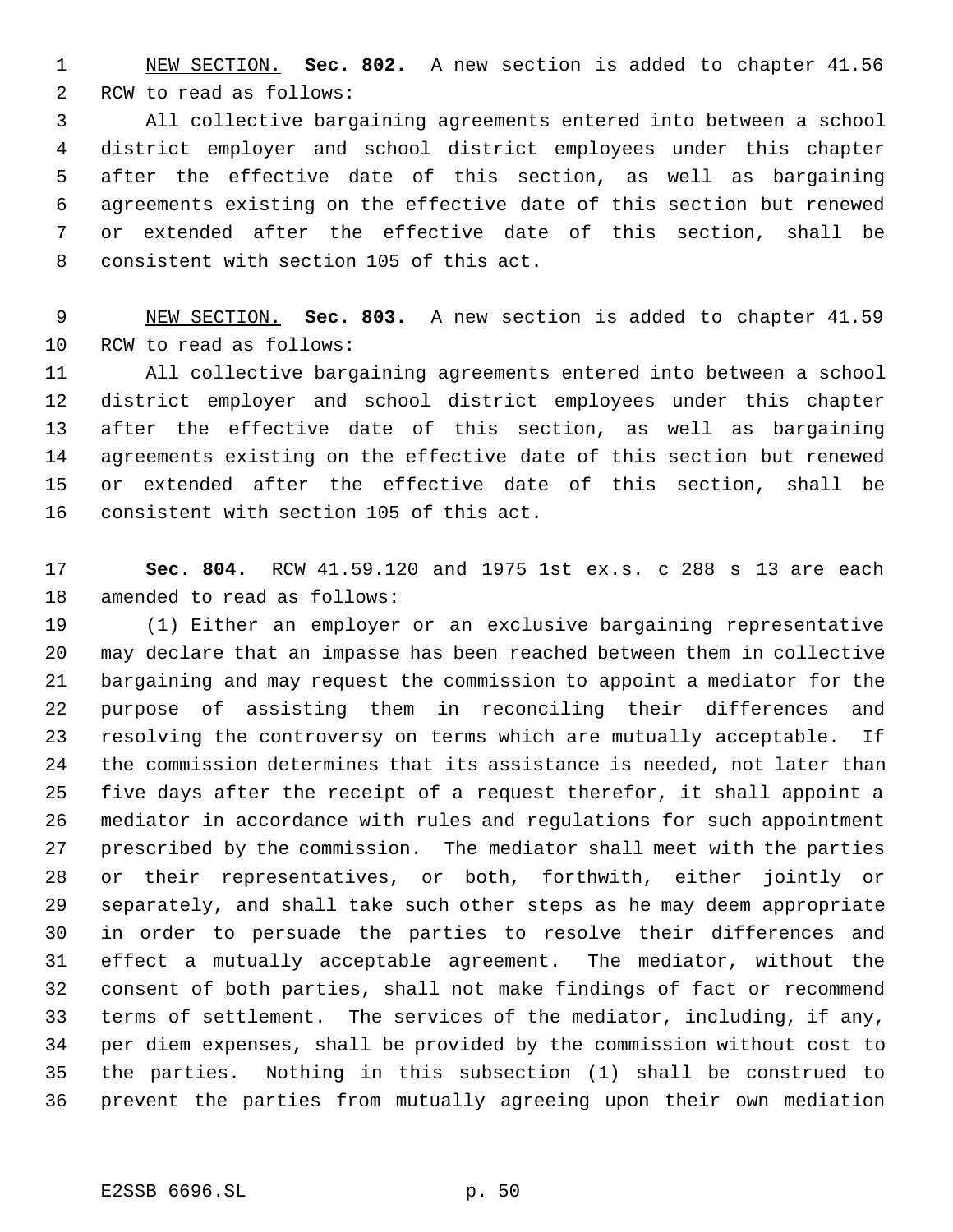NEW SECTION. **Sec. 802.** A new section is added to chapter 41.56 RCW to read as follows:

All collective bargaining agreements entered into between a school district employer and school district employees under this chapter after the effective date of this section, as well as bargaining agreements existing on the effective date of this section but renewed or extended after the effective date of this section, shall be consistent with section 105 of this act.

NEW SECTION. **Sec. 803.** A new section is added to chapter 41.59 RCW to read as follows:

All collective bargaining agreements entered into between a school district employer and school district employees under this chapter after the effective date of this section, as well as bargaining agreements existing on the effective date of this section but renewed or extended after the effective date of this section, shall be consistent with section 105 of this act.

**Sec. 804.** RCW 41.59.120 and 1975 1st ex.s. c 288 s 13 are each amended to read as follows:

(1) Either an employer or an exclusive bargaining representative may declare that an impasse has been reached between them in collective bargaining and may request the commission to appoint a mediator for the purpose of assisting them in reconciling their differences and resolving the controversy on terms which are mutually acceptable. If the commission determines that its assistance is needed, not later than five days after the receipt of a request therefor, it shall appoint a mediator in accordance with rules and regulations for such appointment prescribed by the commission. The mediator shall meet with the parties or their representatives, or both, forthwith, either jointly or separately, and shall take such other steps as he may deem appropriate in order to persuade the parties to resolve their differences and effect a mutually acceptable agreement. The mediator, without the consent of both parties, shall not make findings of fact or recommend terms of settlement. The services of the mediator, including, if any, per diem expenses, shall be provided by the commission without cost to the parties. Nothing in this subsection (1) shall be construed to prevent the parties from mutually agreeing upon their own mediation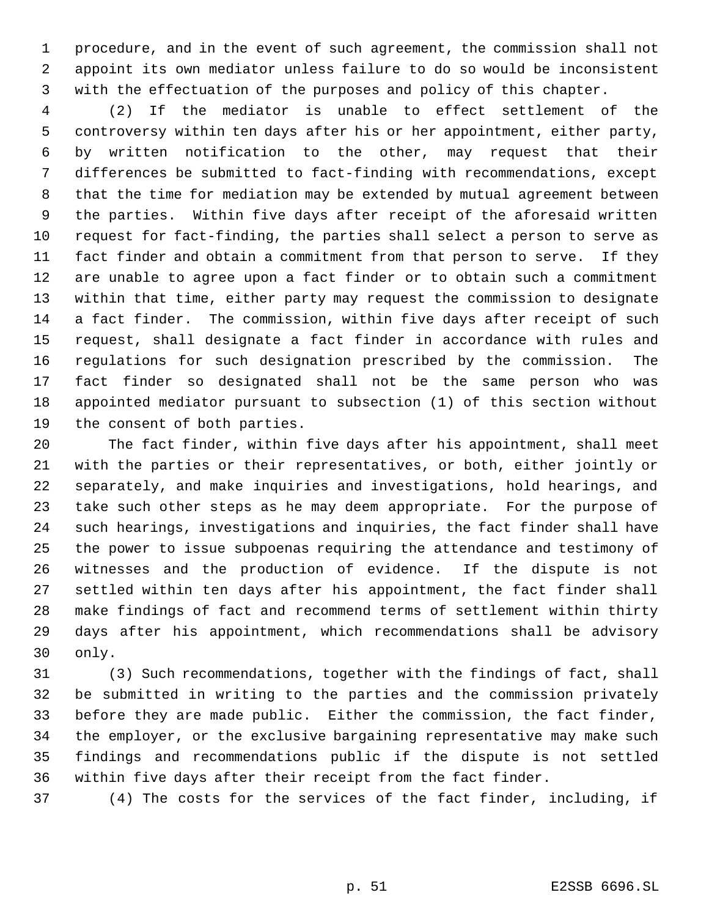procedure, and in the event of such agreement, the commission shall not appoint its own mediator unless failure to do so would be inconsistent with the effectuation of the purposes and policy of this chapter.

(2) If the mediator is unable to effect settlement of the controversy within ten days after his or her appointment, either party, by written notification to the other, may request that their differences be submitted to fact-finding with recommendations, except that the time for mediation may be extended by mutual agreement between the parties. Within five days after receipt of the aforesaid written request for fact-finding, the parties shall select a person to serve as fact finder and obtain a commitment from that person to serve. If they are unable to agree upon a fact finder or to obtain such a commitment within that time, either party may request the commission to designate a fact finder. The commission, within five days after receipt of such request, shall designate a fact finder in accordance with rules and regulations for such designation prescribed by the commission. The fact finder so designated shall not be the same person who was appointed mediator pursuant to subsection (1) of this section without the consent of both parties.

The fact finder, within five days after his appointment, shall meet with the parties or their representatives, or both, either jointly or separately, and make inquiries and investigations, hold hearings, and take such other steps as he may deem appropriate. For the purpose of such hearings, investigations and inquiries, the fact finder shall have the power to issue subpoenas requiring the attendance and testimony of witnesses and the production of evidence. If the dispute is not settled within ten days after his appointment, the fact finder shall make findings of fact and recommend terms of settlement within thirty days after his appointment, which recommendations shall be advisory only.

(3) Such recommendations, together with the findings of fact, shall be submitted in writing to the parties and the commission privately before they are made public. Either the commission, the fact finder, the employer, or the exclusive bargaining representative may make such findings and recommendations public if the dispute is not settled within five days after their receipt from the fact finder.

(4) The costs for the services of the fact finder, including, if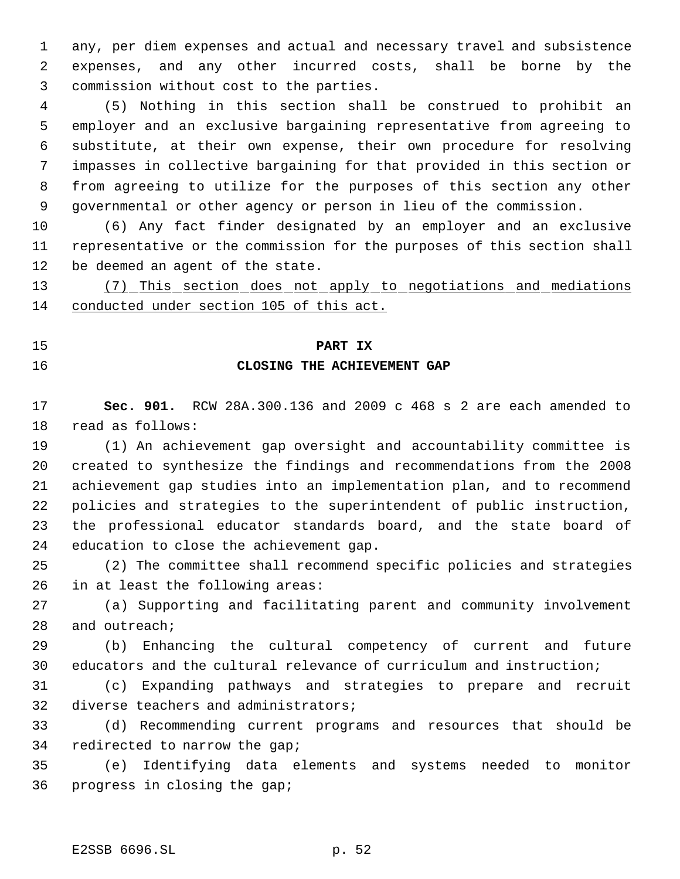any, per diem expenses and actual and necessary travel and subsistence expenses, and any other incurred costs, shall be borne by the commission without cost to the parties.

(5) Nothing in this section shall be construed to prohibit an employer and an exclusive bargaining representative from agreeing to substitute, at their own expense, their own procedure for resolving impasses in collective bargaining for that provided in this section or from agreeing to utilize for the purposes of this section any other governmental or other agency or person in lieu of the commission.

(6) Any fact finder designated by an employer and an exclusive representative or the commission for the purposes of this section shall be deemed an agent of the state.

(7) This section does not apply to negotiations and mediations conducted under section 105 of this act.

## PART IX
## CLOSING THE ACHIEVEMENT GAP

**Sec. 901.** RCW 28A.300.136 and 2009 c 468 s 2 are each amended to read as follows:

(1) An achievement gap oversight and accountability committee is created to synthesize the findings and recommendations from the 2008 achievement gap studies into an implementation plan, and to recommend policies and strategies to the superintendent of public instruction, the professional educator standards board, and the state board of education to close the achievement gap.

(2) The committee shall recommend specific policies and strategies in at least the following areas:

(a) Supporting and facilitating parent and community involvement and outreach;

(b) Enhancing the cultural competency of current and future educators and the cultural relevance of curriculum and instruction;

(c) Expanding pathways and strategies to prepare and recruit diverse teachers and administrators;

(d) Recommending current programs and resources that should be redirected to narrow the gap;

(e) Identifying data elements and systems needed to monitor progress in closing the gap;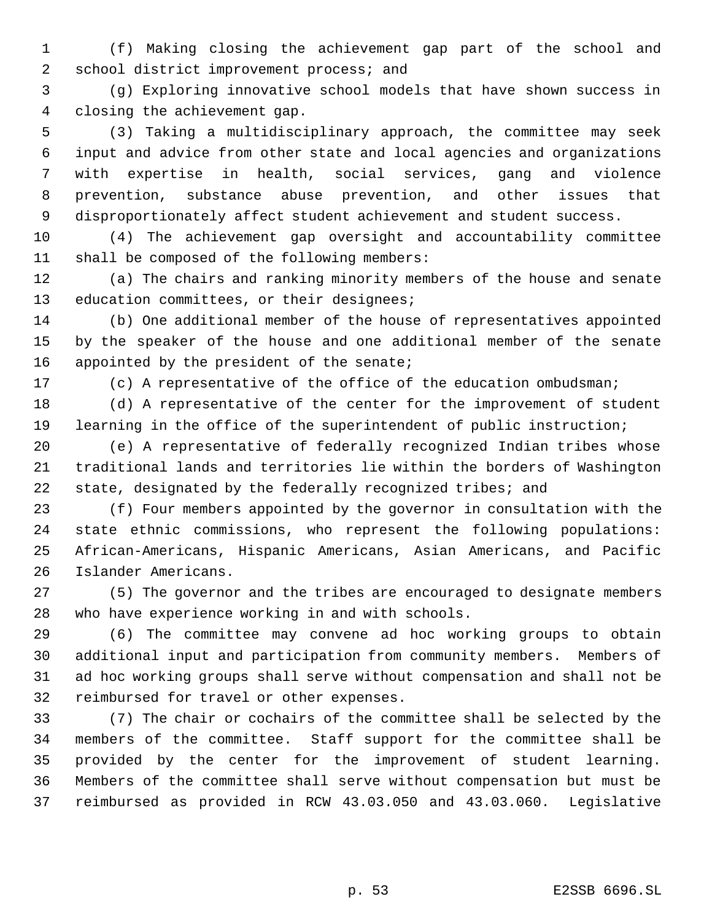(f) Making closing the achievement gap part of the school and school district improvement process; and

(g) Exploring innovative school models that have shown success in closing the achievement gap.

(3) Taking a multidisciplinary approach, the committee may seek input and advice from other state and local agencies and organizations with expertise in health, social services, gang and violence prevention, substance abuse prevention, and other issues that disproportionately affect student achievement and student success.

(4) The achievement gap oversight and accountability committee shall be composed of the following members:

(a) The chairs and ranking minority members of the house and senate education committees, or their designees;

(b) One additional member of the house of representatives appointed by the speaker of the house and one additional member of the senate appointed by the president of the senate;

(c) A representative of the office of the education ombudsman;

(d) A representative of the center for the improvement of student learning in the office of the superintendent of public instruction;

(e) A representative of federally recognized Indian tribes whose traditional lands and territories lie within the borders of Washington state, designated by the federally recognized tribes; and

(f) Four members appointed by the governor in consultation with the state ethnic commissions, who represent the following populations: African-Americans, Hispanic Americans, Asian Americans, and Pacific Islander Americans.

(5) The governor and the tribes are encouraged to designate members who have experience working in and with schools.

(6) The committee may convene ad hoc working groups to obtain additional input and participation from community members. Members of ad hoc working groups shall serve without compensation and shall not be reimbursed for travel or other expenses.

(7) The chair or cochairs of the committee shall be selected by the members of the committee. Staff support for the committee shall be provided by the center for the improvement of student learning. Members of the committee shall serve without compensation but must be reimbursed as provided in RCW 43.03.050 and 43.03.060. Legislative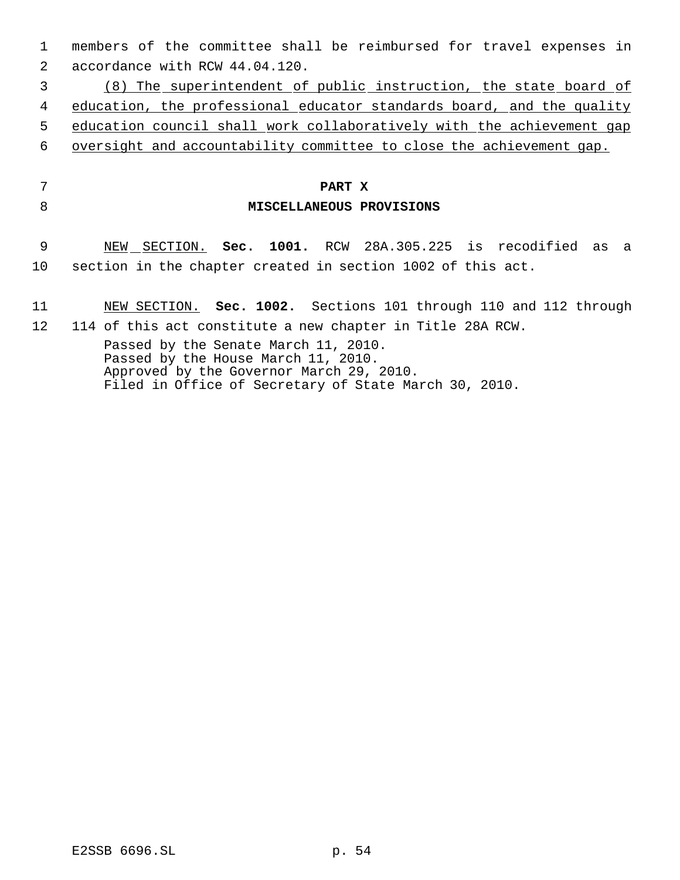members of the committee shall be reimbursed for travel expenses in accordance with RCW 44.04.120.

(8) The superintendent of public instruction, the state board of education, the professional educator standards board, and the quality education council shall work collaboratively with the achievement gap oversight and accountability committee to close the achievement gap.

## PART X
## MISCELLANEOUS PROVISIONS

NEW SECTION. **Sec. 1001.** RCW 28A.305.225 is recodified as a section in the chapter created in section 1002 of this act.

NEW SECTION. **Sec. 1002.** Sections 101 through 110 and 112 through 114 of this act constitute a new chapter in Title 28A RCW.

Passed by the Senate March 11, 2010.
Passed by the House March 11, 2010.
Approved by the Governor March 29, 2010.
Filed in Office of Secretary of State March 30, 2010.